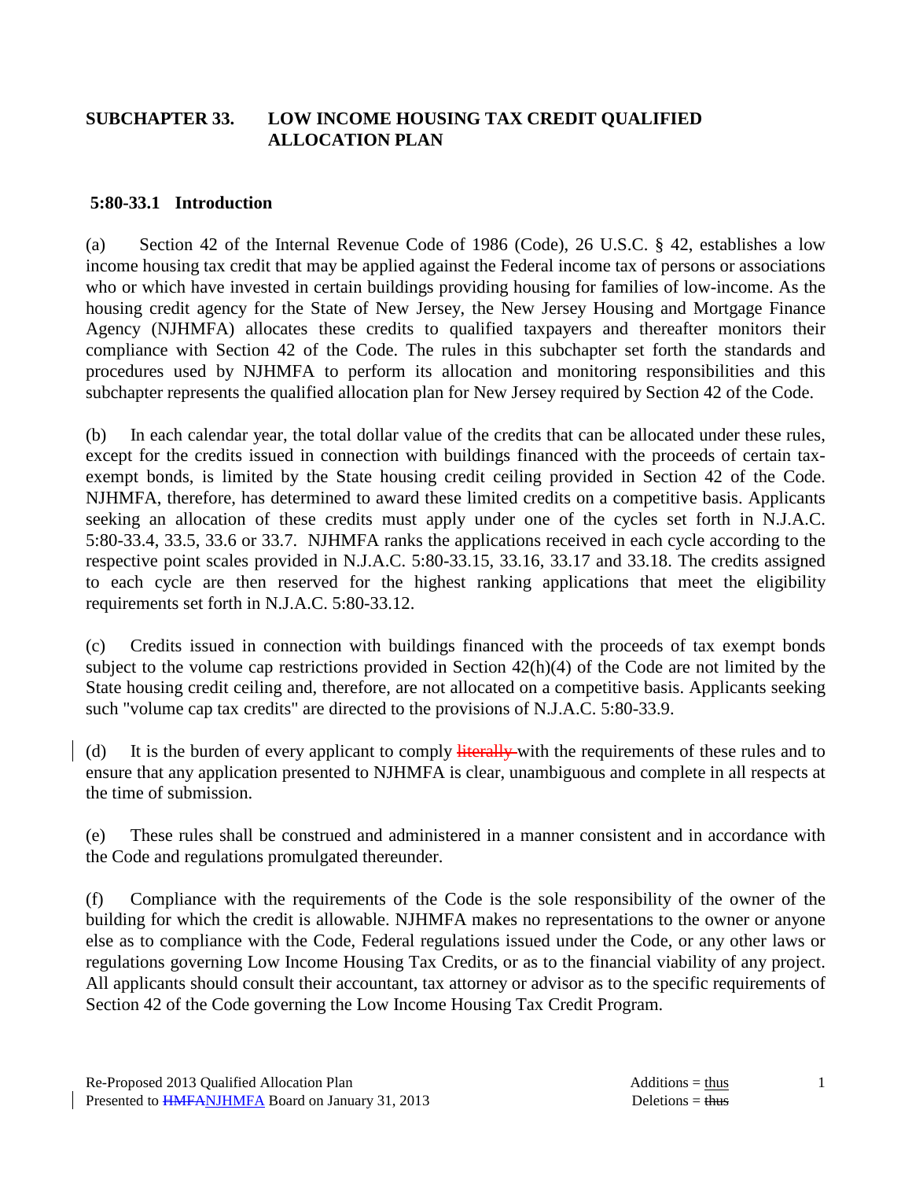## SUBCHAPTER 33. LOW INCOME HOUSING TAX CREDIT QUALIFIED ALLOCATION PLAN

### 5:80-33.1 Introduction

(a) Section 42 of the Internal Revenue Code of 1986 (Code), 26 U.S.C. § 42, establishes a low income housing tax credit that may be applied against the Federal income tax of persons or associations who or which have invested in certain buildings providing housing for families of low-income. As the housing credit agency for the State of New Jersey, the New Jersey Housing and Mortgage Finance Agency (NJHMFA) allocates these credits to qualified taxpayers and thereafter monitors their compliance with Section 42 of the Code. The rules in this subchapter set forth the standards and procedures used by NJHMFA to perform its allocation and monitoring responsibilities and this subchapter represents the qualified allocation plan for New Jersey required by Section 42 of the Code.

(b) In each calendar year, the total dollar value of the credits that can be allocated under these rules, except for the credits issued in connection with buildings financed with the proceeds of certain tax-exempt bonds, is limited by the State housing credit ceiling provided in Section 42 of the Code. NJHMFA, therefore, has determined to award these limited credits on a competitive basis. Applicants seeking an allocation of these credits must apply under one of the cycles set forth in N.J.A.C. 5:80-33.4, 33.5, 33.6 or 33.7. NJHMFA ranks the applications received in each cycle according to the respective point scales provided in N.J.A.C. 5:80-33.15, 33.16, 33.17 and 33.18. The credits assigned to each cycle are then reserved for the highest ranking applications that meet the eligibility requirements set forth in N.J.A.C. 5:80-33.12.

(c) Credits issued in connection with buildings financed with the proceeds of tax exempt bonds subject to the volume cap restrictions provided in Section 42(h)(4) of the Code are not limited by the State housing credit ceiling and, therefore, are not allocated on a competitive basis. Applicants seeking such "volume cap tax credits" are directed to the provisions of N.J.A.C. 5:80-33.9.

(d) It is the burden of every applicant to comply ~~literally~~ with the requirements of these rules and to ensure that any application presented to NJHMFA is clear, unambiguous and complete in all respects at the time of submission.

(e) These rules shall be construed and administered in a manner consistent and in accordance with the Code and regulations promulgated thereunder.

(f) Compliance with the requirements of the Code is the sole responsibility of the owner of the building for which the credit is allowable. NJHMFA makes no representations to the owner or anyone else as to compliance with the Code, Federal regulations issued under the Code, or any other laws or regulations governing Low Income Housing Tax Credits, or as to the financial viability of any project. All applicants should consult their accountant, tax attorney or advisor as to the specific requirements of Section 42 of the Code governing the Low Income Housing Tax Credit Program.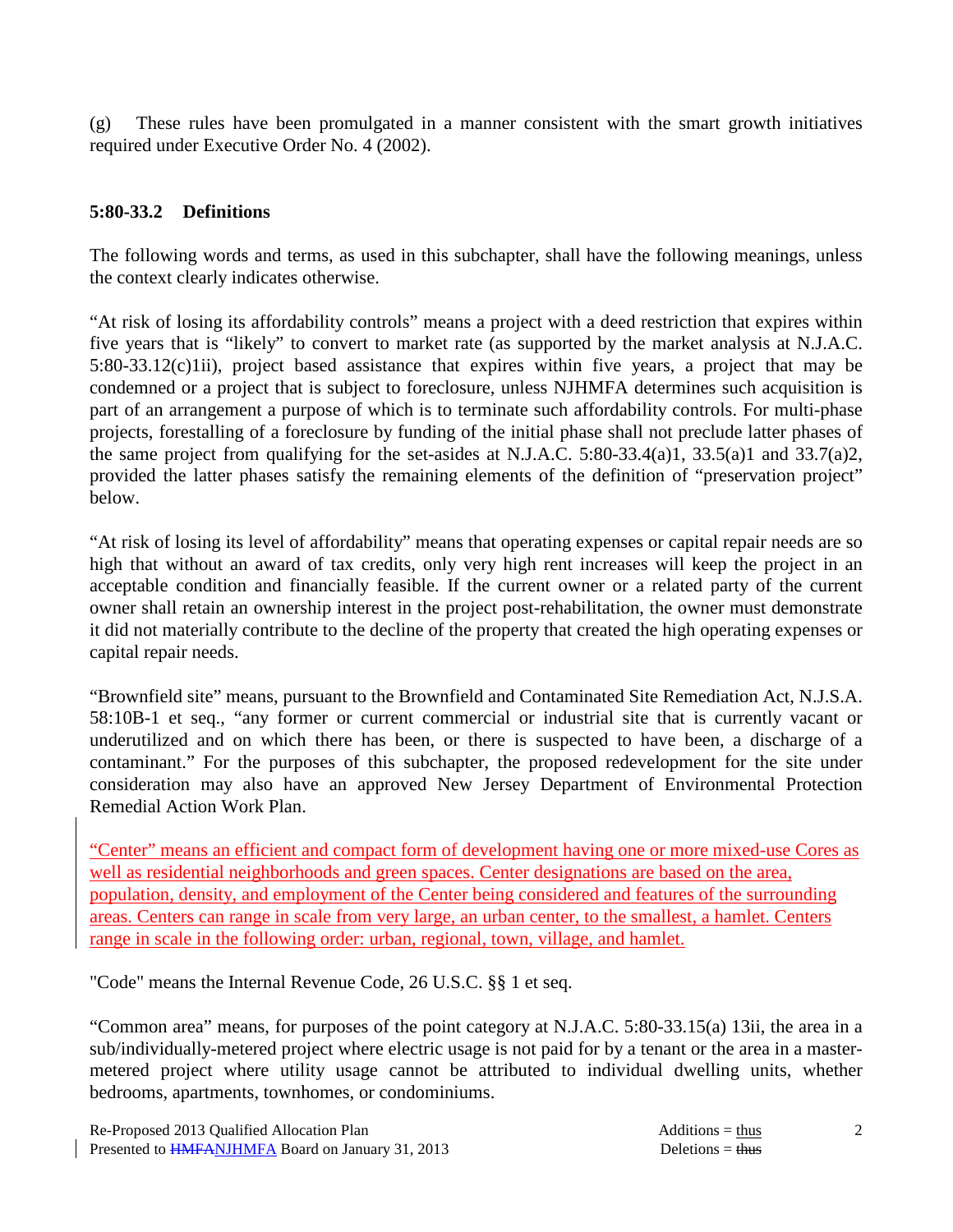(g) These rules have been promulgated in a manner consistent with the smart growth initiatives required under Executive Order No. 4 (2002).

**5:80-33.2 Definitions**

The following words and terms, as used in this subchapter, shall have the following meanings, unless the context clearly indicates otherwise.

"At risk of losing its affordability controls" means a project with a deed restriction that expires within five years that is "likely" to convert to market rate (as supported by the market analysis at N.J.A.C. 5:80-33.12(c)1ii), project based assistance that expires within five years, a project that may be condemned or a project that is subject to foreclosure, unless NJHMFA determines such acquisition is part of an arrangement a purpose of which is to terminate such affordability controls. For multi-phase projects, forestalling of a foreclosure by funding of the initial phase shall not preclude latter phases of the same project from qualifying for the set-asides at N.J.A.C. 5:80-33.4(a)1, 33.5(a)1 and 33.7(a)2, provided the latter phases satisfy the remaining elements of the definition of "preservation project" below.

"At risk of losing its level of affordability" means that operating expenses or capital repair needs are so high that without an award of tax credits, only very high rent increases will keep the project in an acceptable condition and financially feasible. If the current owner or a related party of the current owner shall retain an ownership interest in the project post-rehabilitation, the owner must demonstrate it did not materially contribute to the decline of the property that created the high operating expenses or capital repair needs.

"Brownfield site" means, pursuant to the Brownfield and Contaminated Site Remediation Act, N.J.S.A. 58:10B-1 et seq., "any former or current commercial or industrial site that is currently vacant or underutilized and on which there has been, or there is suspected to have been, a discharge of a contaminant." For the purposes of this subchapter, the proposed redevelopment for the site under consideration may also have an approved New Jersey Department of Environmental Protection Remedial Action Work Plan.

<u>"Center" means an efficient and compact form of development having one or more mixed-use Cores as well as residential neighborhoods and green spaces. Center designations are based on the area, population, density, and employment of the Center being considered and features of the surrounding areas. Centers can range in scale from very large, an urban center, to the smallest, a hamlet. Centers range in scale in the following order: urban, regional, town, village, and hamlet.</u>

"Code" means the Internal Revenue Code, 26 U.S.C. §§ 1 et seq.

"Common area" means, for purposes of the point category at N.J.A.C. 5:80-33.15(a) 13ii, the area in a sub/individually-metered project where electric usage is not paid for by a tenant or the area in a master-metered project where utility usage cannot be attributed to individual dwelling units, whether bedrooms, apartments, townhomes, or condominiums.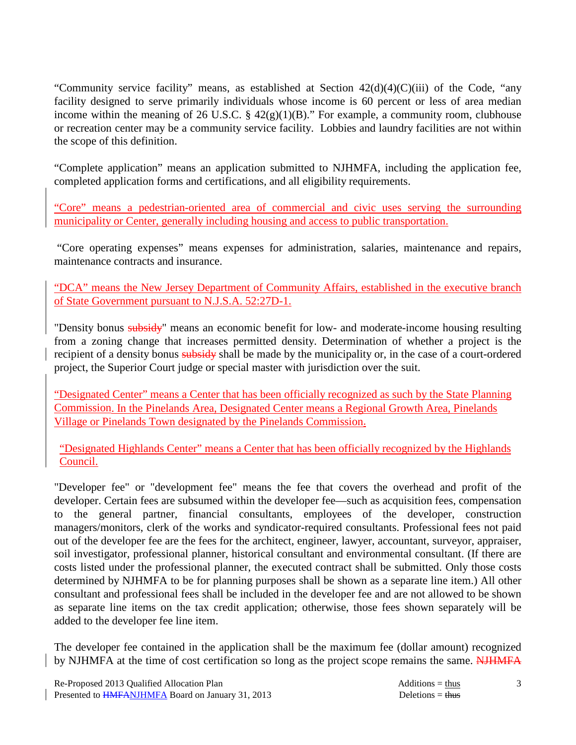"Community service facility" means, as established at Section 42(d)(4)(C)(iii) of the Code, "any facility designed to serve primarily individuals whose income is 60 percent or less of area median income within the meaning of 26 U.S.C. § 42(g)(1)(B)." For example, a community room, clubhouse or recreation center may be a community service facility. Lobbies and laundry facilities are not within the scope of this definition.

"Complete application" means an application submitted to NJHMFA, including the application fee, completed application forms and certifications, and all eligibility requirements.

"Core" means a pedestrian-oriented area of commercial and civic uses serving the surrounding municipality or Center, generally including housing and access to public transportation.

"Core operating expenses" means expenses for administration, salaries, maintenance and repairs, maintenance contracts and insurance.

"DCA" means the New Jersey Department of Community Affairs, established in the executive branch of State Government pursuant to N.J.S.A. 52:27D-1.

"Density bonus ~~subsidy~~" means an economic benefit for low- and moderate-income housing resulting from a zoning change that increases permitted density. Determination of whether a project is the recipient of a density bonus ~~subsidy~~ shall be made by the municipality or, in the case of a court-ordered project, the Superior Court judge or special master with jurisdiction over the suit.

"Designated Center" means a Center that has been officially recognized as such by the State Planning Commission. In the Pinelands Area, Designated Center means a Regional Growth Area, Pinelands Village or Pinelands Town designated by the Pinelands Commission.

"Designated Highlands Center" means a Center that has been officially recognized by the Highlands Council.

"Developer fee" or "development fee" means the fee that covers the overhead and profit of the developer. Certain fees are subsumed within the developer fee—such as acquisition fees, compensation to the general partner, financial consultants, employees of the developer, construction managers/monitors, clerk of the works and syndicator-required consultants. Professional fees not paid out of the developer fee are the fees for the architect, engineer, lawyer, accountant, surveyor, appraiser, soil investigator, professional planner, historical consultant and environmental consultant. (If there are costs listed under the professional planner, the executed contract shall be submitted. Only those costs determined by NJHMFA to be for planning purposes shall be shown as a separate line item.) All other consultant and professional fees shall be included in the developer fee and are not allowed to be shown as separate line items on the tax credit application; otherwise, those fees shown separately will be added to the developer fee line item.

The developer fee contained in the application shall be the maximum fee (dollar amount) recognized by NJHMFA at the time of cost certification so long as the project scope remains the same. ~~NJHMFA~~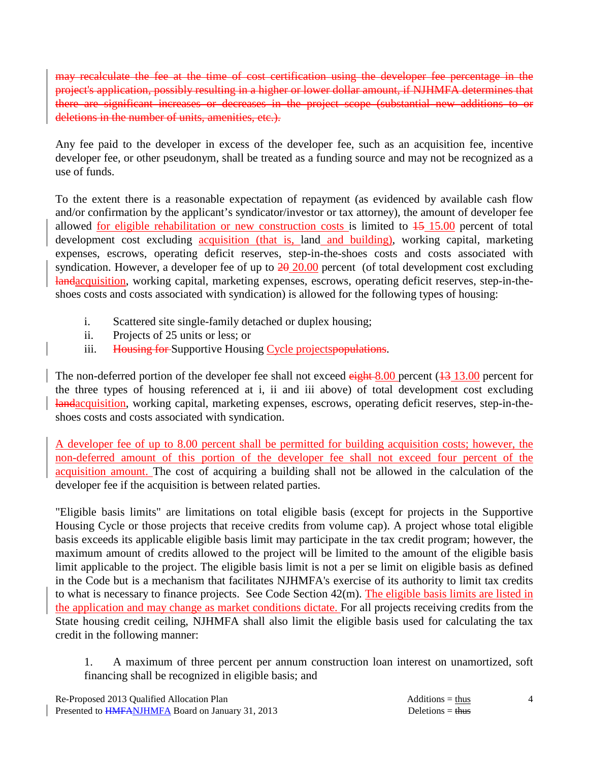~~may recalculate the fee at the time of cost certification using the developer fee percentage in the project's application, possibly resulting in a higher or lower dollar amount, if NJHMFA determines that there are significant increases or decreases in the project scope (substantial new additions to or deletions in the number of units, amenities, etc.).~~

Any fee paid to the developer in excess of the developer fee, such as an acquisition fee, incentive developer fee, or other pseudonym, shall be treated as a funding source and may not be recognized as a use of funds.

To the extent there is a reasonable expectation of repayment (as evidenced by available cash flow and/or confirmation by the applicant's syndicator/investor or tax attorney), the amount of developer fee allowed <u>for eligible rehabilitation or new construction costs</u> is limited to ~~15~~ <u>15.00</u> percent of total development cost excluding <u>acquisition (that is,</u> land <u>and building)</u>, working capital, marketing expenses, escrows, operating deficit reserves, step-in-the-shoes costs and costs associated with syndication. However, a developer fee of up to ~~20~~ <u>20.00</u> percent (of total development cost excluding ~~land~~<u>acquisition</u>, working capital, marketing expenses, escrows, operating deficit reserves, step-in-the-shoes costs and costs associated with syndication) is allowed for the following types of housing:

i. Scattered site single-family detached or duplex housing;
ii. Projects of 25 units or less; or
iii. ~~Housing for~~ Supportive Housing <u>Cycle projects</u>~~populations~~.

The non-deferred portion of the developer fee shall not exceed ~~eight~~ <u>8.00</u> percent (~~13~~ <u>13.00</u> percent for the three types of housing referenced at i, ii and iii above) of total development cost excluding ~~land~~<u>acquisition</u>, working capital, marketing expenses, escrows, operating deficit reserves, step-in-the-shoes costs and costs associated with syndication.

<u>A developer fee of up to 8.00 percent shall be permitted for building acquisition costs; however, the non-deferred amount of this portion of the developer fee shall not exceed four percent of the acquisition amount.</u> The cost of acquiring a building shall not be allowed in the calculation of the developer fee if the acquisition is between related parties.

"Eligible basis limits" are limitations on total eligible basis (except for projects in the Supportive Housing Cycle or those projects that receive credits from volume cap). A project whose total eligible basis exceeds its applicable eligible basis limit may participate in the tax credit program; however, the maximum amount of credits allowed to the project will be limited to the amount of the eligible basis limit applicable to the project. The eligible basis limit is not a per se limit on eligible basis as defined in the Code but is a mechanism that facilitates NJHMFA's exercise of its authority to limit tax credits to what is necessary to finance projects. See Code Section 42(m). <u>The eligible basis limits are listed in the application and may change as market conditions dictate.</u> For all projects receiving credits from the State housing credit ceiling, NJHMFA shall also limit the eligible basis used for calculating the tax credit in the following manner:

1. A maximum of three percent per annum construction loan interest on unamortized, soft financing shall be recognized in eligible basis; and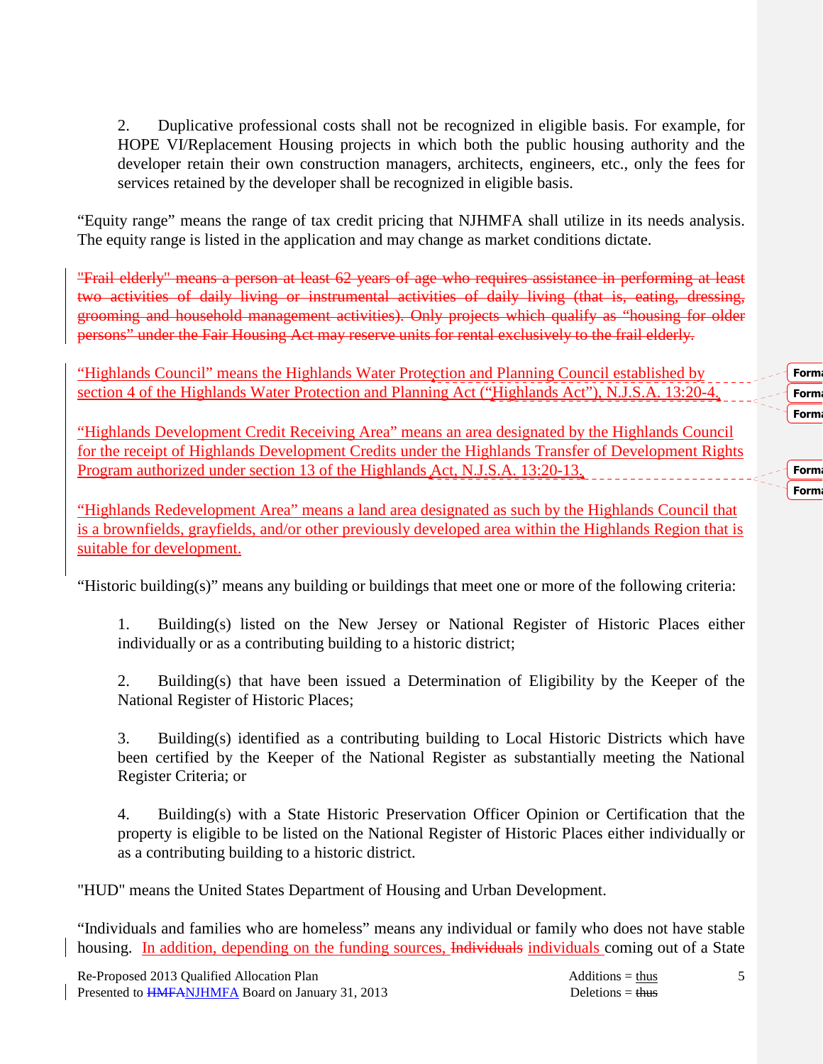2. Duplicative professional costs shall not be recognized in eligible basis. For example, for HOPE VI/Replacement Housing projects in which both the public housing authority and the developer retain their own construction managers, architects, engineers, etc., only the fees for services retained by the developer shall be recognized in eligible basis.

“Equity range” means the range of tax credit pricing that NJHMFA shall utilize in its needs analysis. The equity range is listed in the application and may change as market conditions dictate.

~~"Frail elderly" means a person at least 62 years of age who requires assistance in performing at least two activities of daily living or instrumental activities of daily living (that is, eating, dressing, grooming and household management activities). Only projects which qualify as “housing for older persons” under the Fair Housing Act may reserve units for rental exclusively to the frail elderly.~~

“Highlands Council” means the Highlands Water Protection and Planning Council established by section 4 of the Highlands Water Protection and Planning Act (“Highlands Act”), N.J.S.A. 13:20-4.

“Highlands Development Credit Receiving Area” means an area designated by the Highlands Council for the receipt of Highlands Development Credits under the Highlands Transfer of Development Rights Program authorized under section 13 of the Highlands Act, N.J.S.A. 13:20-13.

“Highlands Redevelopment Area” means a land area designated as such by the Highlands Council that is a brownfields, grayfields, and/or other previously developed area within the Highlands Region that is suitable for development.

“Historic building(s)” means any building or buildings that meet one or more of the following criteria:

1. Building(s) listed on the New Jersey or National Register of Historic Places either individually or as a contributing building to a historic district;

2. Building(s) that have been issued a Determination of Eligibility by the Keeper of the National Register of Historic Places;

3. Building(s) identified as a contributing building to Local Historic Districts which have been certified by the Keeper of the National Register as substantially meeting the National Register Criteria; or

4. Building(s) with a State Historic Preservation Officer Opinion or Certification that the property is eligible to be listed on the National Register of Historic Places either individually or as a contributing building to a historic district.

"HUD" means the United States Department of Housing and Urban Development.

“Individuals and families who are homeless” means any individual or family who does not have stable housing. In addition, depending on the funding sources, ~~Individuals~~ individuals coming out of a State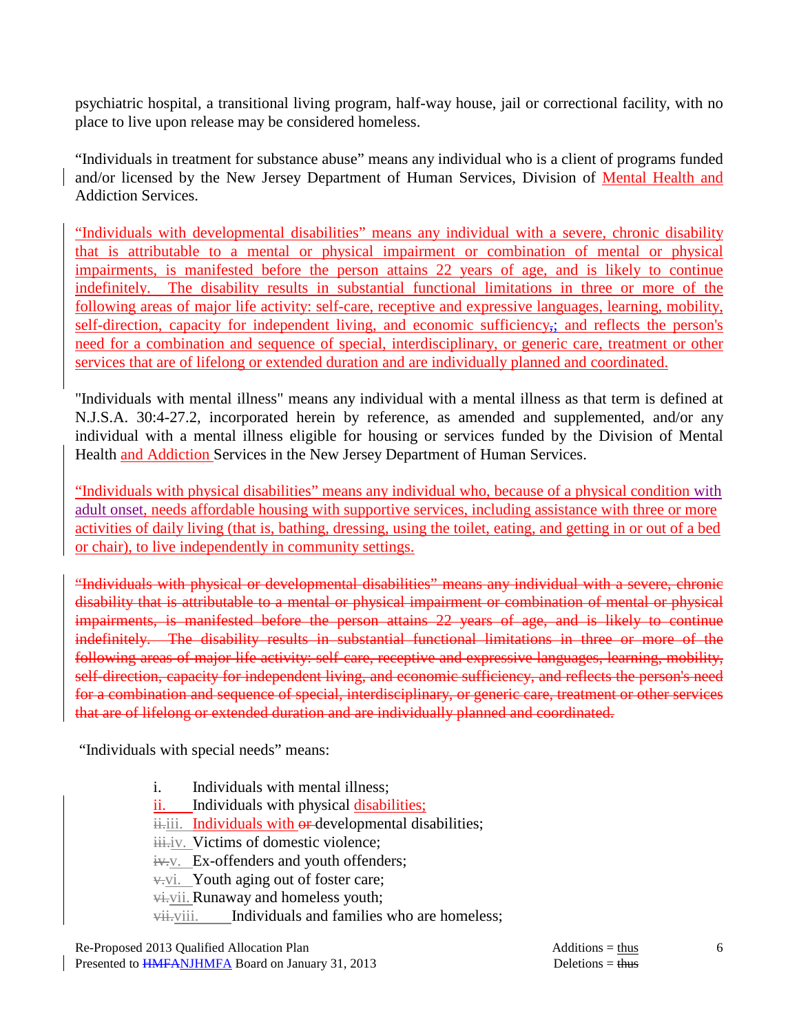psychiatric hospital, a transitional living program, half-way house, jail or correctional facility, with no place to live upon release may be considered homeless.

"Individuals in treatment for substance abuse" means any individual who is a client of programs funded and/or licensed by the New Jersey Department of Human Services, Division of Mental Health and Addiction Services.

"Individuals with developmental disabilities" means any individual with a severe, chronic disability that is attributable to a mental or physical impairment or combination of mental or physical impairments, is manifested before the person attains 22 years of age, and is likely to continue indefinitely. The disability results in substantial functional limitations in three or more of the following areas of major life activity: self-care, receptive and expressive languages, learning, mobility, self-direction, capacity for independent living, and economic sufficiency~~,~~; and reflects the person's need for a combination and sequence of special, interdisciplinary, or generic care, treatment or other services that are of lifelong or extended duration and are individually planned and coordinated.

"Individuals with mental illness" means any individual with a mental illness as that term is defined at N.J.S.A. 30:4-27.2, incorporated herein by reference, as amended and supplemented, and/or any individual with a mental illness eligible for housing or services funded by the Division of Mental Health and Addiction Services in the New Jersey Department of Human Services.

"Individuals with physical disabilities" means any individual who, because of a physical condition with adult onset, needs affordable housing with supportive services, including assistance with three or more activities of daily living (that is, bathing, dressing, using the toilet, eating, and getting in or out of a bed or chair), to live independently in community settings.

~~"Individuals with physical or developmental disabilities" means any individual with a severe, chronic disability that is attributable to a mental or physical impairment or combination of mental or physical impairments, is manifested before the person attains 22 years of age, and is likely to continue indefinitely. The disability results in substantial functional limitations in three or more of the following areas of major life activity: self-care, receptive and expressive languages, learning, mobility, self-direction, capacity for independent living, and economic sufficiency, and reflects the person's need for a combination and sequence of special, interdisciplinary, or generic care, treatment or other services that are of lifelong or extended duration and are individually planned and coordinated.~~

"Individuals with special needs" means:

- i. Individuals with mental illness;
- ii. Individuals with physical disabilities;
- ~~ii.~~iii. Individuals with ~~or~~ developmental disabilities;
- ~~iii.~~iv. Victims of domestic violence;
- ~~iv.~~v. Ex-offenders and youth offenders;
- ~~v.~~vi. Youth aging out of foster care;
- ~~vi.~~vii. Runaway and homeless youth;
- ~~vii.~~viii. Individuals and families who are homeless;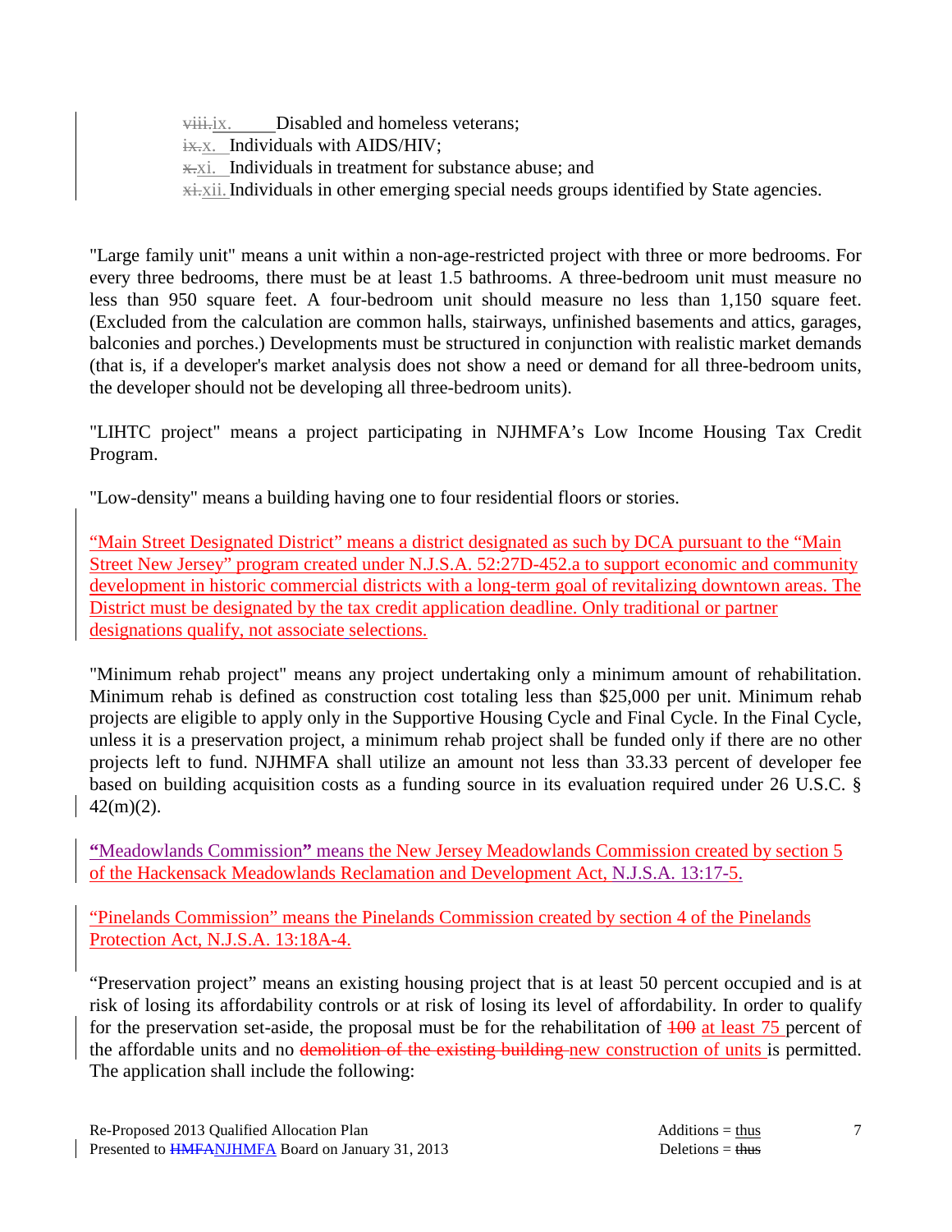viii.ix. Disabled and homeless veterans;
ix.x. Individuals with AIDS/HIV;
x.xi. Individuals in treatment for substance abuse; and
xi.xii. Individuals in other emerging special needs groups identified by State agencies.

"Large family unit" means a unit within a non-age-restricted project with three or more bedrooms. For every three bedrooms, there must be at least 1.5 bathrooms. A three-bedroom unit must measure no less than 950 square feet. A four-bedroom unit should measure no less than 1,150 square feet. (Excluded from the calculation are common halls, stairways, unfinished basements and attics, garages, balconies and porches.) Developments must be structured in conjunction with realistic market demands (that is, if a developer's market analysis does not show a need or demand for all three-bedroom units, the developer should not be developing all three-bedroom units).

"LIHTC project" means a project participating in NJHMFA's Low Income Housing Tax Credit Program.

"Low-density" means a building having one to four residential floors or stories.

"Main Street Designated District" means a district designated as such by DCA pursuant to the "Main Street New Jersey" program created under N.J.S.A. 52:27D-452.a to support economic and community development in historic commercial districts with a long-term goal of revitalizing downtown areas. The District must be designated by the tax credit application deadline. Only traditional or partner designations qualify, not associate selections.

"Minimum rehab project" means any project undertaking only a minimum amount of rehabilitation. Minimum rehab is defined as construction cost totaling less than $25,000 per unit. Minimum rehab projects are eligible to apply only in the Supportive Housing Cycle and Final Cycle. In the Final Cycle, unless it is a preservation project, a minimum rehab project shall be funded only if there are no other projects left to fund. NJHMFA shall utilize an amount not less than 33.33 percent of developer fee based on building acquisition costs as a funding source in its evaluation required under 26 U.S.C. § 42(m)(2).

"Meadowlands Commission" means the New Jersey Meadowlands Commission created by section 5 of the Hackensack Meadowlands Reclamation and Development Act, N.J.S.A. 13:17-5.

"Pinelands Commission" means the Pinelands Commission created by section 4 of the Pinelands Protection Act, N.J.S.A. 13:18A-4.

"Preservation project" means an existing housing project that is at least 50 percent occupied and is at risk of losing its affordability controls or at risk of losing its level of affordability. In order to qualify for the preservation set-aside, the proposal must be for the rehabilitation of ~~100~~ at least 75 percent of the affordable units and no ~~demolition of the existing building~~ new construction of units is permitted. The application shall include the following: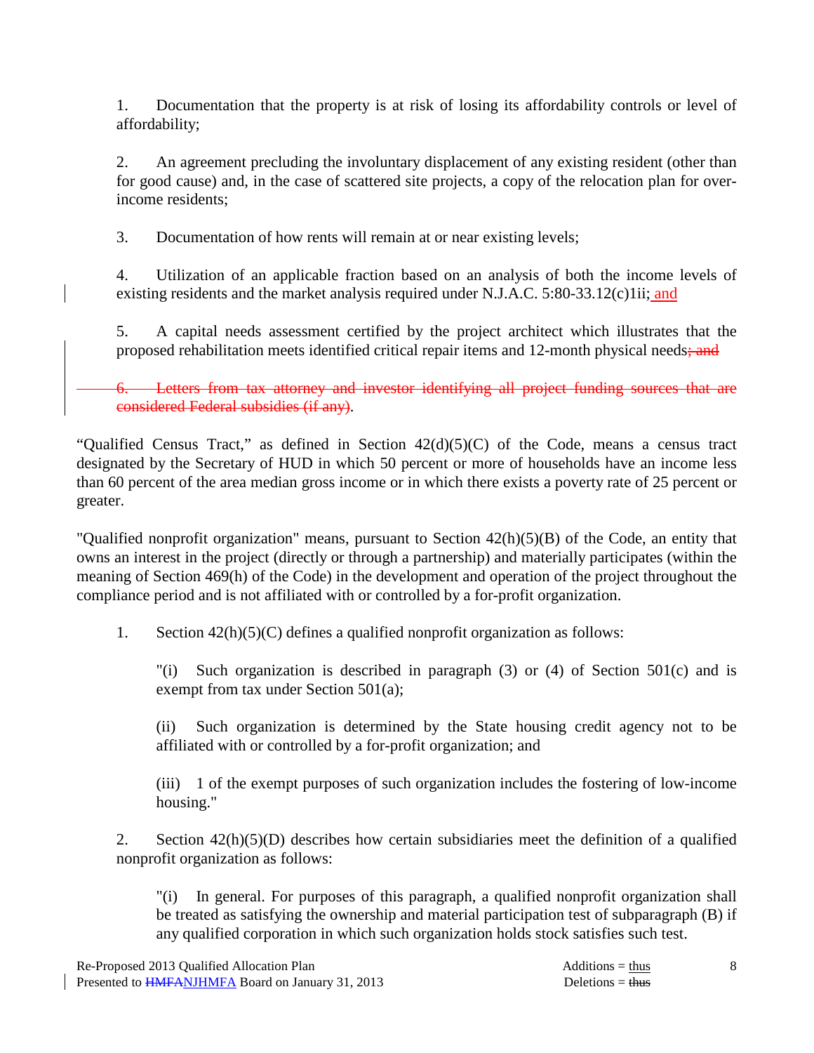1. Documentation that the property is at risk of losing its affordability controls or level of affordability;

2. An agreement precluding the involuntary displacement of any existing resident (other than for good cause) and, in the case of scattered site projects, a copy of the relocation plan for over-income residents;

3. Documentation of how rents will remain at or near existing levels;

4. Utilization of an applicable fraction based on an analysis of both the income levels of existing residents and the market analysis required under N.J.A.C. 5:80-33.12(c)1ii; <u>and</u>

5. A capital needs assessment certified by the project architect which illustrates that the proposed rehabilitation meets identified critical repair items and 12-month physical needs~~; and~~

~~6. Letters from tax attorney and investor identifying all project funding sources that are considered Federal subsidies (if any)~~.

"Qualified Census Tract," as defined in Section 42(d)(5)(C) of the Code, means a census tract designated by the Secretary of HUD in which 50 percent or more of households have an income less than 60 percent of the area median gross income or in which there exists a poverty rate of 25 percent or greater.

"Qualified nonprofit organization" means, pursuant to Section 42(h)(5)(B) of the Code, an entity that owns an interest in the project (directly or through a partnership) and materially participates (within the meaning of Section 469(h) of the Code) in the development and operation of the project throughout the compliance period and is not affiliated with or controlled by a for-profit organization.

1. Section 42(h)(5)(C) defines a qualified nonprofit organization as follows:

   "(i) Such organization is described in paragraph (3) or (4) of Section 501(c) and is exempt from tax under Section 501(a);

   (ii) Such organization is determined by the State housing credit agency not to be affiliated with or controlled by a for-profit organization; and

   (iii) 1 of the exempt purposes of such organization includes the fostering of low-income housing."

2. Section 42(h)(5)(D) describes how certain subsidiaries meet the definition of a qualified nonprofit organization as follows:

   "(i) In general. For purposes of this paragraph, a qualified nonprofit organization shall be treated as satisfying the ownership and material participation test of subparagraph (B) if any qualified corporation in which such organization holds stock satisfies such test.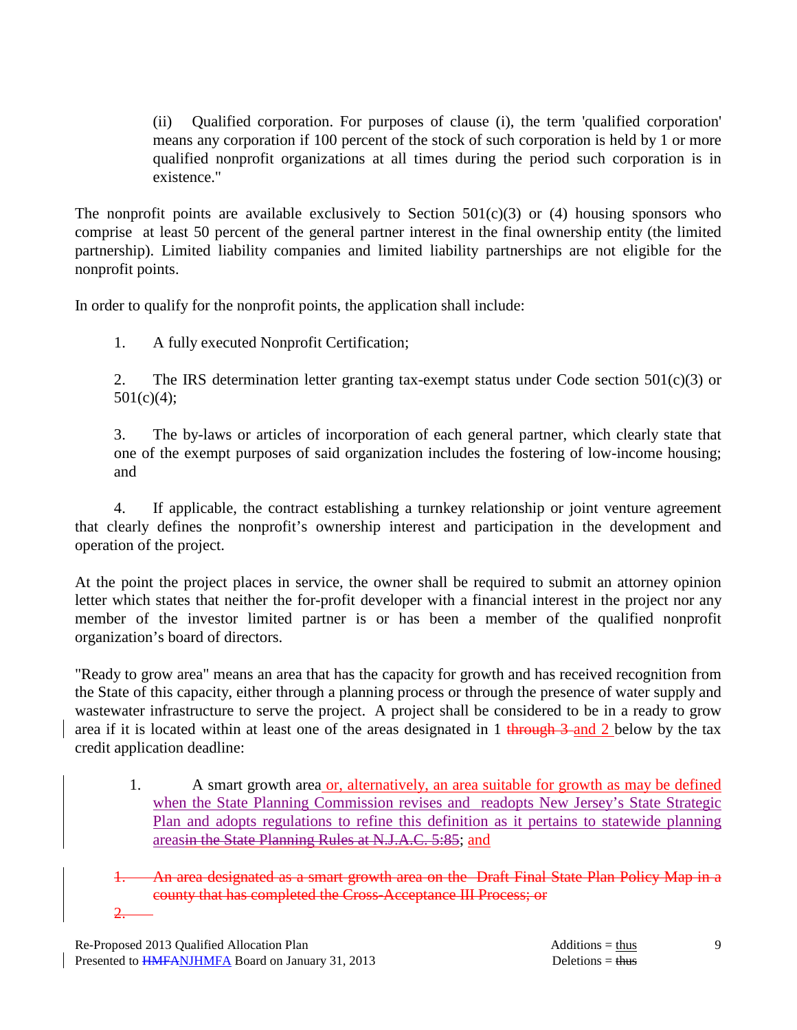(ii) Qualified corporation. For purposes of clause (i), the term 'qualified corporation' means any corporation if 100 percent of the stock of such corporation is held by 1 or more qualified nonprofit organizations at all times during the period such corporation is in existence."

The nonprofit points are available exclusively to Section 501(c)(3) or (4) housing sponsors who comprise at least 50 percent of the general partner interest in the final ownership entity (the limited partnership). Limited liability companies and limited liability partnerships are not eligible for the nonprofit points.

In order to qualify for the nonprofit points, the application shall include:

1. A fully executed Nonprofit Certification;

2. The IRS determination letter granting tax-exempt status under Code section 501(c)(3) or 501(c)(4);

3. The by-laws or articles of incorporation of each general partner, which clearly state that one of the exempt purposes of said organization includes the fostering of low-income housing; and

4. If applicable, the contract establishing a turnkey relationship or joint venture agreement that clearly defines the nonprofit's ownership interest and participation in the development and operation of the project.

At the point the project places in service, the owner shall be required to submit an attorney opinion letter which states that neither the for-profit developer with a financial interest in the project nor any member of the investor limited partner is or has been a member of the qualified nonprofit organization's board of directors.

"Ready to grow area" means an area that has the capacity for growth and has received recognition from the State of this capacity, either through a planning process or through the presence of water supply and wastewater infrastructure to serve the project. A project shall be considered to be in a ready to grow area if it is located within at least one of the areas designated in 1 ~~through 3~~ and 2 below by the tax credit application deadline:

1. A smart growth area or, alternatively, an area suitable for growth as may be defined when the State Planning Commission revises and readopts New Jersey's State Strategic Plan and adopts regulations to refine this definition as it pertains to statewide planning areas~~in the State Planning Rules at N.J.A.C. 5:85~~; and

~~1. An area designated as a smart growth area on the Draft Final State Plan Policy Map in a county that has completed the Cross-Acceptance III Process; or~~

~~2.~~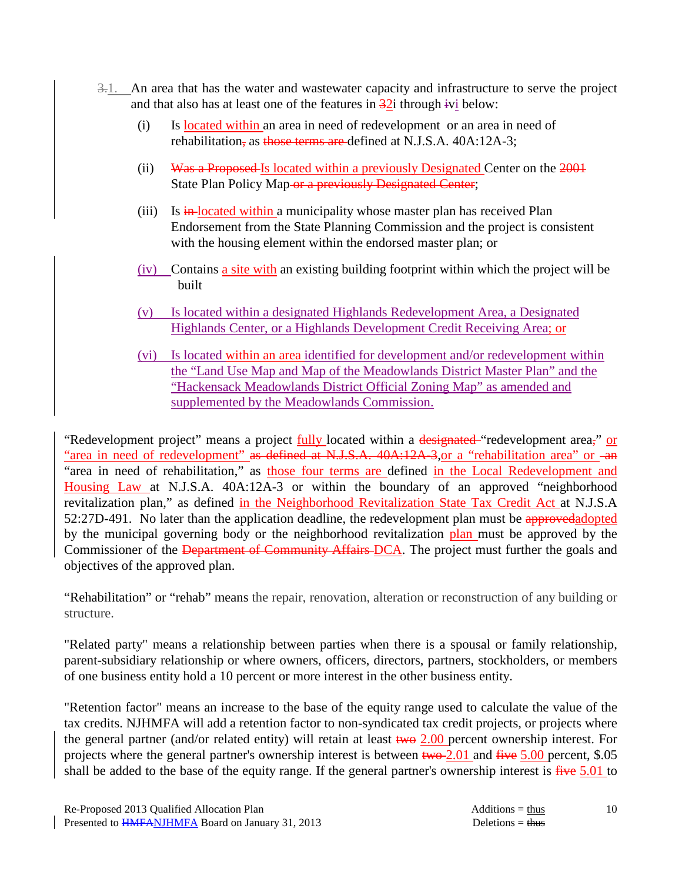3.1. An area that has the water and wastewater capacity and infrastructure to serve the project and that also has at least one of the features in 32i through ivi below:

(i) Is located within an area in need of redevelopment or an area in need of rehabilitation, as those terms are defined at N.J.S.A. 40A:12A-3;

(ii) Was a Proposed Is located within a previously Designated Center on the 2001 State Plan Policy Map or a previously Designated Center;

(iii) Is in located within a municipality whose master plan has received Plan Endorsement from the State Planning Commission and the project is consistent with the housing element within the endorsed master plan; or

(iv) Contains a site with an existing building footprint within which the project will be built

(v) Is located within a designated Highlands Redevelopment Area, a Designated Highlands Center, or a Highlands Development Credit Receiving Area; or

(vi) Is located within an area identified for development and/or redevelopment within the "Land Use Map and Map of the Meadowlands District Master Plan" and the "Hackensack Meadowlands District Official Zoning Map" as amended and supplemented by the Meadowlands Commission.

"Redevelopment project" means a project fully located within a designated "redevelopment area," or "area in need of redevelopment" as defined at N.J.S.A. 40A:12A-3, or a "rehabilitation area" or an "area in need of rehabilitation," as those four terms are defined in the Local Redevelopment and Housing Law at N.J.S.A. 40A:12A-3 or within the boundary of an approved "neighborhood revitalization plan," as defined in the Neighborhood Revitalization State Tax Credit Act at N.J.S.A 52:27D-491. No later than the application deadline, the redevelopment plan must be approvedadopted by the municipal governing body or the neighborhood revitalization plan must be approved by the Commissioner of the Department of Community Affairs DCA. The project must further the goals and objectives of the approved plan.

"Rehabilitation" or "rehab" means the repair, renovation, alteration or reconstruction of any building or structure.

"Related party" means a relationship between parties when there is a spousal or family relationship, parent-subsidiary relationship or where owners, officers, directors, partners, stockholders, or members of one business entity hold a 10 percent or more interest in the other business entity.

"Retention factor" means an increase to the base of the equity range used to calculate the value of the tax credits. NJHMFA will add a retention factor to non-syndicated tax credit projects, or projects where the general partner (and/or related entity) will retain at least two 2.00 percent ownership interest. For projects where the general partner's ownership interest is between two 2.01 and five 5.00 percent, $.05 shall be added to the base of the equity range. If the general partner's ownership interest is five 5.01 to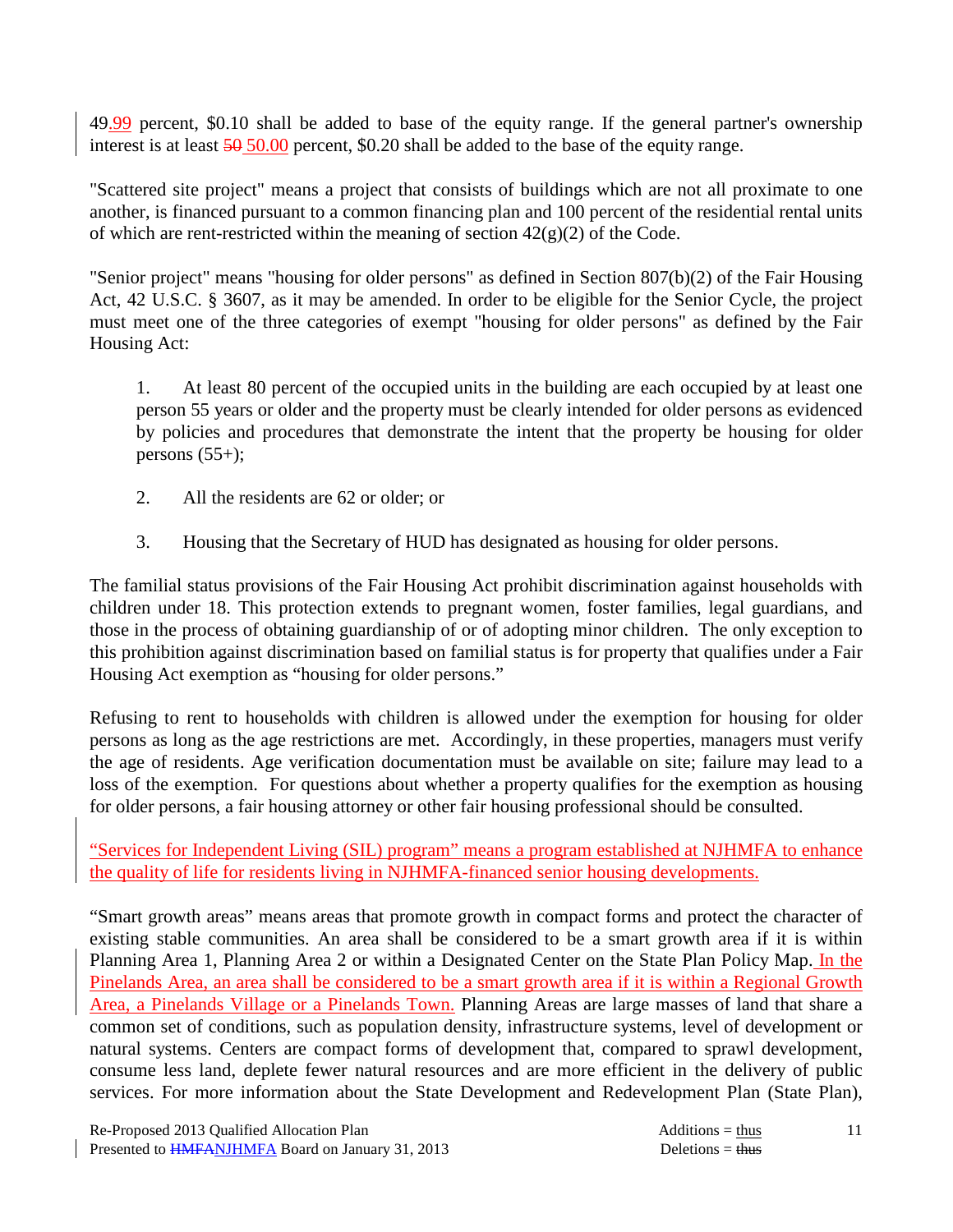49.99 percent, $0.10 shall be added to base of the equity range. If the general partner's ownership interest is at least ~~50~~ 50.00 percent, $0.20 shall be added to the base of the equity range.

"Scattered site project" means a project that consists of buildings which are not all proximate to one another, is financed pursuant to a common financing plan and 100 percent of the residential rental units of which are rent-restricted within the meaning of section 42(g)(2) of the Code.

"Senior project" means "housing for older persons" as defined in Section 807(b)(2) of the Fair Housing Act, 42 U.S.C. § 3607, as it may be amended. In order to be eligible for the Senior Cycle, the project must meet one of the three categories of exempt "housing for older persons" as defined by the Fair Housing Act:

1. At least 80 percent of the occupied units in the building are each occupied by at least one person 55 years or older and the property must be clearly intended for older persons as evidenced by policies and procedures that demonstrate the intent that the property be housing for older persons (55+);

2. All the residents are 62 or older; or

3. Housing that the Secretary of HUD has designated as housing for older persons.

The familial status provisions of the Fair Housing Act prohibit discrimination against households with children under 18. This protection extends to pregnant women, foster families, legal guardians, and those in the process of obtaining guardianship of or of adopting minor children. The only exception to this prohibition against discrimination based on familial status is for property that qualifies under a Fair Housing Act exemption as "housing for older persons."

Refusing to rent to households with children is allowed under the exemption for housing for older persons as long as the age restrictions are met. Accordingly, in these properties, managers must verify the age of residents. Age verification documentation must be available on site; failure may lead to a loss of the exemption. For questions about whether a property qualifies for the exemption as housing for older persons, a fair housing attorney or other fair housing professional should be consulted.

"Services for Independent Living (SIL) program" means a program established at NJHMFA to enhance the quality of life for residents living in NJHMFA-financed senior housing developments.

"Smart growth areas" means areas that promote growth in compact forms and protect the character of existing stable communities. An area shall be considered to be a smart growth area if it is within Planning Area 1, Planning Area 2 or within a Designated Center on the State Plan Policy Map. In the Pinelands Area, an area shall be considered to be a smart growth area if it is within a Regional Growth Area, a Pinelands Village or a Pinelands Town. Planning Areas are large masses of land that share a common set of conditions, such as population density, infrastructure systems, level of development or natural systems. Centers are compact forms of development that, compared to sprawl development, consume less land, deplete fewer natural resources and are more efficient in the delivery of public services. For more information about the State Development and Redevelopment Plan (State Plan),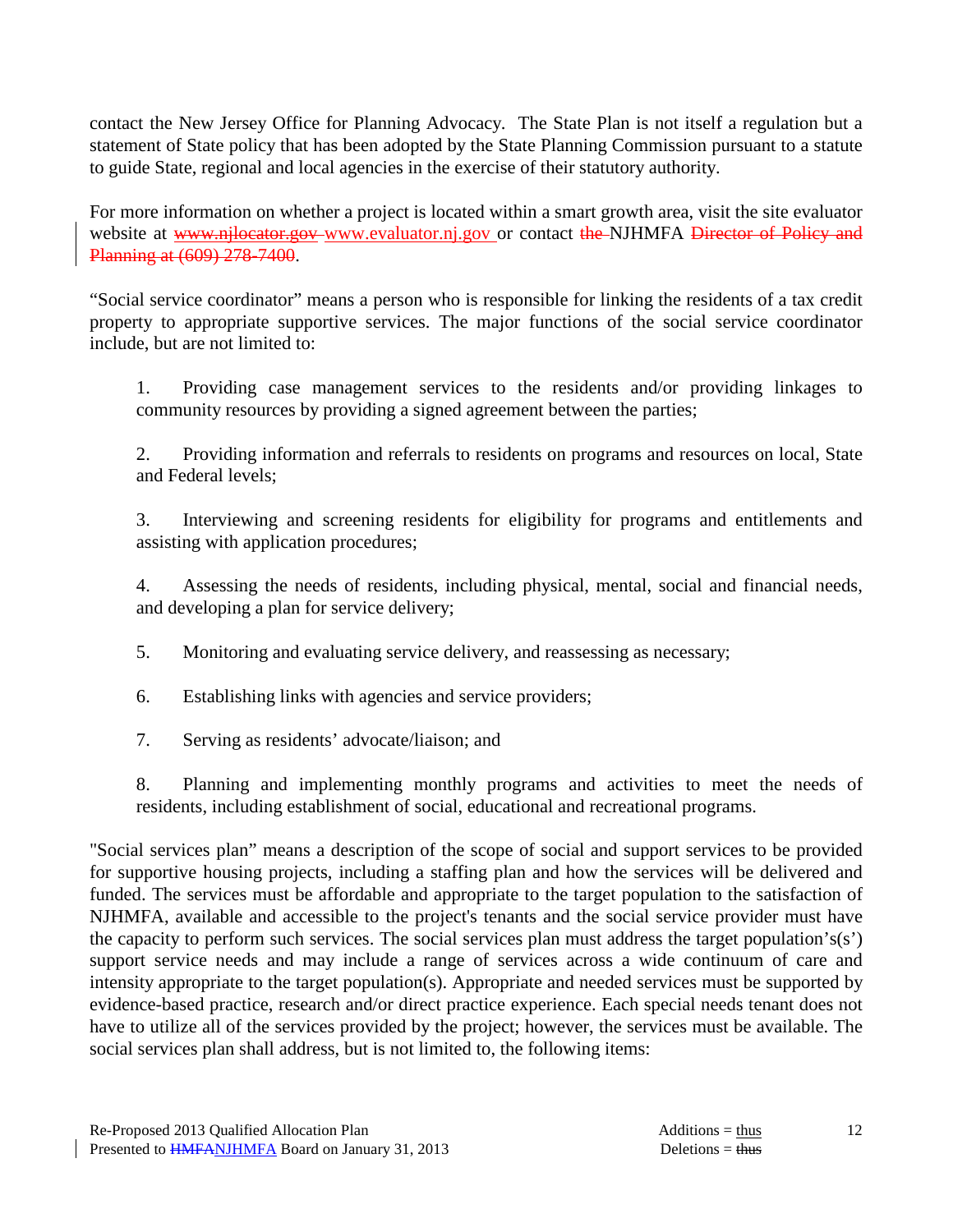contact the New Jersey Office for Planning Advocacy. The State Plan is not itself a regulation but a statement of State policy that has been adopted by the State Planning Commission pursuant to a statute to guide State, regional and local agencies in the exercise of their statutory authority.

For more information on whether a project is located within a smart growth area, visit the site evaluator website at ~~www.njlocator.gov~~ www.evaluator.nj.gov or contact ~~the~~ NJHMFA ~~Director of Policy and Planning at (609) 278-7400~~.

"Social service coordinator" means a person who is responsible for linking the residents of a tax credit property to appropriate supportive services. The major functions of the social service coordinator include, but are not limited to:

1. Providing case management services to the residents and/or providing linkages to community resources by providing a signed agreement between the parties;

2. Providing information and referrals to residents on programs and resources on local, State and Federal levels;

3. Interviewing and screening residents for eligibility for programs and entitlements and assisting with application procedures;

4. Assessing the needs of residents, including physical, mental, social and financial needs, and developing a plan for service delivery;

5. Monitoring and evaluating service delivery, and reassessing as necessary;

6. Establishing links with agencies and service providers;

7. Serving as residents' advocate/liaison; and

8. Planning and implementing monthly programs and activities to meet the needs of residents, including establishment of social, educational and recreational programs.

"Social services plan" means a description of the scope of social and support services to be provided for supportive housing projects, including a staffing plan and how the services will be delivered and funded. The services must be affordable and appropriate to the target population to the satisfaction of NJHMFA, available and accessible to the project's tenants and the social service provider must have the capacity to perform such services. The social services plan must address the target population's(s') support service needs and may include a range of services across a wide continuum of care and intensity appropriate to the target population(s). Appropriate and needed services must be supported by evidence-based practice, research and/or direct practice experience. Each special needs tenant does not have to utilize all of the services provided by the project; however, the services must be available. The social services plan shall address, but is not limited to, the following items: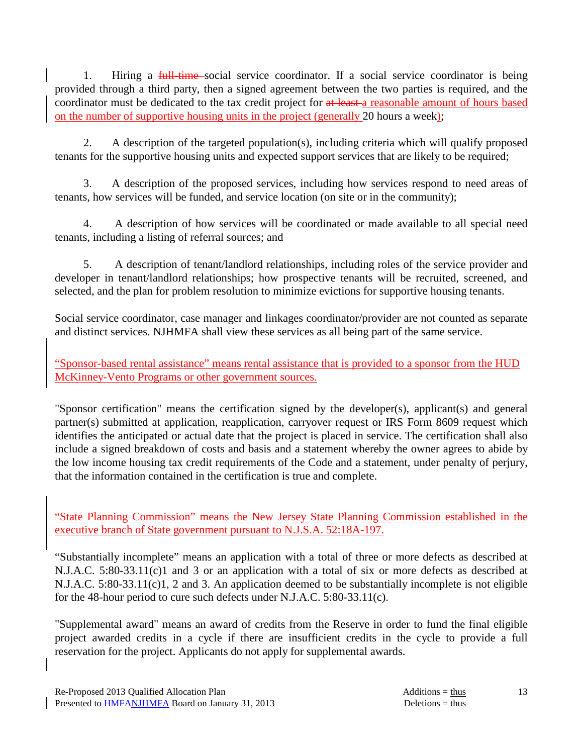1. Hiring a ~~full-time~~ social service coordinator. If a social service coordinator is being provided through a third party, then a signed agreement between the two parties is required, and the coordinator must be dedicated to the tax credit project for ~~at least~~ a reasonable amount of hours based on the number of supportive housing units in the project (generally 20 hours a week);

2. A description of the targeted population(s), including criteria which will qualify proposed tenants for the supportive housing units and expected support services that are likely to be required;

3. A description of the proposed services, including how services respond to need areas of tenants, how services will be funded, and service location (on site or in the community);

4. A description of how services will be coordinated or made available to all special need tenants, including a listing of referral sources; and

5. A description of tenant/landlord relationships, including roles of the service provider and developer in tenant/landlord relationships; how prospective tenants will be recruited, screened, and selected, and the plan for problem resolution to minimize evictions for supportive housing tenants.

Social service coordinator, case manager and linkages coordinator/provider are not counted as separate and distinct services. NJHMFA shall view these services as all being part of the same service.

"Sponsor-based rental assistance" means rental assistance that is provided to a sponsor from the HUD McKinney-Vento Programs or other government sources.

"Sponsor certification" means the certification signed by the developer(s), applicant(s) and general partner(s) submitted at application, reapplication, carryover request or IRS Form 8609 request which identifies the anticipated or actual date that the project is placed in service. The certification shall also include a signed breakdown of costs and basis and a statement whereby the owner agrees to abide by the low income housing tax credit requirements of the Code and a statement, under penalty of perjury, that the information contained in the certification is true and complete.

"State Planning Commission" means the New Jersey State Planning Commission established in the executive branch of State government pursuant to N.J.S.A. 52:18A-197.

"Substantially incomplete" means an application with a total of three or more defects as described at N.J.A.C. 5:80-33.11(c)1 and 3 or an application with a total of six or more defects as described at N.J.A.C. 5:80-33.11(c)1, 2 and 3. An application deemed to be substantially incomplete is not eligible for the 48-hour period to cure such defects under N.J.A.C. 5:80-33.11(c).

"Supplemental award" means an award of credits from the Reserve in order to fund the final eligible project awarded credits in a cycle if there are insufficient credits in the cycle to provide a full reservation for the project. Applicants do not apply for supplemental awards.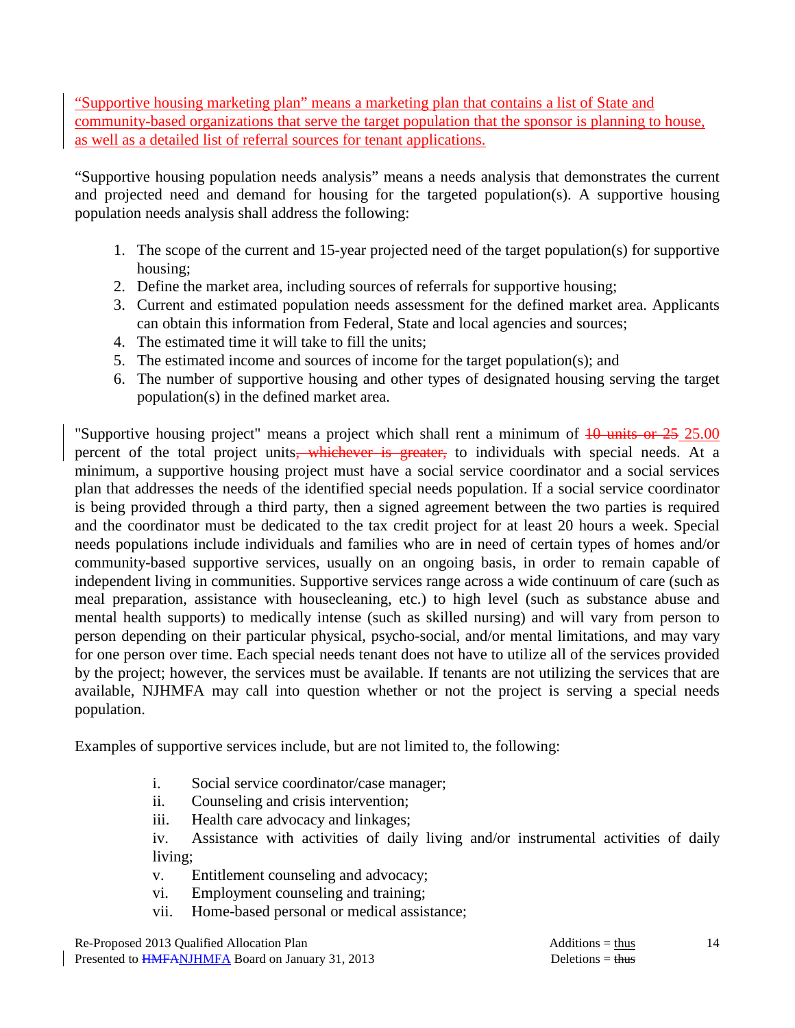"Supportive housing marketing plan" means a marketing plan that contains a list of State and community-based organizations that serve the target population that the sponsor is planning to house, as well as a detailed list of referral sources for tenant applications.

"Supportive housing population needs analysis" means a needs analysis that demonstrates the current and projected need and demand for housing for the targeted population(s). A supportive housing population needs analysis shall address the following:

1. The scope of the current and 15-year projected need of the target population(s) for supportive housing;
2. Define the market area, including sources of referrals for supportive housing;
3. Current and estimated population needs assessment for the defined market area. Applicants can obtain this information from Federal, State and local agencies and sources;
4. The estimated time it will take to fill the units;
5. The estimated income and sources of income for the target population(s); and
6. The number of supportive housing and other types of designated housing serving the target population(s) in the defined market area.

"Supportive housing project" means a project which shall rent a minimum of ~~10 units or 25~~ 25.00 percent of the total project units~~, whichever is greater,~~ to individuals with special needs. At a minimum, a supportive housing project must have a social service coordinator and a social services plan that addresses the needs of the identified special needs population. If a social service coordinator is being provided through a third party, then a signed agreement between the two parties is required and the coordinator must be dedicated to the tax credit project for at least 20 hours a week. Special needs populations include individuals and families who are in need of certain types of homes and/or community-based supportive services, usually on an ongoing basis, in order to remain capable of independent living in communities. Supportive services range across a wide continuum of care (such as meal preparation, assistance with housecleaning, etc.) to high level (such as substance abuse and mental health supports) to medically intense (such as skilled nursing) and will vary from person to person depending on their particular physical, psycho-social, and/or mental limitations, and may vary for one person over time. Each special needs tenant does not have to utilize all of the services provided by the project; however, the services must be available. If tenants are not utilizing the services that are available, NJHMFA may call into question whether or not the project is serving a special needs population.

Examples of supportive services include, but are not limited to, the following:

i. Social service coordinator/case manager;
ii. Counseling and crisis intervention;
iii. Health care advocacy and linkages;
iv. Assistance with activities of daily living and/or instrumental activities of daily living;
v. Entitlement counseling and advocacy;
vi. Employment counseling and training;
vii. Home-based personal or medical assistance;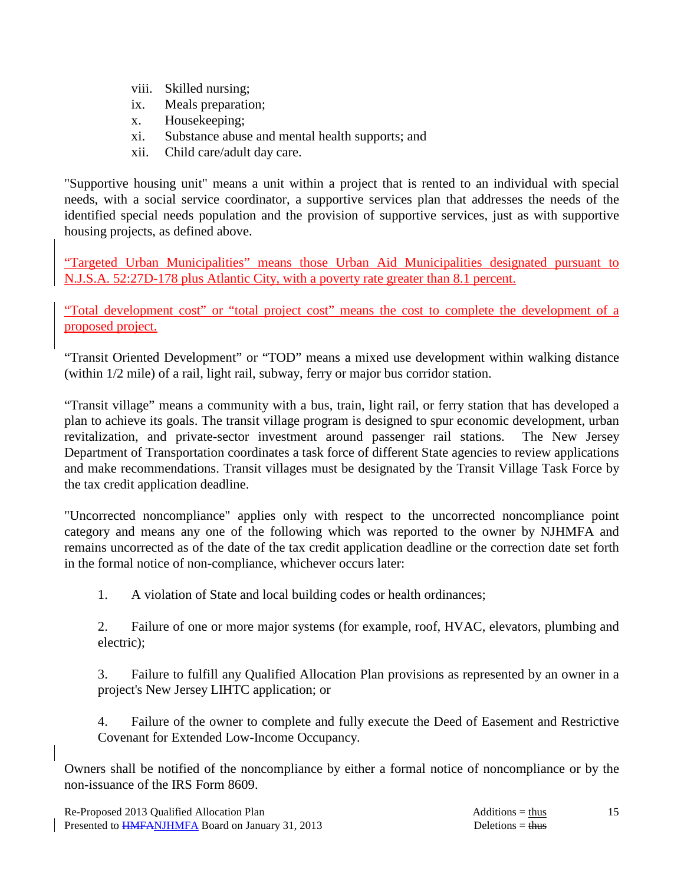viii. Skilled nursing;
ix. Meals preparation;
x. Housekeeping;
xi. Substance abuse and mental health supports; and
xii. Child care/adult day care.

"Supportive housing unit" means a unit within a project that is rented to an individual with special needs, with a social service coordinator, a supportive services plan that addresses the needs of the identified special needs population and the provision of supportive services, just as with supportive housing projects, as defined above.

"Targeted Urban Municipalities" means those Urban Aid Municipalities designated pursuant to N.J.S.A. 52:27D-178 plus Atlantic City, with a poverty rate greater than 8.1 percent.

"Total development cost" or "total project cost" means the cost to complete the development of a proposed project.

"Transit Oriented Development" or "TOD" means a mixed use development within walking distance (within 1/2 mile) of a rail, light rail, subway, ferry or major bus corridor station.

"Transit village" means a community with a bus, train, light rail, or ferry station that has developed a plan to achieve its goals. The transit village program is designed to spur economic development, urban revitalization, and private-sector investment around passenger rail stations. The New Jersey Department of Transportation coordinates a task force of different State agencies to review applications and make recommendations. Transit villages must be designated by the Transit Village Task Force by the tax credit application deadline.

"Uncorrected noncompliance" applies only with respect to the uncorrected noncompliance point category and means any one of the following which was reported to the owner by NJHMFA and remains uncorrected as of the date of the tax credit application deadline or the correction date set forth in the formal notice of non-compliance, whichever occurs later:

1. A violation of State and local building codes or health ordinances;

2. Failure of one or more major systems (for example, roof, HVAC, elevators, plumbing and electric);

3. Failure to fulfill any Qualified Allocation Plan provisions as represented by an owner in a project's New Jersey LIHTC application; or

4. Failure of the owner to complete and fully execute the Deed of Easement and Restrictive Covenant for Extended Low-Income Occupancy.

Owners shall be notified of the noncompliance by either a formal notice of noncompliance or by the non-issuance of the IRS Form 8609.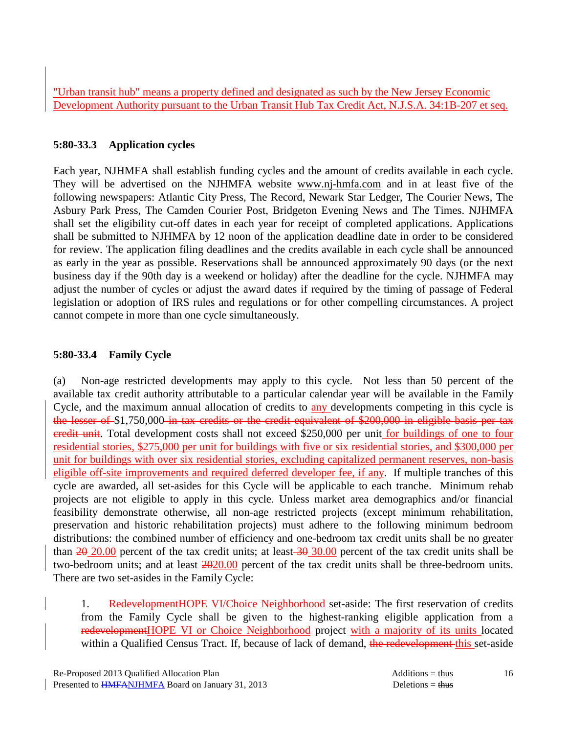"Urban transit hub" means a property defined and designated as such by the New Jersey Economic Development Authority pursuant to the Urban Transit Hub Tax Credit Act, N.J.S.A. 34:1B-207 et seq.

### 5:80-33.3 Application cycles

Each year, NJHMFA shall establish funding cycles and the amount of credits available in each cycle. They will be advertised on the NJHMFA website www.nj-hmfa.com and in at least five of the following newspapers: Atlantic City Press, The Record, Newark Star Ledger, The Courier News, The Asbury Park Press, The Camden Courier Post, Bridgeton Evening News and The Times. NJHMFA shall set the eligibility cut-off dates in each year for receipt of completed applications. Applications shall be submitted to NJHMFA by 12 noon of the application deadline date in order to be considered for review. The application filing deadlines and the credits available in each cycle shall be announced as early in the year as possible. Reservations shall be announced approximately 90 days (or the next business day if the 90th day is a weekend or holiday) after the deadline for the cycle. NJHMFA may adjust the number of cycles or adjust the award dates if required by the timing of passage of Federal legislation or adoption of IRS rules and regulations or for other compelling circumstances. A project cannot compete in more than one cycle simultaneously.

### 5:80-33.4 Family Cycle

(a) Non-age restricted developments may apply to this cycle. Not less than 50 percent of the available tax credit authority attributable to a particular calendar year will be available in the Family Cycle, and the maximum annual allocation of credits to any developments competing in this cycle is ~~the lesser of~~ $1,750,000 ~~in tax credits or the credit equivalent of $200,000 in eligible basis per tax credit unit~~. Total development costs shall not exceed $250,000 per unit for buildings of one to four residential stories, $275,000 per unit for buildings with five or six residential stories, and $300,000 per unit for buildings with over six residential stories, excluding capitalized permanent reserves, non-basis eligible off-site improvements and required deferred developer fee, if any. If multiple tranches of this cycle are awarded, all set-asides for this Cycle will be applicable to each tranche. Minimum rehab projects are not eligible to apply in this cycle. Unless market area demographics and/or financial feasibility demonstrate otherwise, all non-age restricted projects (except minimum rehabilitation, preservation and historic rehabilitation projects) must adhere to the following minimum bedroom distributions: the combined number of efficiency and one-bedroom tax credit units shall be no greater than ~~20~~ 20.00 percent of the tax credit units; at least ~~30~~ 30.00 percent of the tax credit units shall be two-bedroom units; and at least ~~20~~20.00 percent of the tax credit units shall be three-bedroom units. There are two set-asides in the Family Cycle:

1. ~~Redevelopment~~HOPE VI/Choice Neighborhood set-aside: The first reservation of credits from the Family Cycle shall be given to the highest-ranking eligible application from a ~~redevelopment~~HOPE VI or Choice Neighborhood project with a majority of its units located within a Qualified Census Tract. If, because of lack of demand, ~~the redevelopment~~ this set-aside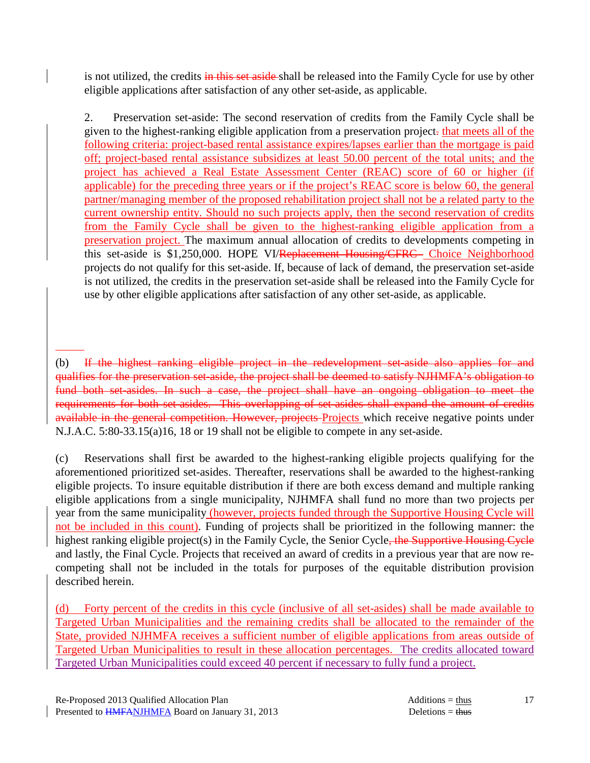is not utilized, the credits ~~in this set aside~~ shall be released into the Family Cycle for use by other eligible applications after satisfaction of any other set-aside, as applicable.

2. Preservation set-aside: The second reservation of credits from the Family Cycle shall be given to the highest-ranking eligible application from a preservation project~~.~~ <u>that meets all of the following criteria: project-based rental assistance expires/lapses earlier than the mortgage is paid off; project-based rental assistance subsidizes at least 50.00 percent of the total units; and the project has achieved a Real Estate Assessment Center (REAC) score of 60 or higher (if applicable) for the preceding three years or if the project's REAC score is below 60, the general partner/managing member of the proposed rehabilitation project shall not be a related party to the current ownership entity. Should no such projects apply, then the second reservation of credits from the Family Cycle shall be given to the highest-ranking eligible application from a preservation project.</u> The maximum annual allocation of credits to developments competing in this set-aside is $1,250,000. HOPE VI/~~Replacement Housing/CFRC~~ <u>Choice Neighborhood</u> projects do not qualify for this set-aside. If, because of lack of demand, the preservation set-aside is not utilized, the credits in the preservation set-aside shall be released into the Family Cycle for use by other eligible applications after satisfaction of any other set-aside, as applicable.

(b) ~~If the highest ranking eligible project in the redevelopment set-aside also applies for and qualifies for the preservation set-aside, the project shall be deemed to satisfy NJHMFA's obligation to fund both set-asides. In such a case, the project shall have an ongoing obligation to meet the requirements for both set-asides. This overlapping of set-asides shall expand the amount of credits available in the general competition. However, projects~~ <u>Projects</u> which receive negative points under N.J.A.C. 5:80-33.15(a)16, 18 or 19 shall not be eligible to compete in any set-aside.

(c) Reservations shall first be awarded to the highest-ranking eligible projects qualifying for the aforementioned prioritized set-asides. Thereafter, reservations shall be awarded to the highest-ranking eligible projects. To insure equitable distribution if there are both excess demand and multiple ranking eligible applications from a single municipality, NJHMFA shall fund no more than two projects per year from the same municipality <u>(however, projects funded through the Supportive Housing Cycle will not be included in this count)</u>. Funding of projects shall be prioritized in the following manner: the highest ranking eligible project(s) in the Family Cycle, the Senior Cycle~~, the Supportive Housing Cycle~~ and lastly, the Final Cycle. Projects that received an award of credits in a previous year that are now re-competing shall not be included in the totals for purposes of the equitable distribution provision described herein.

<u>(d) Forty percent of the credits in this cycle (inclusive of all set-asides) shall be made available to Targeted Urban Municipalities and the remaining credits shall be allocated to the remainder of the State, provided NJHMFA receives a sufficient number of eligible applications from areas outside of Targeted Urban Municipalities to result in these allocation percentages. The credits allocated toward Targeted Urban Municipalities could exceed 40 percent if necessary to fully fund a project.</u>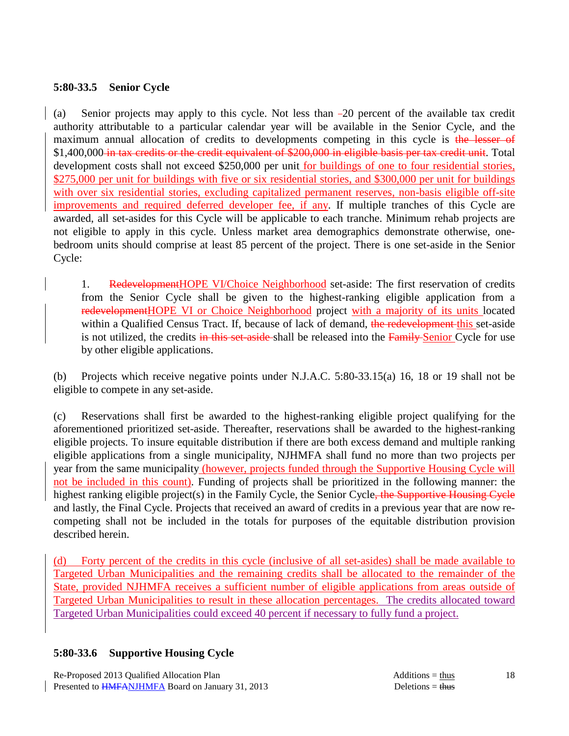**5:80-33.5 Senior Cycle**

(a) Senior projects may apply to this cycle. Not less than ~~-~~20 percent of the available tax credit authority attributable to a particular calendar year will be available in the Senior Cycle, and the maximum annual allocation of credits to developments competing in this cycle is ~~the lesser of~~ $1,400,000 ~~in tax credits or the credit equivalent of $200,000 in eligible basis per tax credit unit~~. Total development costs shall not exceed $250,000 per unit for buildings of one to four residential stories, $275,000 per unit for buildings with five or six residential stories, and $300,000 per unit for buildings with over six residential stories, excluding capitalized permanent reserves, non-basis eligible off-site improvements and required deferred developer fee, if any. If multiple tranches of this Cycle are awarded, all set-asides for this Cycle will be applicable to each tranche. Minimum rehab projects are not eligible to apply in this cycle. Unless market area demographics demonstrate otherwise, one-bedroom units should comprise at least 85 percent of the project. There is one set-aside in the Senior Cycle:

1. ~~Redevelopment~~HOPE VI/Choice Neighborhood set-aside: The first reservation of credits from the Senior Cycle shall be given to the highest-ranking eligible application from a ~~redevelopment~~HOPE VI or Choice Neighborhood project with a majority of its units located within a Qualified Census Tract. If, because of lack of demand, ~~the redevelopment~~ this set-aside is not utilized, the credits ~~in this set-aside~~ shall be released into the ~~Family~~ Senior Cycle for use by other eligible applications.

(b) Projects which receive negative points under N.J.A.C. 5:80-33.15(a) 16, 18 or 19 shall not be eligible to compete in any set-aside.

(c) Reservations shall first be awarded to the highest-ranking eligible project qualifying for the aforementioned prioritized set-aside. Thereafter, reservations shall be awarded to the highest-ranking eligible projects. To insure equitable distribution if there are both excess demand and multiple ranking eligible applications from a single municipality, NJHMFA shall fund no more than two projects per year from the same municipality (however, projects funded through the Supportive Housing Cycle will not be included in this count). Funding of projects shall be prioritized in the following manner: the highest ranking eligible project(s) in the Family Cycle, the Senior Cycle~~, the Supportive Housing Cycle~~ and lastly, the Final Cycle. Projects that received an award of credits in a previous year that are now re-competing shall not be included in the totals for purposes of the equitable distribution provision described herein.

(d) Forty percent of the credits in this cycle (inclusive of all set-asides) shall be made available to Targeted Urban Municipalities and the remaining credits shall be allocated to the remainder of the State, provided NJHMFA receives a sufficient number of eligible applications from areas outside of Targeted Urban Municipalities to result in these allocation percentages. The credits allocated toward Targeted Urban Municipalities could exceed 40 percent if necessary to fully fund a project.

**5:80-33.6 Supportive Housing Cycle**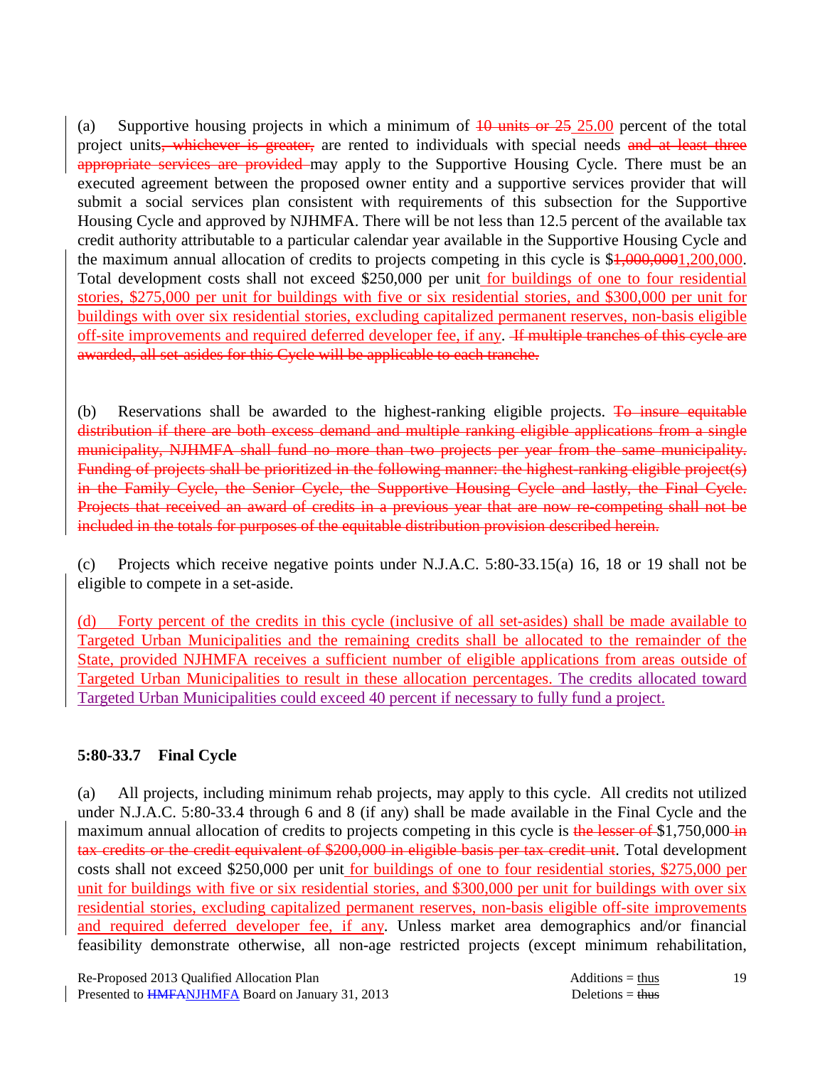(a) Supportive housing projects in which a minimum of ~~10 units or 25~~ 25.00 percent of the total project units~~, whichever is greater,~~ are rented to individuals with special needs ~~and at least three appropriate services are provided~~ may apply to the Supportive Housing Cycle. There must be an executed agreement between the proposed owner entity and a supportive services provider that will submit a social services plan consistent with requirements of this subsection for the Supportive Housing Cycle and approved by NJHMFA. There will be not less than 12.5 percent of the available tax credit authority attributable to a particular calendar year available in the Supportive Housing Cycle and the maximum annual allocation of credits to projects competing in this cycle is $~~1,000,000~~1,200,000. Total development costs shall not exceed $250,000 per unit for buildings of one to four residential stories, $275,000 per unit for buildings with five or six residential stories, and $300,000 per unit for buildings with over six residential stories, excluding capitalized permanent reserves, non-basis eligible off-site improvements and required deferred developer fee, if any. ~~If multiple tranches of this cycle are awarded, all set-asides for this Cycle will be applicable to each tranche.~~

(b) Reservations shall be awarded to the highest-ranking eligible projects. ~~To insure equitable distribution if there are both excess demand and multiple ranking eligible applications from a single municipality, NJHMFA shall fund no more than two projects per year from the same municipality. Funding of projects shall be prioritized in the following manner: the highest-ranking eligible project(s) in the Family Cycle, the Senior Cycle, the Supportive Housing Cycle and lastly, the Final Cycle. Projects that received an award of credits in a previous year that are now re-competing shall not be included in the totals for purposes of the equitable distribution provision described herein.~~

(c) Projects which receive negative points under N.J.A.C. 5:80-33.15(a) 16, 18 or 19 shall not be eligible to compete in a set-aside.

(d) Forty percent of the credits in this cycle (inclusive of all set-asides) shall be made available to Targeted Urban Municipalities and the remaining credits shall be allocated to the remainder of the State, provided NJHMFA receives a sufficient number of eligible applications from areas outside of Targeted Urban Municipalities to result in these allocation percentages. The credits allocated toward Targeted Urban Municipalities could exceed 40 percent if necessary to fully fund a project.

### 5:80-33.7 Final Cycle

(a) All projects, including minimum rehab projects, may apply to this cycle. All credits not utilized under N.J.A.C. 5:80-33.4 through 6 and 8 (if any) shall be made available in the Final Cycle and the maximum annual allocation of credits to projects competing in this cycle is ~~the lesser of~~ $1,750,000 ~~in tax credits or the credit equivalent of $200,000 in eligible basis per tax credit unit~~. Total development costs shall not exceed $250,000 per unit for buildings of one to four residential stories, $275,000 per unit for buildings with five or six residential stories, and $300,000 per unit for buildings with over six residential stories, excluding capitalized permanent reserves, non-basis eligible off-site improvements and required deferred developer fee, if any. Unless market area demographics and/or financial feasibility demonstrate otherwise, all non-age restricted projects (except minimum rehabilitation,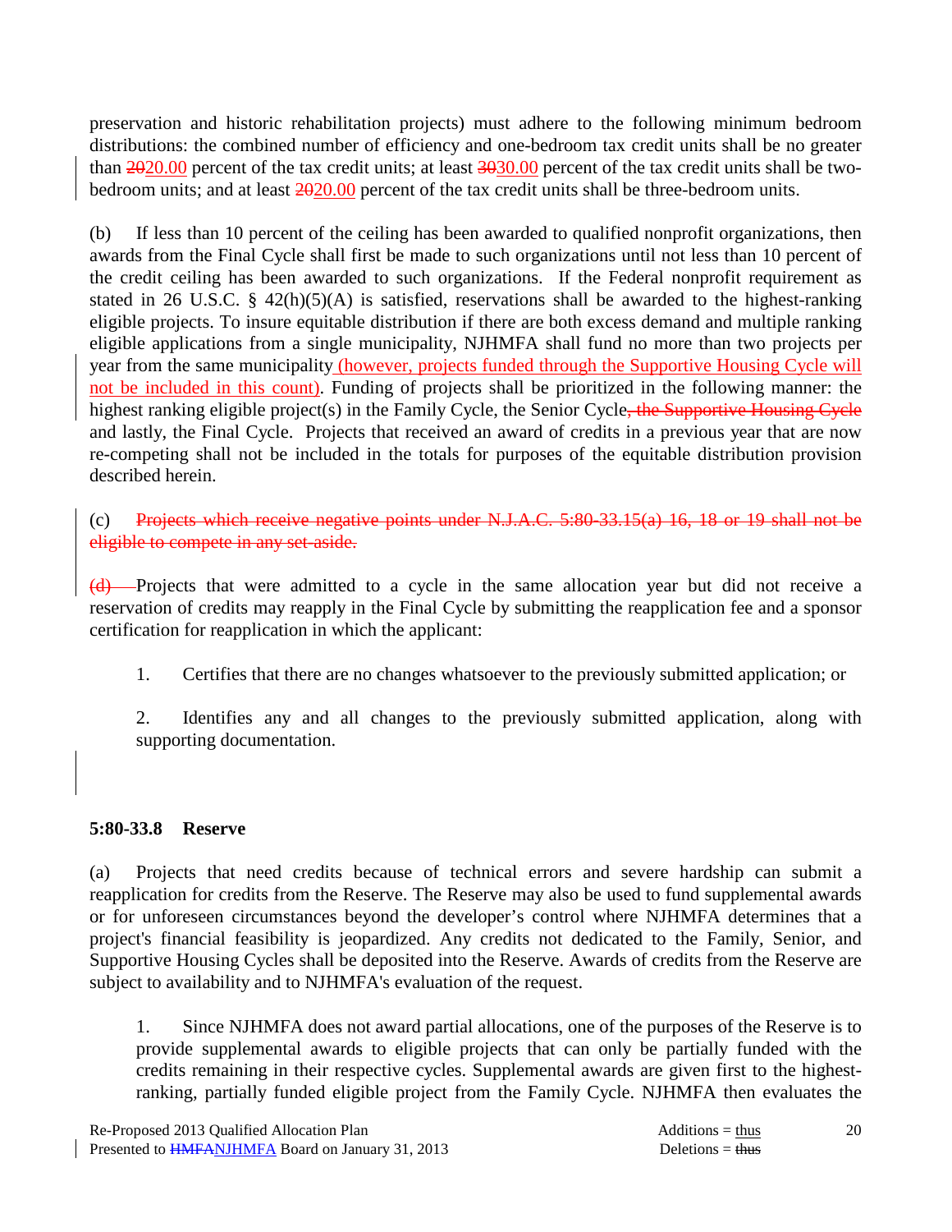preservation and historic rehabilitation projects) must adhere to the following minimum bedroom distributions: the combined number of efficiency and one-bedroom tax credit units shall be no greater than ~~20~~20.00 percent of the tax credit units; at least ~~30~~30.00 percent of the tax credit units shall be two-bedroom units; and at least ~~20~~20.00 percent of the tax credit units shall be three-bedroom units.

(b) If less than 10 percent of the ceiling has been awarded to qualified nonprofit organizations, then awards from the Final Cycle shall first be made to such organizations until not less than 10 percent of the credit ceiling has been awarded to such organizations. If the Federal nonprofit requirement as stated in 26 U.S.C. § 42(h)(5)(A) is satisfied, reservations shall be awarded to the highest-ranking eligible projects. To insure equitable distribution if there are both excess demand and multiple ranking eligible applications from a single municipality, NJHMFA shall fund no more than two projects per year from the same municipality (however, projects funded through the Supportive Housing Cycle will not be included in this count). Funding of projects shall be prioritized in the following manner: the highest ranking eligible project(s) in the Family Cycle, the Senior Cycle~~, the Supportive Housing Cycle~~ and lastly, the Final Cycle. Projects that received an award of credits in a previous year that are now re-competing shall not be included in the totals for purposes of the equitable distribution provision described herein.

(c) ~~Projects which receive negative points under N.J.A.C. 5:80-33.15(a) 16, 18 or 19 shall not be eligible to compete in any set-aside.~~

~~(d)~~ Projects that were admitted to a cycle in the same allocation year but did not receive a reservation of credits may reapply in the Final Cycle by submitting the reapplication fee and a sponsor certification for reapplication in which the applicant:

1. Certifies that there are no changes whatsoever to the previously submitted application; or

2. Identifies any and all changes to the previously submitted application, along with supporting documentation.

**5:80-33.8 Reserve**

(a) Projects that need credits because of technical errors and severe hardship can submit a reapplication for credits from the Reserve. The Reserve may also be used to fund supplemental awards or for unforeseen circumstances beyond the developer's control where NJHMFA determines that a project's financial feasibility is jeopardized. Any credits not dedicated to the Family, Senior, and Supportive Housing Cycles shall be deposited into the Reserve. Awards of credits from the Reserve are subject to availability and to NJHMFA's evaluation of the request.

1. Since NJHMFA does not award partial allocations, one of the purposes of the Reserve is to provide supplemental awards to eligible projects that can only be partially funded with the credits remaining in their respective cycles. Supplemental awards are given first to the highest-ranking, partially funded eligible project from the Family Cycle. NJHMFA then evaluates the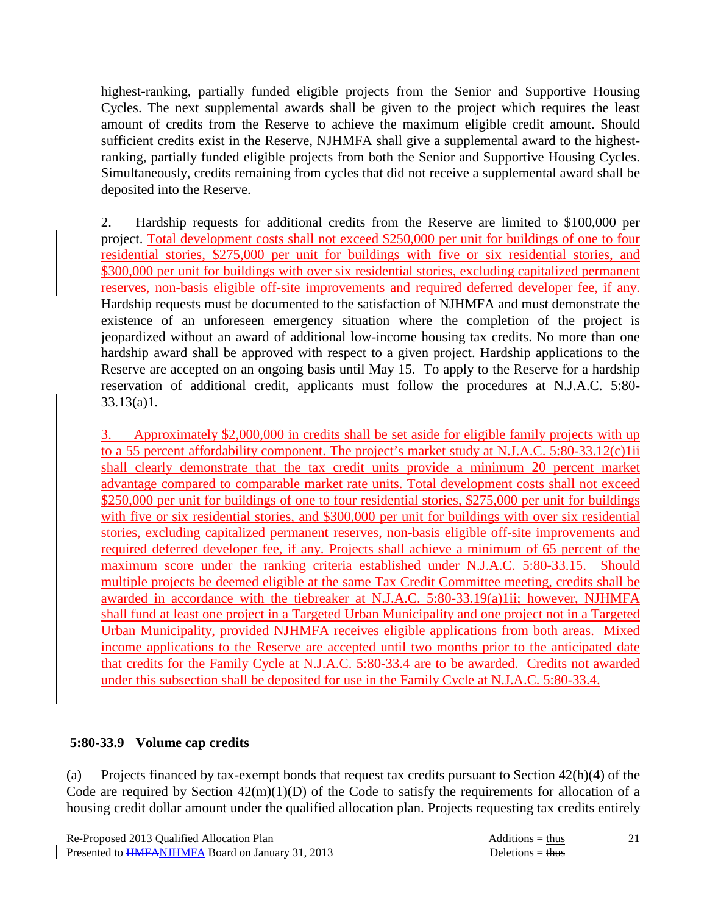highest-ranking, partially funded eligible projects from the Senior and Supportive Housing Cycles. The next supplemental awards shall be given to the project which requires the least amount of credits from the Reserve to achieve the maximum eligible credit amount. Should sufficient credits exist in the Reserve, NJHMFA shall give a supplemental award to the highest-ranking, partially funded eligible projects from both the Senior and Supportive Housing Cycles. Simultaneously, credits remaining from cycles that did not receive a supplemental award shall be deposited into the Reserve.

2. Hardship requests for additional credits from the Reserve are limited to $100,000 per project. Total development costs shall not exceed $250,000 per unit for buildings of one to four residential stories, $275,000 per unit for buildings with five or six residential stories, and $300,000 per unit for buildings with over six residential stories, excluding capitalized permanent reserves, non-basis eligible off-site improvements and required deferred developer fee, if any. Hardship requests must be documented to the satisfaction of NJHMFA and must demonstrate the existence of an unforeseen emergency situation where the completion of the project is jeopardized without an award of additional low-income housing tax credits. No more than one hardship award shall be approved with respect to a given project. Hardship applications to the Reserve are accepted on an ongoing basis until May 15. To apply to the Reserve for a hardship reservation of additional credit, applicants must follow the procedures at N.J.A.C. 5:80-33.13(a)1.

3. Approximately $2,000,000 in credits shall be set aside for eligible family projects with up to a 55 percent affordability component. The project's market study at N.J.A.C. 5:80-33.12(c)1ii shall clearly demonstrate that the tax credit units provide a minimum 20 percent market advantage compared to comparable market rate units. Total development costs shall not exceed $250,000 per unit for buildings of one to four residential stories, $275,000 per unit for buildings with five or six residential stories, and $300,000 per unit for buildings with over six residential stories, excluding capitalized permanent reserves, non-basis eligible off-site improvements and required deferred developer fee, if any. Projects shall achieve a minimum of 65 percent of the maximum score under the ranking criteria established under N.J.A.C. 5:80-33.15. Should multiple projects be deemed eligible at the same Tax Credit Committee meeting, credits shall be awarded in accordance with the tiebreaker at N.J.A.C. 5:80-33.19(a)1ii; however, NJHMFA shall fund at least one project in a Targeted Urban Municipality and one project not in a Targeted Urban Municipality, provided NJHMFA receives eligible applications from both areas. Mixed income applications to the Reserve are accepted until two months prior to the anticipated date that credits for the Family Cycle at N.J.A.C. 5:80-33.4 are to be awarded. Credits not awarded under this subsection shall be deposited for use in the Family Cycle at N.J.A.C. 5:80-33.4.

## 5:80-33.9 Volume cap credits

(a) Projects financed by tax-exempt bonds that request tax credits pursuant to Section 42(h)(4) of the Code are required by Section 42(m)(1)(D) of the Code to satisfy the requirements for allocation of a housing credit dollar amount under the qualified allocation plan. Projects requesting tax credits entirely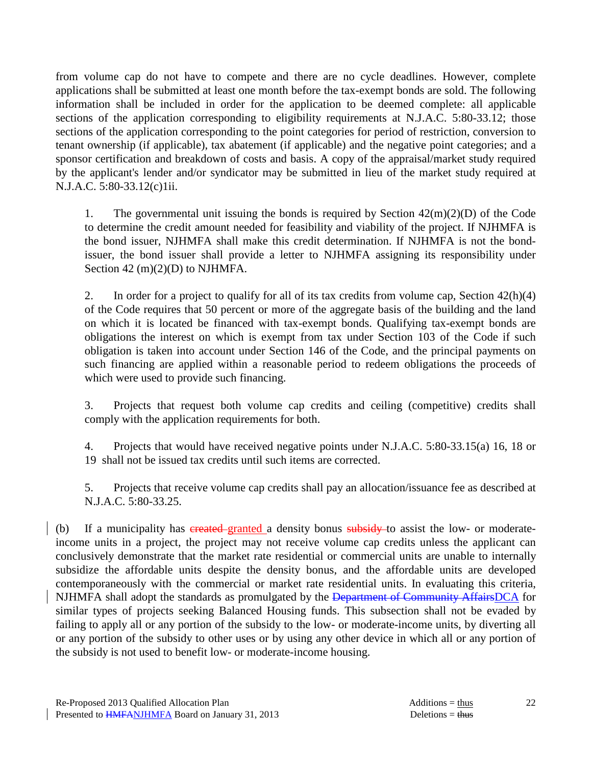from volume cap do not have to compete and there are no cycle deadlines. However, complete applications shall be submitted at least one month before the tax-exempt bonds are sold. The following information shall be included in order for the application to be deemed complete: all applicable sections of the application corresponding to eligibility requirements at N.J.A.C. 5:80-33.12; those sections of the application corresponding to the point categories for period of restriction, conversion to tenant ownership (if applicable), tax abatement (if applicable) and the negative point categories; and a sponsor certification and breakdown of costs and basis. A copy of the appraisal/market study required by the applicant's lender and/or syndicator may be submitted in lieu of the market study required at N.J.A.C. 5:80-33.12(c)1ii.

1. The governmental unit issuing the bonds is required by Section 42(m)(2)(D) of the Code to determine the credit amount needed for feasibility and viability of the project. If NJHMFA is the bond issuer, NJHMFA shall make this credit determination. If NJHMFA is not the bond-issuer, the bond issuer shall provide a letter to NJHMFA assigning its responsibility under Section 42 (m)(2)(D) to NJHMFA.

2. In order for a project to qualify for all of its tax credits from volume cap, Section 42(h)(4) of the Code requires that 50 percent or more of the aggregate basis of the building and the land on which it is located be financed with tax-exempt bonds. Qualifying tax-exempt bonds are obligations the interest on which is exempt from tax under Section 103 of the Code if such obligation is taken into account under Section 146 of the Code, and the principal payments on such financing are applied within a reasonable period to redeem obligations the proceeds of which were used to provide such financing.

3. Projects that request both volume cap credits and ceiling (competitive) credits shall comply with the application requirements for both.

4. Projects that would have received negative points under N.J.A.C. 5:80-33.15(a) 16, 18 or 19 shall not be issued tax credits until such items are corrected.

5. Projects that receive volume cap credits shall pay an allocation/issuance fee as described at N.J.A.C. 5:80-33.25.

(b) If a municipality has ~~created~~ <u>granted</u> a density bonus ~~subsidy~~ to assist the low- or moderate-income units in a project, the project may not receive volume cap credits unless the applicant can conclusively demonstrate that the market rate residential or commercial units are unable to internally subsidize the affordable units despite the density bonus, and the affordable units are developed contemporaneously with the commercial or market rate residential units. In evaluating this criteria, NJHMFA shall adopt the standards as promulgated by the ~~Department of Community Affairs~~<u>DCA</u> for similar types of projects seeking Balanced Housing funds. This subsection shall not be evaded by failing to apply all or any portion of the subsidy to the low- or moderate-income units, by diverting all or any portion of the subsidy to other uses or by using any other device in which all or any portion of the subsidy is not used to benefit low- or moderate-income housing.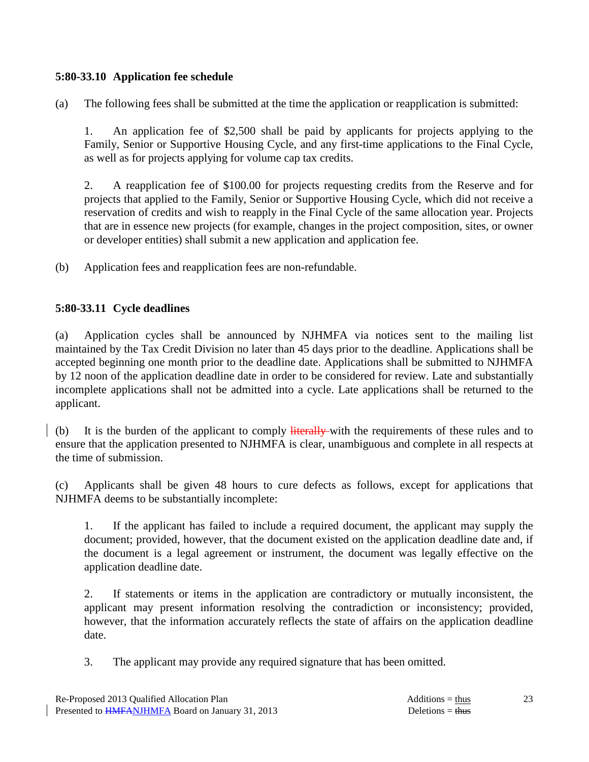### 5:80-33.10 Application fee schedule

(a) The following fees shall be submitted at the time the application or reapplication is submitted:

1. An application fee of $2,500 shall be paid by applicants for projects applying to the Family, Senior or Supportive Housing Cycle, and any first-time applications to the Final Cycle, as well as for projects applying for volume cap tax credits.

2. A reapplication fee of $100.00 for projects requesting credits from the Reserve and for projects that applied to the Family, Senior or Supportive Housing Cycle, which did not receive a reservation of credits and wish to reapply in the Final Cycle of the same allocation year. Projects that are in essence new projects (for example, changes in the project composition, sites, or owner or developer entities) shall submit a new application and application fee.

(b) Application fees and reapplication fees are non-refundable.

### 5:80-33.11 Cycle deadlines

(a) Application cycles shall be announced by NJHMFA via notices sent to the mailing list maintained by the Tax Credit Division no later than 45 days prior to the deadline. Applications shall be accepted beginning one month prior to the deadline date. Applications shall be submitted to NJHMFA by 12 noon of the application deadline date in order to be considered for review. Late and substantially incomplete applications shall not be admitted into a cycle. Late applications shall be returned to the applicant.

(b) It is the burden of the applicant to comply ~~literally~~ with the requirements of these rules and to ensure that the application presented to NJHMFA is clear, unambiguous and complete in all respects at the time of submission.

(c) Applicants shall be given 48 hours to cure defects as follows, except for applications that NJHMFA deems to be substantially incomplete:

1. If the applicant has failed to include a required document, the applicant may supply the document; provided, however, that the document existed on the application deadline date and, if the document is a legal agreement or instrument, the document was legally effective on the application deadline date.

2. If statements or items in the application are contradictory or mutually inconsistent, the applicant may present information resolving the contradiction or inconsistency; provided, however, that the information accurately reflects the state of affairs on the application deadline date.

3. The applicant may provide any required signature that has been omitted.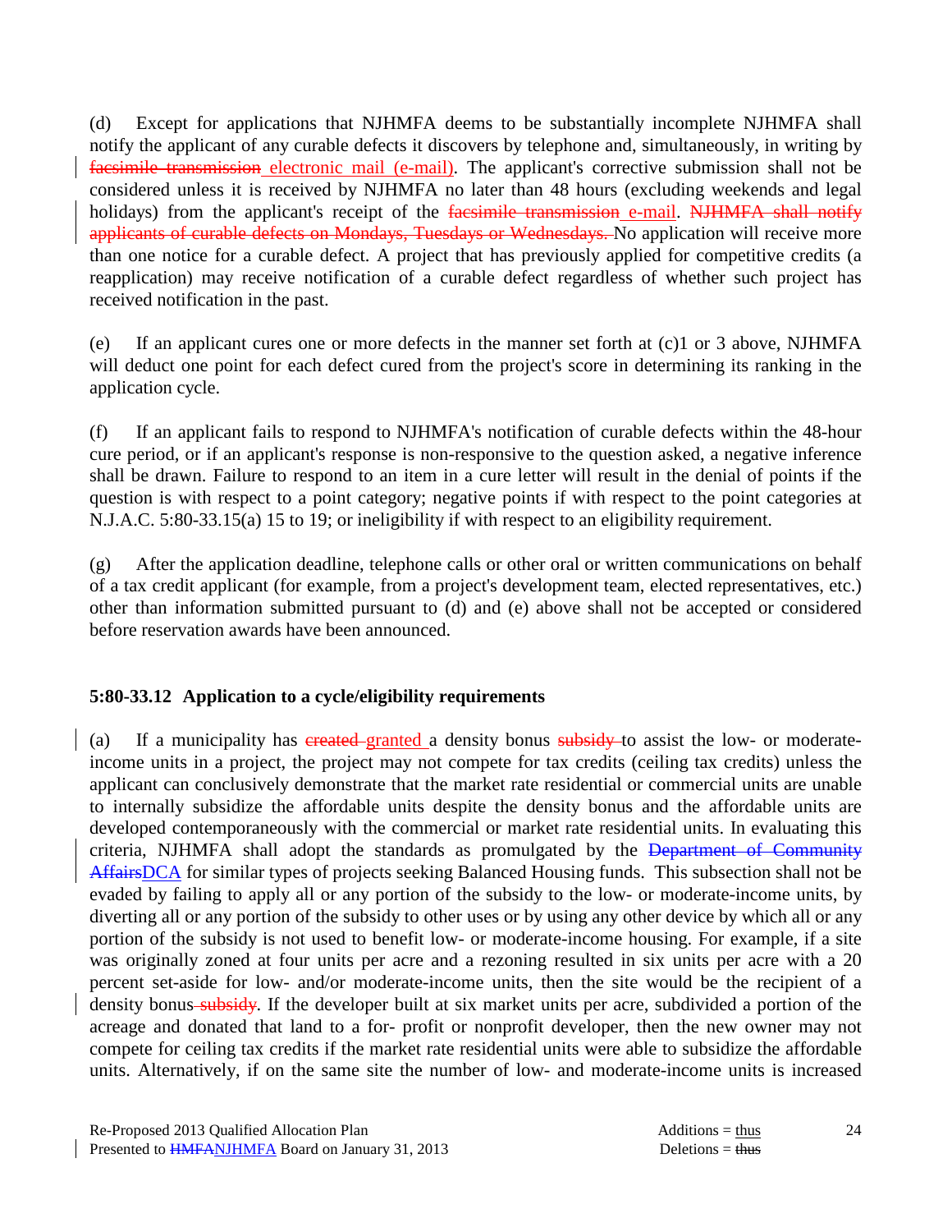(d) Except for applications that NJHMFA deems to be substantially incomplete NJHMFA shall notify the applicant of any curable defects it discovers by telephone and, simultaneously, in writing by ~~facsimile transmission~~ electronic mail (e-mail). The applicant's corrective submission shall not be considered unless it is received by NJHMFA no later than 48 hours (excluding weekends and legal holidays) from the applicant's receipt of the ~~facsimile transmission~~ e-mail. ~~NJHMFA shall notify applicants of curable defects on Mondays, Tuesdays or Wednesdays.~~ No application will receive more than one notice for a curable defect. A project that has previously applied for competitive credits (a reapplication) may receive notification of a curable defect regardless of whether such project has received notification in the past.

(e) If an applicant cures one or more defects in the manner set forth at (c)1 or 3 above, NJHMFA will deduct one point for each defect cured from the project's score in determining its ranking in the application cycle.

(f) If an applicant fails to respond to NJHMFA's notification of curable defects within the 48-hour cure period, or if an applicant's response is non-responsive to the question asked, a negative inference shall be drawn. Failure to respond to an item in a cure letter will result in the denial of points if the question is with respect to a point category; negative points if with respect to the point categories at N.J.A.C. 5:80-33.15(a) 15 to 19; or ineligibility if with respect to an eligibility requirement.

(g) After the application deadline, telephone calls or other oral or written communications on behalf of a tax credit applicant (for example, from a project's development team, elected representatives, etc.) other than information submitted pursuant to (d) and (e) above shall not be accepted or considered before reservation awards have been announced.

**5:80-33.12 Application to a cycle/eligibility requirements**

(a) If a municipality has ~~created~~ granted a density bonus ~~subsidy~~ to assist the low- or moderate-income units in a project, the project may not compete for tax credits (ceiling tax credits) unless the applicant can conclusively demonstrate that the market rate residential or commercial units are unable to internally subsidize the affordable units despite the density bonus and the affordable units are developed contemporaneously with the commercial or market rate residential units. In evaluating this criteria, NJHMFA shall adopt the standards as promulgated by the ~~Department of Community Affairs~~DCA for similar types of projects seeking Balanced Housing funds. This subsection shall not be evaded by failing to apply all or any portion of the subsidy to the low- or moderate-income units, by diverting all or any portion of the subsidy to other uses or by using any other device by which all or any portion of the subsidy is not used to benefit low- or moderate-income housing. For example, if a site was originally zoned at four units per acre and a rezoning resulted in six units per acre with a 20 percent set-aside for low- and/or moderate-income units, then the site would be the recipient of a density bonus ~~subsidy~~. If the developer built at six market units per acre, subdivided a portion of the acreage and donated that land to a for- profit or nonprofit developer, then the new owner may not compete for ceiling tax credits if the market rate residential units were able to subsidize the affordable units. Alternatively, if on the same site the number of low- and moderate-income units is increased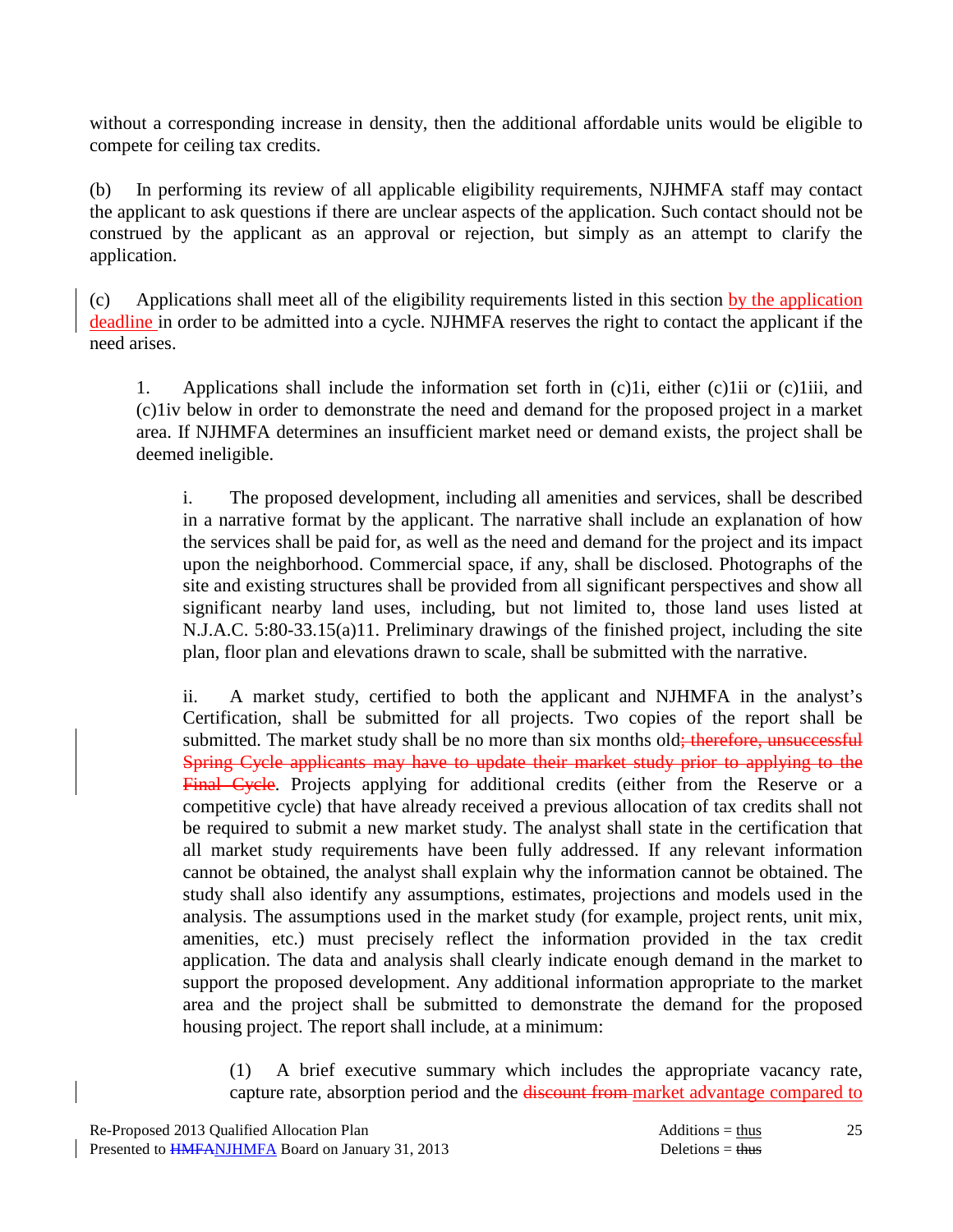without a corresponding increase in density, then the additional affordable units would be eligible to compete for ceiling tax credits.

(b) In performing its review of all applicable eligibility requirements, NJHMFA staff may contact the applicant to ask questions if there are unclear aspects of the application. Such contact should not be construed by the applicant as an approval or rejection, but simply as an attempt to clarify the application.

(c) Applications shall meet all of the eligibility requirements listed in this section by the application deadline in order to be admitted into a cycle. NJHMFA reserves the right to contact the applicant if the need arises.

1. Applications shall include the information set forth in (c)1i, either (c)1ii or (c)1iii, and (c)1iv below in order to demonstrate the need and demand for the proposed project in a market area. If NJHMFA determines an insufficient market need or demand exists, the project shall be deemed ineligible.

i. The proposed development, including all amenities and services, shall be described in a narrative format by the applicant. The narrative shall include an explanation of how the services shall be paid for, as well as the need and demand for the project and its impact upon the neighborhood. Commercial space, if any, shall be disclosed. Photographs of the site and existing structures shall be provided from all significant perspectives and show all significant nearby land uses, including, but not limited to, those land uses listed at N.J.A.C. 5:80-33.15(a)11. Preliminary drawings of the finished project, including the site plan, floor plan and elevations drawn to scale, shall be submitted with the narrative.

ii. A market study, certified to both the applicant and NJHMFA in the analyst's Certification, shall be submitted for all projects. Two copies of the report shall be submitted. The market study shall be no more than six months old~~; therefore, unsuccessful Spring Cycle applicants may have to update their market study prior to applying to the Final Cycle~~. Projects applying for additional credits (either from the Reserve or a competitive cycle) that have already received a previous allocation of tax credits shall not be required to submit a new market study. The analyst shall state in the certification that all market study requirements have been fully addressed. If any relevant information cannot be obtained, the analyst shall explain why the information cannot be obtained. The study shall also identify any assumptions, estimates, projections and models used in the analysis. The assumptions used in the market study (for example, project rents, unit mix, amenities, etc.) must precisely reflect the information provided in the tax credit application. The data and analysis shall clearly indicate enough demand in the market to support the proposed development. Any additional information appropriate to the market area and the project shall be submitted to demonstrate the demand for the proposed housing project. The report shall include, at a minimum:

(1) A brief executive summary which includes the appropriate vacancy rate, capture rate, absorption period and the ~~discount from~~ market advantage compared to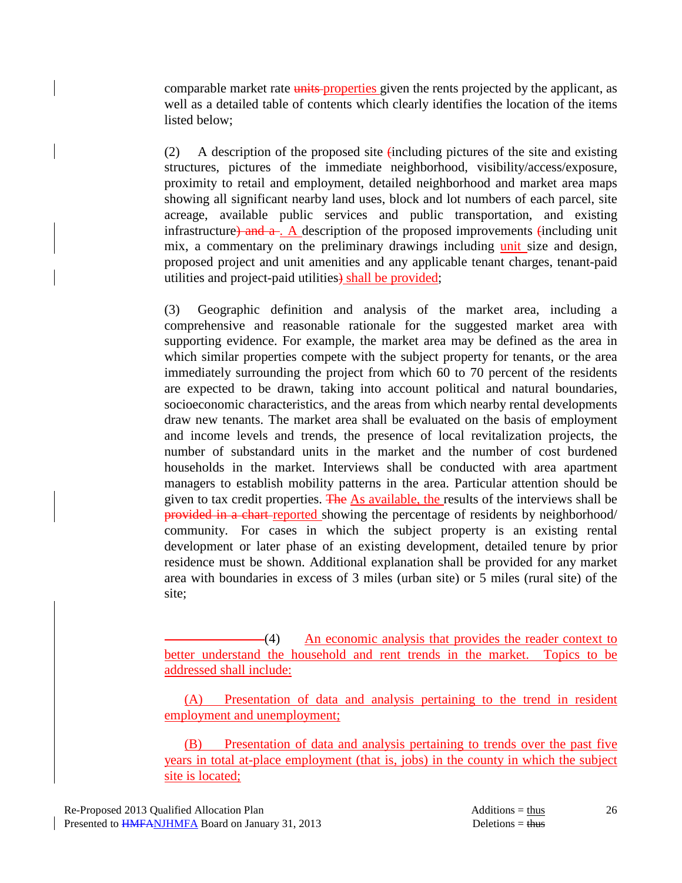comparable market rate ~~units~~ properties given the rents projected by the applicant, as well as a detailed table of contents which clearly identifies the location of the items listed below;

(2) A description of the proposed site ~~(~~including pictures of the site and existing structures, pictures of the immediate neighborhood, visibility/access/exposure, proximity to retail and employment, detailed neighborhood and market area maps showing all significant nearby land uses, block and lot numbers of each parcel, site acreage, available public services and public transportation, and existing infrastructure~~) and a~~ . A description of the proposed improvements ~~(~~including unit mix, a commentary on the preliminary drawings including unit size and design, proposed project and unit amenities and any applicable tenant charges, tenant-paid utilities and project-paid utilities~~)~~ shall be provided;

(3) Geographic definition and analysis of the market area, including a comprehensive and reasonable rationale for the suggested market area with supporting evidence. For example, the market area may be defined as the area in which similar properties compete with the subject property for tenants, or the area immediately surrounding the project from which 60 to 70 percent of the residents are expected to be drawn, taking into account political and natural boundaries, socioeconomic characteristics, and the areas from which nearby rental developments draw new tenants. The market area shall be evaluated on the basis of employment and income levels and trends, the presence of local revitalization projects, the number of substandard units in the market and the number of cost burdened households in the market. Interviews shall be conducted with area apartment managers to establish mobility patterns in the area. Particular attention should be given to tax credit properties. ~~The~~ As available, the results of the interviews shall be ~~provided in a chart~~ reported showing the percentage of residents by neighborhood/ community. For cases in which the subject property is an existing rental development or later phase of an existing development, detailed tenure by prior residence must be shown. Additional explanation shall be provided for any market area with boundaries in excess of 3 miles (urban site) or 5 miles (rural site) of the site;

(4) An economic analysis that provides the reader context to better understand the household and rent trends in the market. Topics to be addressed shall include:

(A) Presentation of data and analysis pertaining to the trend in resident employment and unemployment;

(B) Presentation of data and analysis pertaining to trends over the past five years in total at-place employment (that is, jobs) in the county in which the subject site is located;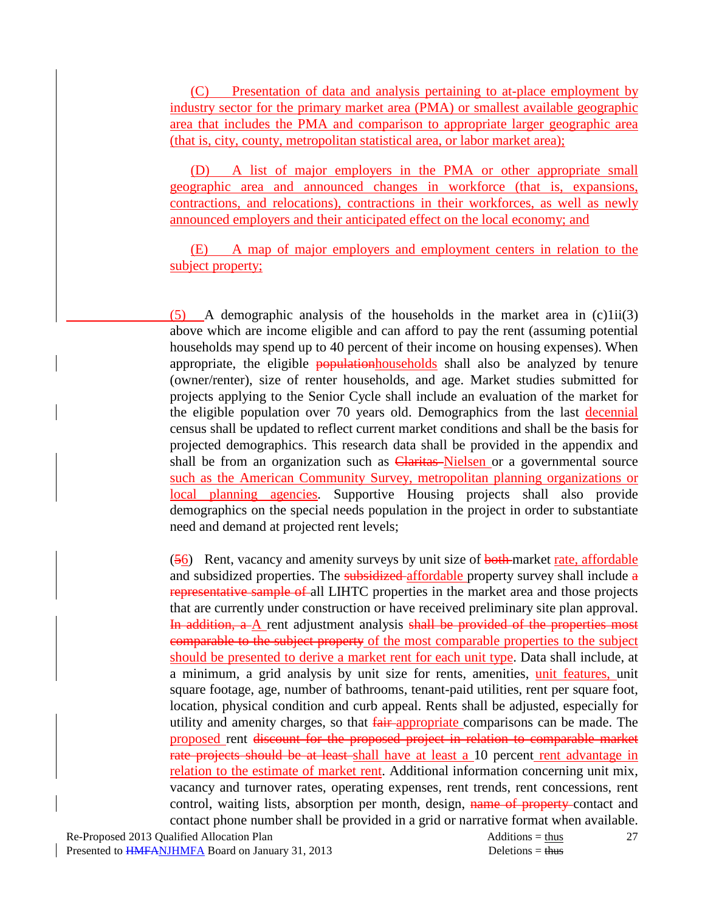(C) Presentation of data and analysis pertaining to at-place employment by industry sector for the primary market area (PMA) or smallest available geographic area that includes the PMA and comparison to appropriate larger geographic area (that is, city, county, metropolitan statistical area, or labor market area);

(D) A list of major employers in the PMA or other appropriate small geographic area and announced changes in workforce (that is, expansions, contractions, and relocations), contractions in their workforces, as well as newly announced employers and their anticipated effect on the local economy; and

(E) A map of major employers and employment centers in relation to the subject property;

(5) A demographic analysis of the households in the market area in (c)1ii(3) above which are income eligible and can afford to pay the rent (assuming potential households may spend up to 40 percent of their income on housing expenses). When appropriate, the eligible ~~population~~households shall also be analyzed by tenure (owner/renter), size of renter households, and age. Market studies submitted for projects applying to the Senior Cycle shall include an evaluation of the market for the eligible population over 70 years old. Demographics from the last decennial census shall be updated to reflect current market conditions and shall be the basis for projected demographics. This research data shall be provided in the appendix and shall be from an organization such as ~~Claritas~~ Nielsen or a governmental source such as the American Community Survey, metropolitan planning organizations or local planning agencies. Supportive Housing projects shall also provide demographics on the special needs population in the project in order to substantiate need and demand at projected rent levels;

(~~5~~6) Rent, vacancy and amenity surveys by unit size of ~~both~~ market rate, affordable and subsidized properties. The ~~subsidized~~ affordable property survey shall include ~~a representative sample of~~ all LIHTC properties in the market area and those projects that are currently under construction or have received preliminary site plan approval. ~~In addition, a~~ A rent adjustment analysis ~~shall be provided of the properties most comparable to the subject property~~ of the most comparable properties to the subject should be presented to derive a market rent for each unit type. Data shall include, at a minimum, a grid analysis by unit size for rents, amenities, unit features, unit square footage, age, number of bathrooms, tenant-paid utilities, rent per square foot, location, physical condition and curb appeal. Rents shall be adjusted, especially for utility and amenity charges, so that ~~fair~~ appropriate comparisons can be made. The proposed rent ~~discount for the proposed project in relation to comparable market rate projects should be at least~~ shall have at least a 10 percent rent advantage in relation to the estimate of market rent. Additional information concerning unit mix, vacancy and turnover rates, operating expenses, rent trends, rent concessions, rent control, waiting lists, absorption per month, design, ~~name of property~~ contact and contact phone number shall be provided in a grid or narrative format when available.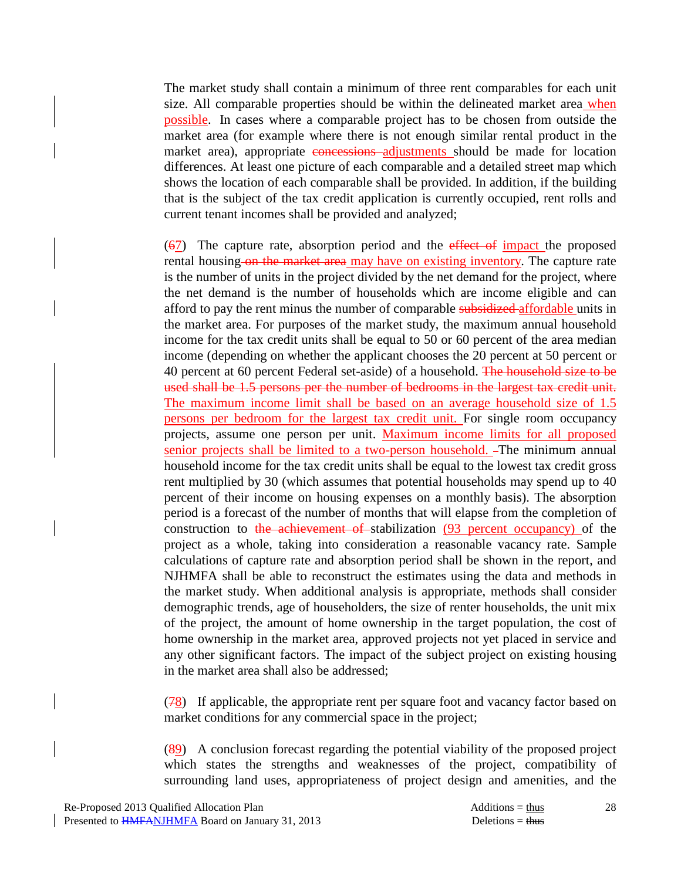The market study shall contain a minimum of three rent comparables for each unit size. All comparable properties should be within the delineated market area<u> when possible</u>. In cases where a comparable project has to be chosen from outside the market area (for example where there is not enough similar rental product in the market area), appropriate ~~concessions~~ <u>adjustments</u> should be made for location differences. At least one picture of each comparable and a detailed street map which shows the location of each comparable shall be provided. In addition, if the building that is the subject of the tax credit application is currently occupied, rent rolls and current tenant incomes shall be provided and analyzed;

(~~6~~<u>7</u>) The capture rate, absorption period and the ~~effect of~~ <u>impact</u> the proposed rental housing ~~on the market area~~ <u>may have on existing inventory</u>. The capture rate is the number of units in the project divided by the net demand for the project, where the net demand is the number of households which are income eligible and can afford to pay the rent minus the number of comparable ~~subsidized~~ <u>affordable</u> units in the market area. For purposes of the market study, the maximum annual household income for the tax credit units shall be equal to 50 or 60 percent of the area median income (depending on whether the applicant chooses the 20 percent at 50 percent or 40 percent at 60 percent Federal set-aside) of a household. ~~The household size to be used shall be 1.5 persons per the number of bedrooms in the largest tax credit unit.~~ <u>The maximum income limit shall be based on an average household size of 1.5 persons per bedroom for the largest tax credit unit.</u> For single room occupancy projects, assume one person per unit. <u>Maximum income limits for all proposed senior projects shall be limited to a two-person household.</u> The minimum annual household income for the tax credit units shall be equal to the lowest tax credit gross rent multiplied by 30 (which assumes that potential households may spend up to 40 percent of their income on housing expenses on a monthly basis). The absorption period is a forecast of the number of months that will elapse from the completion of construction to ~~the achievement of~~ stabilization <u>(93 percent occupancy)</u> of the project as a whole, taking into consideration a reasonable vacancy rate. Sample calculations of capture rate and absorption period shall be shown in the report, and NJHMFA shall be able to reconstruct the estimates using the data and methods in the market study. When additional analysis is appropriate, methods shall consider demographic trends, age of householders, the size of renter households, the unit mix of the project, the amount of home ownership in the target population, the cost of home ownership in the market area, approved projects not yet placed in service and any other significant factors. The impact of the subject project on existing housing in the market area shall also be addressed;

(~~7~~<u>8</u>) If applicable, the appropriate rent per square foot and vacancy factor based on market conditions for any commercial space in the project;

(~~8~~<u>9</u>) A conclusion forecast regarding the potential viability of the proposed project which states the strengths and weaknesses of the project, compatibility of surrounding land uses, appropriateness of project design and amenities, and the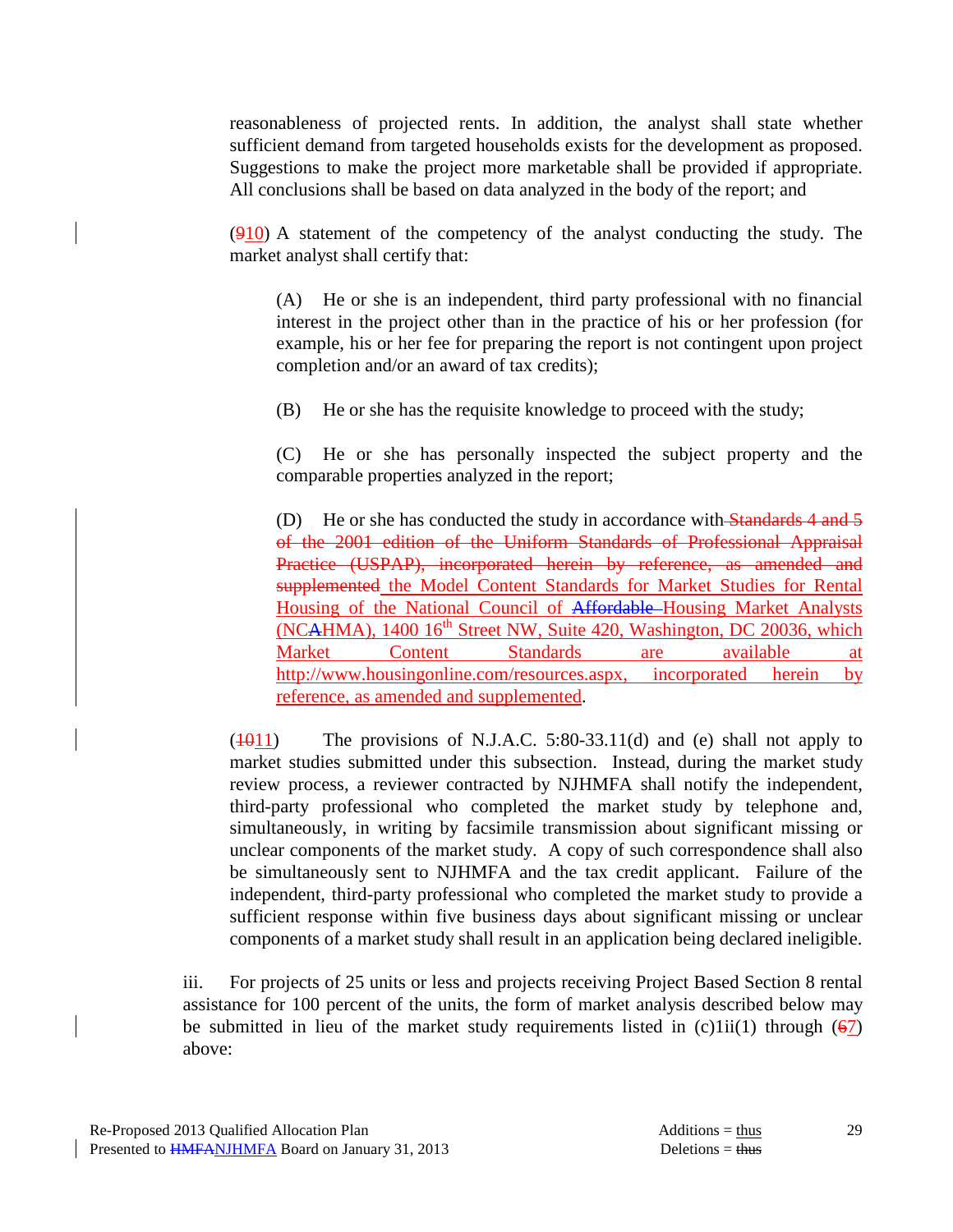reasonableness of projected rents. In addition, the analyst shall state whether sufficient demand from targeted households exists for the development as proposed. Suggestions to make the project more marketable shall be provided if appropriate. All conclusions shall be based on data analyzed in the body of the report; and

(~~9~~<u>10</u>) A statement of the competency of the analyst conducting the study. The market analyst shall certify that:

> (A) He or she is an independent, third party professional with no financial interest in the project other than in the practice of his or her profession (for example, his or her fee for preparing the report is not contingent upon project completion and/or an award of tax credits);
>
> (B) He or she has the requisite knowledge to proceed with the study;
>
> (C) He or she has personally inspected the subject property and the comparable properties analyzed in the report;
>
> (D) He or she has conducted the study in accordance with ~~Standards 4 and 5 of the 2001 edition of the Uniform Standards of Professional Appraisal Practice (USPAP), incorporated herein by reference, as amended and supplemented~~ <u>the Model Content Standards for Market Studies for Rental Housing of the National Council of ~~Affordable~~ Housing Market Analysts (NC~~A~~HMA), 1400 16th Street NW, Suite 420, Washington, DC 20036, which Market Content Standards are available at http://www.housingonline.com/resources.aspx, incorporated herein by reference, as amended and supplemented</u>.

(~~10~~<u>11</u>) The provisions of N.J.A.C. 5:80-33.11(d) and (e) shall not apply to market studies submitted under this subsection. Instead, during the market study review process, a reviewer contracted by NJHMFA shall notify the independent, third-party professional who completed the market study by telephone and, simultaneously, in writing by facsimile transmission about significant missing or unclear components of the market study. A copy of such correspondence shall also be simultaneously sent to NJHMFA and the tax credit applicant. Failure of the independent, third-party professional who completed the market study to provide a sufficient response within five business days about significant missing or unclear components of a market study shall result in an application being declared ineligible.

iii. For projects of 25 units or less and projects receiving Project Based Section 8 rental assistance for 100 percent of the units, the form of market analysis described below may be submitted in lieu of the market study requirements listed in (c)1ii(1) through (~~6~~<u>7</u>) above: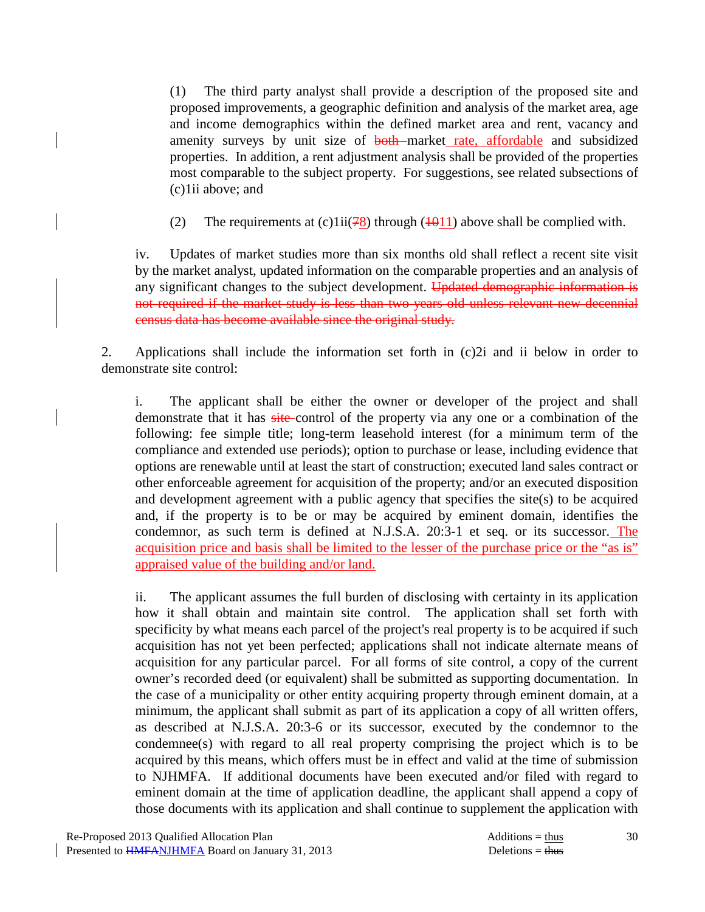(1) The third party analyst shall provide a description of the proposed site and proposed improvements, a geographic definition and analysis of the market area, age and income demographics within the defined market area and rent, vacancy and amenity surveys by unit size of ~~both~~ market<u> rate, affordable</u> and subsidized properties. In addition, a rent adjustment analysis shall be provided of the properties most comparable to the subject property. For suggestions, see related subsections of (c)1ii above; and

(2) The requirements at (c)1ii(~~7~~<u>8</u>) through (~~10~~<u>11</u>) above shall be complied with.

iv. Updates of market studies more than six months old shall reflect a recent site visit by the market analyst, updated information on the comparable properties and an analysis of any significant changes to the subject development. ~~Updated demographic information is not required if the market study is less than two years old unless relevant new decennial census data has become available since the original study.~~

2. Applications shall include the information set forth in (c)2i and ii below in order to demonstrate site control:

i. The applicant shall be either the owner or developer of the project and shall demonstrate that it has ~~site~~ control of the property via any one or a combination of the following: fee simple title; long-term leasehold interest (for a minimum term of the compliance and extended use periods); option to purchase or lease, including evidence that options are renewable until at least the start of construction; executed land sales contract or other enforceable agreement for acquisition of the property; and/or an executed disposition and development agreement with a public agency that specifies the site(s) to be acquired and, if the property is to be or may be acquired by eminent domain, identifies the condemnor, as such term is defined at N.J.S.A. 20:3-1 et seq. or its successor.<u> The acquisition price and basis shall be limited to the lesser of the purchase price or the "as is" appraised value of the building and/or land.</u>

ii. The applicant assumes the full burden of disclosing with certainty in its application how it shall obtain and maintain site control. The application shall set forth with specificity by what means each parcel of the project's real property is to be acquired if such acquisition has not yet been perfected; applications shall not indicate alternate means of acquisition for any particular parcel. For all forms of site control, a copy of the current owner's recorded deed (or equivalent) shall be submitted as supporting documentation. In the case of a municipality or other entity acquiring property through eminent domain, at a minimum, the applicant shall submit as part of its application a copy of all written offers, as described at N.J.S.A. 20:3-6 or its successor, executed by the condemnor to the condemnee(s) with regard to all real property comprising the project which is to be acquired by this means, which offers must be in effect and valid at the time of submission to NJHMFA. If additional documents have been executed and/or filed with regard to eminent domain at the time of application deadline, the applicant shall append a copy of those documents with its application and shall continue to supplement the application with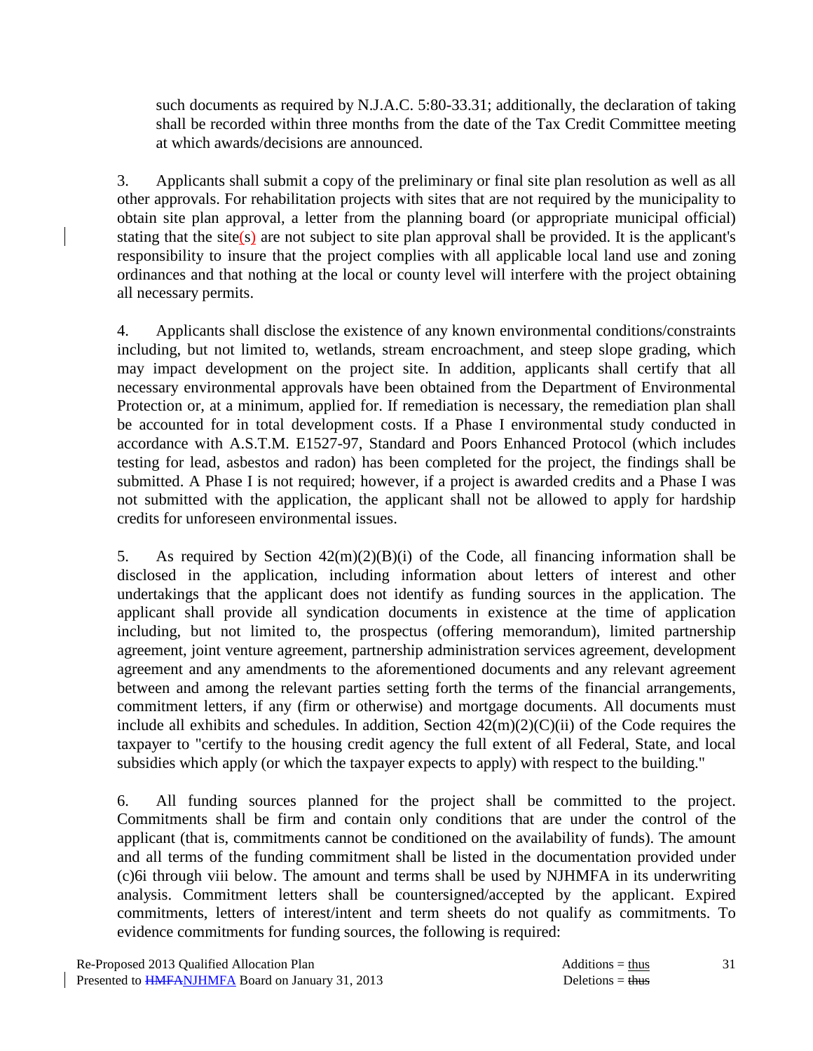such documents as required by N.J.A.C. 5:80-33.31; additionally, the declaration of taking shall be recorded within three months from the date of the Tax Credit Committee meeting at which awards/decisions are announced.

3. Applicants shall submit a copy of the preliminary or final site plan resolution as well as all other approvals. For rehabilitation projects with sites that are not required by the municipality to obtain site plan approval, a letter from the planning board (or appropriate municipal official) stating that the site(s) are not subject to site plan approval shall be provided. It is the applicant's responsibility to insure that the project complies with all applicable local land use and zoning ordinances and that nothing at the local or county level will interfere with the project obtaining all necessary permits.

4. Applicants shall disclose the existence of any known environmental conditions/constraints including, but not limited to, wetlands, stream encroachment, and steep slope grading, which may impact development on the project site. In addition, applicants shall certify that all necessary environmental approvals have been obtained from the Department of Environmental Protection or, at a minimum, applied for. If remediation is necessary, the remediation plan shall be accounted for in total development costs. If a Phase I environmental study conducted in accordance with A.S.T.M. E1527-97, Standard and Poors Enhanced Protocol (which includes testing for lead, asbestos and radon) has been completed for the project, the findings shall be submitted. A Phase I is not required; however, if a project is awarded credits and a Phase I was not submitted with the application, the applicant shall not be allowed to apply for hardship credits for unforeseen environmental issues.

5. As required by Section 42(m)(2)(B)(i) of the Code, all financing information shall be disclosed in the application, including information about letters of interest and other undertakings that the applicant does not identify as funding sources in the application. The applicant shall provide all syndication documents in existence at the time of application including, but not limited to, the prospectus (offering memorandum), limited partnership agreement, joint venture agreement, partnership administration services agreement, development agreement and any amendments to the aforementioned documents and any relevant agreement between and among the relevant parties setting forth the terms of the financial arrangements, commitment letters, if any (firm or otherwise) and mortgage documents. All documents must include all exhibits and schedules. In addition, Section 42(m)(2)(C)(ii) of the Code requires the taxpayer to "certify to the housing credit agency the full extent of all Federal, State, and local subsidies which apply (or which the taxpayer expects to apply) with respect to the building."

6. All funding sources planned for the project shall be committed to the project. Commitments shall be firm and contain only conditions that are under the control of the applicant (that is, commitments cannot be conditioned on the availability of funds). The amount and all terms of the funding commitment shall be listed in the documentation provided under (c)6i through viii below. The amount and terms shall be used by NJHMFA in its underwriting analysis. Commitment letters shall be countersigned/accepted by the applicant. Expired commitments, letters of interest/intent and term sheets do not qualify as commitments. To evidence commitments for funding sources, the following is required: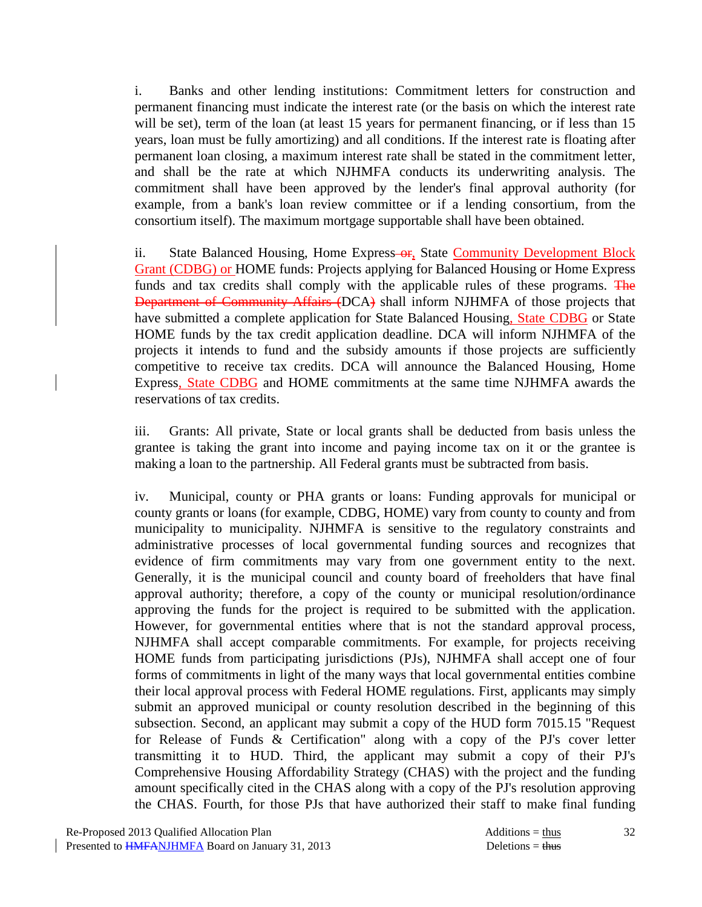i. Banks and other lending institutions: Commitment letters for construction and permanent financing must indicate the interest rate (or the basis on which the interest rate will be set), term of the loan (at least 15 years for permanent financing, or if less than 15 years, loan must be fully amortizing) and all conditions. If the interest rate is floating after permanent loan closing, a maximum interest rate shall be stated in the commitment letter, and shall be the rate at which NJHMFA conducts its underwriting analysis. The commitment shall have been approved by the lender's final approval authority (for example, from a bank's loan review committee or if a lending consortium, from the consortium itself). The maximum mortgage supportable shall have been obtained.

ii. State Balanced Housing, Home Express ~~or~~, State Community Development Block Grant (CDBG) or HOME funds: Projects applying for Balanced Housing or Home Express funds and tax credits shall comply with the applicable rules of these programs. ~~The Department of Community Affairs (~~DCA~~)~~ shall inform NJHMFA of those projects that have submitted a complete application for State Balanced Housing, State CDBG or State HOME funds by the tax credit application deadline. DCA will inform NJHMFA of the projects it intends to fund and the subsidy amounts if those projects are sufficiently competitive to receive tax credits. DCA will announce the Balanced Housing, Home Express, State CDBG and HOME commitments at the same time NJHMFA awards the reservations of tax credits.

iii. Grants: All private, State or local grants shall be deducted from basis unless the grantee is taking the grant into income and paying income tax on it or the grantee is making a loan to the partnership. All Federal grants must be subtracted from basis.

iv. Municipal, county or PHA grants or loans: Funding approvals for municipal or county grants or loans (for example, CDBG, HOME) vary from county to county and from municipality to municipality. NJHMFA is sensitive to the regulatory constraints and administrative processes of local governmental funding sources and recognizes that evidence of firm commitments may vary from one government entity to the next. Generally, it is the municipal council and county board of freeholders that have final approval authority; therefore, a copy of the county or municipal resolution/ordinance approving the funds for the project is required to be submitted with the application. However, for governmental entities where that is not the standard approval process, NJHMFA shall accept comparable commitments. For example, for projects receiving HOME funds from participating jurisdictions (PJs), NJHMFA shall accept one of four forms of commitments in light of the many ways that local governmental entities combine their local approval process with Federal HOME regulations. First, applicants may simply submit an approved municipal or county resolution described in the beginning of this subsection. Second, an applicant may submit a copy of the HUD form 7015.15 "Request for Release of Funds & Certification" along with a copy of the PJ's cover letter transmitting it to HUD. Third, the applicant may submit a copy of their PJ's Comprehensive Housing Affordability Strategy (CHAS) with the project and the funding amount specifically cited in the CHAS along with a copy of the PJ's resolution approving the CHAS. Fourth, for those PJs that have authorized their staff to make final funding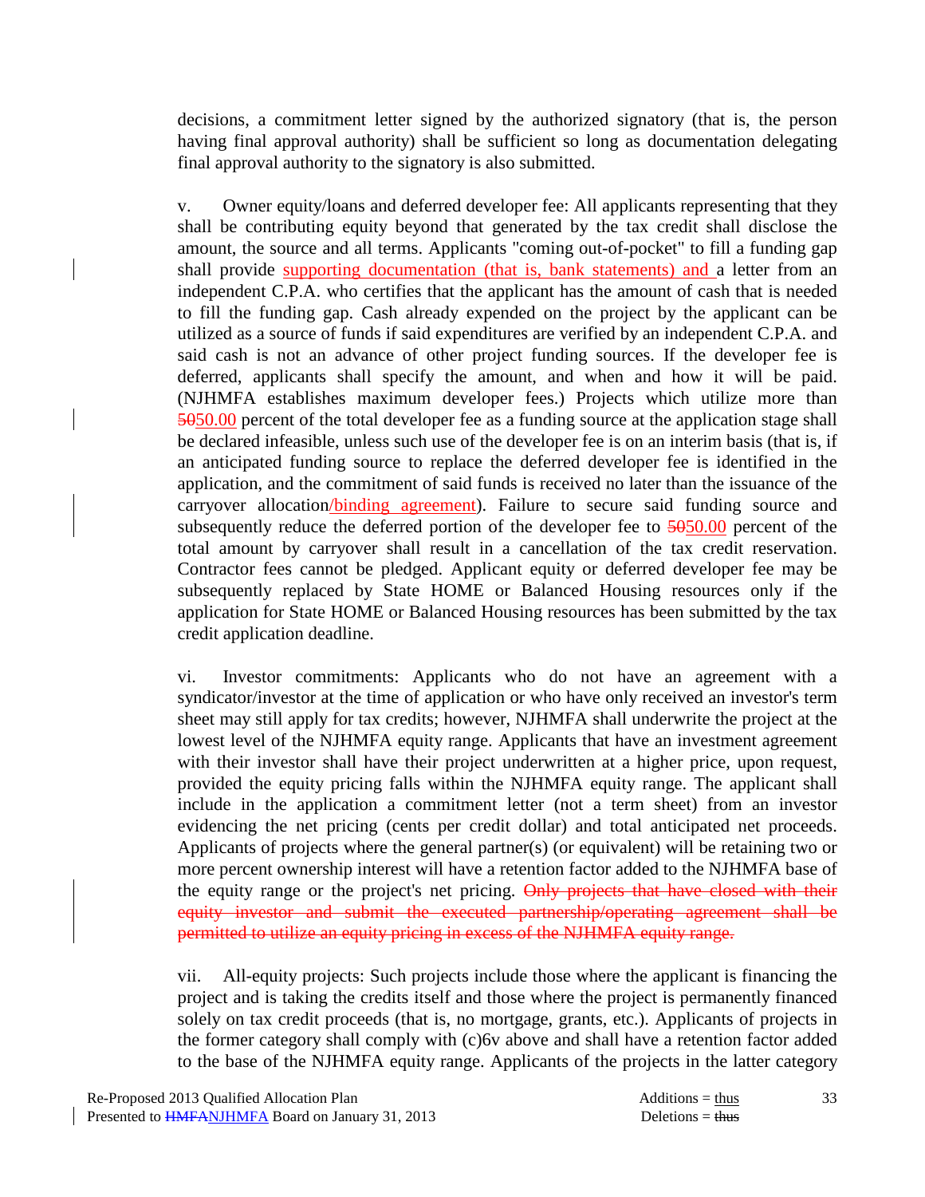decisions, a commitment letter signed by the authorized signatory (that is, the person having final approval authority) shall be sufficient so long as documentation delegating final approval authority to the signatory is also submitted.

v. Owner equity/loans and deferred developer fee: All applicants representing that they shall be contributing equity beyond that generated by the tax credit shall disclose the amount, the source and all terms. Applicants "coming out-of-pocket" to fill a funding gap shall provide <u>supporting documentation (that is, bank statements) and</u> a letter from an independent C.P.A. who certifies that the applicant has the amount of cash that is needed to fill the funding gap. Cash already expended on the project by the applicant can be utilized as a source of funds if said expenditures are verified by an independent C.P.A. and said cash is not an advance of other project funding sources. If the developer fee is deferred, applicants shall specify the amount, and when and how it will be paid. (NJHMFA establishes maximum developer fees.) Projects which utilize more than ~~50~~<u>50.00</u> percent of the total developer fee as a funding source at the application stage shall be declared infeasible, unless such use of the developer fee is on an interim basis (that is, if an anticipated funding source to replace the deferred developer fee is identified in the application, and the commitment of said funds is received no later than the issuance of the carryover allocation<u>/binding agreement</u>). Failure to secure said funding source and subsequently reduce the deferred portion of the developer fee to ~~50~~<u>50.00</u> percent of the total amount by carryover shall result in a cancellation of the tax credit reservation. Contractor fees cannot be pledged. Applicant equity or deferred developer fee may be subsequently replaced by State HOME or Balanced Housing resources only if the application for State HOME or Balanced Housing resources has been submitted by the tax credit application deadline.

vi. Investor commitments: Applicants who do not have an agreement with a syndicator/investor at the time of application or who have only received an investor's term sheet may still apply for tax credits; however, NJHMFA shall underwrite the project at the lowest level of the NJHMFA equity range. Applicants that have an investment agreement with their investor shall have their project underwritten at a higher price, upon request, provided the equity pricing falls within the NJHMFA equity range. The applicant shall include in the application a commitment letter (not a term sheet) from an investor evidencing the net pricing (cents per credit dollar) and total anticipated net proceeds. Applicants of projects where the general partner(s) (or equivalent) will be retaining two or more percent ownership interest will have a retention factor added to the NJHMFA base of the equity range or the project's net pricing. ~~Only projects that have closed with their equity investor and submit the executed partnership/operating agreement shall be permitted to utilize an equity pricing in excess of the NJHMFA equity range.~~

vii. All-equity projects: Such projects include those where the applicant is financing the project and is taking the credits itself and those where the project is permanently financed solely on tax credit proceeds (that is, no mortgage, grants, etc.). Applicants of projects in the former category shall comply with (c)6v above and shall have a retention factor added to the base of the NJHMFA equity range. Applicants of the projects in the latter category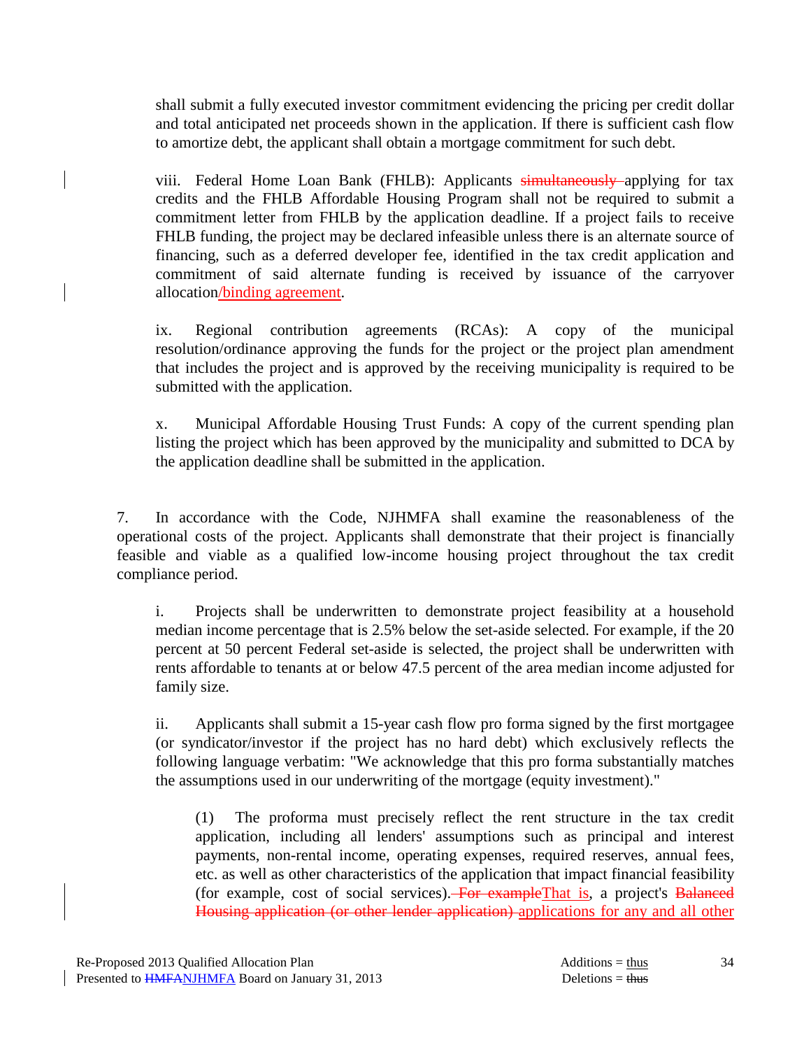shall submit a fully executed investor commitment evidencing the pricing per credit dollar and total anticipated net proceeds shown in the application. If there is sufficient cash flow to amortize debt, the applicant shall obtain a mortgage commitment for such debt.

viii. Federal Home Loan Bank (FHLB): Applicants ~~simultaneously~~ applying for tax credits and the FHLB Affordable Housing Program shall not be required to submit a commitment letter from FHLB by the application deadline. If a project fails to receive FHLB funding, the project may be declared infeasible unless there is an alternate source of financing, such as a deferred developer fee, identified in the tax credit application and commitment of said alternate funding is received by issuance of the carryover allocation<u>/binding agreement</u>.

ix. Regional contribution agreements (RCAs): A copy of the municipal resolution/ordinance approving the funds for the project or the project plan amendment that includes the project and is approved by the receiving municipality is required to be submitted with the application.

x. Municipal Affordable Housing Trust Funds: A copy of the current spending plan listing the project which has been approved by the municipality and submitted to DCA by the application deadline shall be submitted in the application.

7. In accordance with the Code, NJHMFA shall examine the reasonableness of the operational costs of the project. Applicants shall demonstrate that their project is financially feasible and viable as a qualified low-income housing project throughout the tax credit compliance period.

i. Projects shall be underwritten to demonstrate project feasibility at a household median income percentage that is 2.5% below the set-aside selected. For example, if the 20 percent at 50 percent Federal set-aside is selected, the project shall be underwritten with rents affordable to tenants at or below 47.5 percent of the area median income adjusted for family size.

ii. Applicants shall submit a 15-year cash flow pro forma signed by the first mortgagee (or syndicator/investor if the project has no hard debt) which exclusively reflects the following language verbatim: "We acknowledge that this pro forma substantially matches the assumptions used in our underwriting of the mortgage (equity investment)."

(1) The proforma must precisely reflect the rent structure in the tax credit application, including all lenders' assumptions such as principal and interest payments, non-rental income, operating expenses, required reserves, annual fees, etc. as well as other characteristics of the application that impact financial feasibility (for example, cost of social services). ~~For example~~<u>That is</u>, a project's ~~Balanced Housing application (or other lender application)~~ <u>applications for any and all other</u>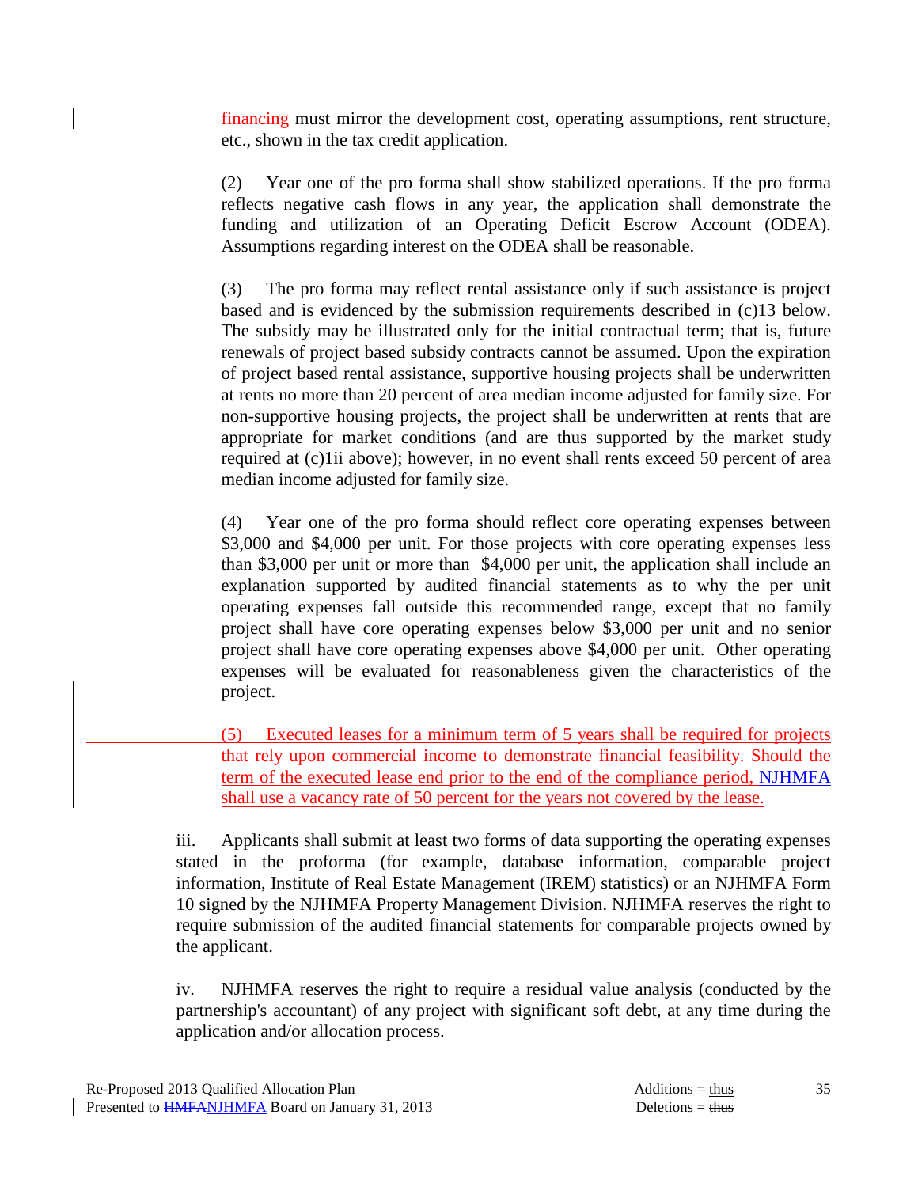financing must mirror the development cost, operating assumptions, rent structure, etc., shown in the tax credit application.

(2) Year one of the pro forma shall show stabilized operations. If the pro forma reflects negative cash flows in any year, the application shall demonstrate the funding and utilization of an Operating Deficit Escrow Account (ODEA). Assumptions regarding interest on the ODEA shall be reasonable.

(3) The pro forma may reflect rental assistance only if such assistance is project based and is evidenced by the submission requirements described in (c)13 below. The subsidy may be illustrated only for the initial contractual term; that is, future renewals of project based subsidy contracts cannot be assumed. Upon the expiration of project based rental assistance, supportive housing projects shall be underwritten at rents no more than 20 percent of area median income adjusted for family size. For non-supportive housing projects, the project shall be underwritten at rents that are appropriate for market conditions (and are thus supported by the market study required at (c)1ii above); however, in no event shall rents exceed 50 percent of area median income adjusted for family size.

(4) Year one of the pro forma should reflect core operating expenses between $3,000 and $4,000 per unit. For those projects with core operating expenses less than $3,000 per unit or more than $4,000 per unit, the application shall include an explanation supported by audited financial statements as to why the per unit operating expenses fall outside this recommended range, except that no family project shall have core operating expenses below $3,000 per unit and no senior project shall have core operating expenses above $4,000 per unit. Other operating expenses will be evaluated for reasonableness given the characteristics of the project.

(5) Executed leases for a minimum term of 5 years shall be required for projects that rely upon commercial income to demonstrate financial feasibility. Should the term of the executed lease end prior to the end of the compliance period, NJHMFA shall use a vacancy rate of 50 percent for the years not covered by the lease.

iii. Applicants shall submit at least two forms of data supporting the operating expenses stated in the proforma (for example, database information, comparable project information, Institute of Real Estate Management (IREM) statistics) or an NJHMFA Form 10 signed by the NJHMFA Property Management Division. NJHMFA reserves the right to require submission of the audited financial statements for comparable projects owned by the applicant.

iv. NJHMFA reserves the right to require a residual value analysis (conducted by the partnership's accountant) of any project with significant soft debt, at any time during the application and/or allocation process.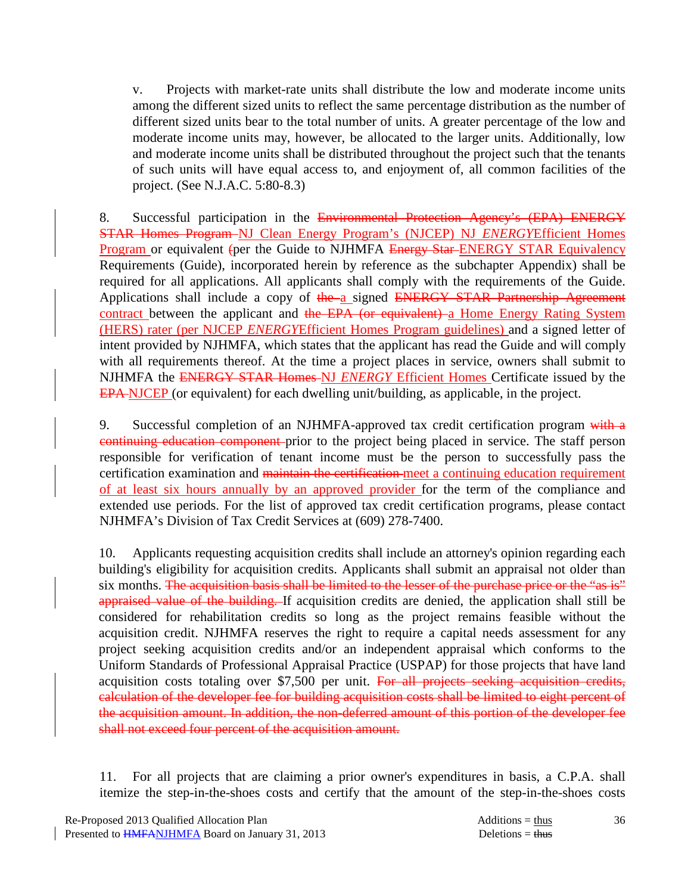v. Projects with market-rate units shall distribute the low and moderate income units among the different sized units to reflect the same percentage distribution as the number of different sized units bear to the total number of units. A greater percentage of the low and moderate income units may, however, be allocated to the larger units. Additionally, low and moderate income units shall be distributed throughout the project such that the tenants of such units will have equal access to, and enjoyment of, all common facilities of the project. (See N.J.A.C. 5:80-8.3)

8. Successful participation in the ~~Environmental Protection Agency's (EPA) ENERGY STAR Homes Program~~ <u>NJ Clean Energy Program's (NJCEP) NJ *ENERGY*Efficient Homes Program</u> or equivalent ~~(~~per the Guide to NJHMFA ~~Energy Star~~ <u>ENERGY STAR Equivalency</u> Requirements (Guide), incorporated herein by reference as the subchapter Appendix) shall be required for all applications. All applicants shall comply with the requirements of the Guide. Applications shall include a copy of ~~the~~ <u>a</u> signed ~~ENERGY STAR Partnership Agreement~~ <u>contract</u> between the applicant and ~~the EPA (or equivalent)~~ <u>a Home Energy Rating System (HERS) rater (per NJCEP *ENERGY*Efficient Homes Program guidelines)</u> and a signed letter of intent provided by NJHMFA, which states that the applicant has read the Guide and will comply with all requirements thereof. At the time a project places in service, owners shall submit to NJHMFA the ~~ENERGY STAR Homes~~ <u>NJ *ENERGY* Efficient Homes</u> Certificate issued by the ~~EPA~~ <u>NJCEP</u> (or equivalent) for each dwelling unit/building, as applicable, in the project.

9. Successful completion of an NJHMFA-approved tax credit certification program ~~with a continuing education component~~ prior to the project being placed in service. The staff person responsible for verification of tenant income must be the person to successfully pass the certification examination and ~~maintain the certification~~ <u>meet a continuing education requirement of at least six hours annually by an approved provider</u> for the term of the compliance and extended use periods. For the list of approved tax credit certification programs, please contact NJHMFA's Division of Tax Credit Services at (609) 278-7400.

10. Applicants requesting acquisition credits shall include an attorney's opinion regarding each building's eligibility for acquisition credits. Applicants shall submit an appraisal not older than six months. ~~The acquisition basis shall be limited to the lesser of the purchase price or the "as is" appraised value of the building.~~ If acquisition credits are denied, the application shall still be considered for rehabilitation credits so long as the project remains feasible without the acquisition credit. NJHMFA reserves the right to require a capital needs assessment for any project seeking acquisition credits and/or an independent appraisal which conforms to the Uniform Standards of Professional Appraisal Practice (USPAP) for those projects that have land acquisition costs totaling over $7,500 per unit. ~~For all projects seeking acquisition credits, calculation of the developer fee for building acquisition costs shall be limited to eight percent of the acquisition amount. In addition, the non-deferred amount of this portion of the developer fee shall not exceed four percent of the acquisition amount.~~

11. For all projects that are claiming a prior owner's expenditures in basis, a C.P.A. shall itemize the step-in-the-shoes costs and certify that the amount of the step-in-the-shoes costs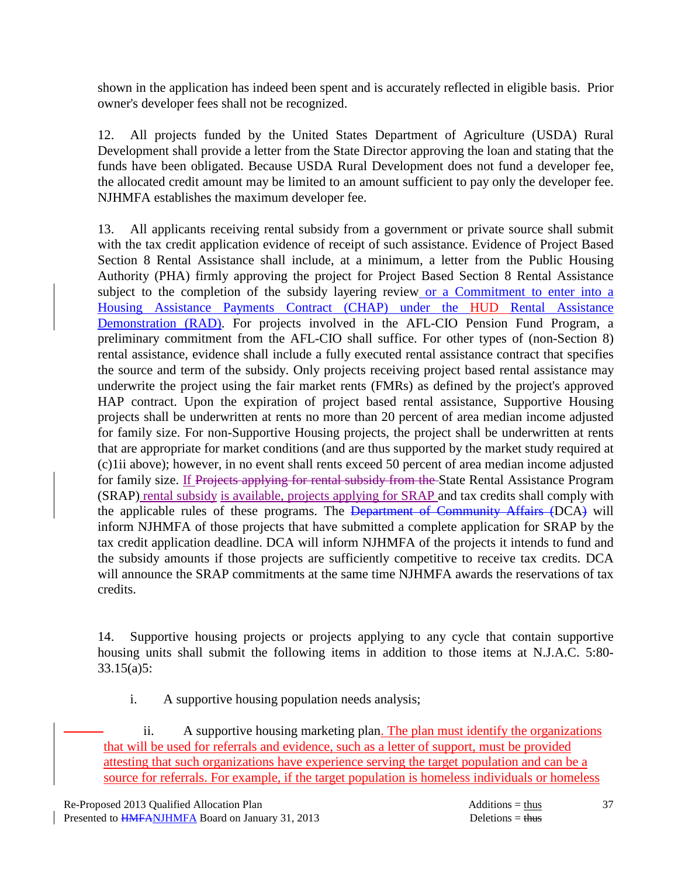shown in the application has indeed been spent and is accurately reflected in eligible basis. Prior owner's developer fees shall not be recognized.

12. All projects funded by the United States Department of Agriculture (USDA) Rural Development shall provide a letter from the State Director approving the loan and stating that the funds have been obligated. Because USDA Rural Development does not fund a developer fee, the allocated credit amount may be limited to an amount sufficient to pay only the developer fee. NJHMFA establishes the maximum developer fee.

13. All applicants receiving rental subsidy from a government or private source shall submit with the tax credit application evidence of receipt of such assistance. Evidence of Project Based Section 8 Rental Assistance shall include, at a minimum, a letter from the Public Housing Authority (PHA) firmly approving the project for Project Based Section 8 Rental Assistance subject to the completion of the subsidy layering review or a Commitment to enter into a Housing Assistance Payments Contract (CHAP) under the HUD Rental Assistance Demonstration (RAD). For projects involved in the AFL-CIO Pension Fund Program, a preliminary commitment from the AFL-CIO shall suffice. For other types of (non-Section 8) rental assistance, evidence shall include a fully executed rental assistance contract that specifies the source and term of the subsidy. Only projects receiving project based rental assistance may underwrite the project using the fair market rents (FMRs) as defined by the project's approved HAP contract. Upon the expiration of project based rental assistance, Supportive Housing projects shall be underwritten at rents no more than 20 percent of area median income adjusted for family size. For non-Supportive Housing projects, the project shall be underwritten at rents that are appropriate for market conditions (and are thus supported by the market study required at (c)1ii above); however, in no event shall rents exceed 50 percent of area median income adjusted for family size. If ~~Projects applying for rental subsidy from the~~ State Rental Assistance Program (SRAP) rental subsidy is available, projects applying for SRAP and tax credits shall comply with the applicable rules of these programs. The ~~Department of Community Affairs (~~DCA~~)~~ will inform NJHMFA of those projects that have submitted a complete application for SRAP by the tax credit application deadline. DCA will inform NJHMFA of the projects it intends to fund and the subsidy amounts if those projects are sufficiently competitive to receive tax credits. DCA will announce the SRAP commitments at the same time NJHMFA awards the reservations of tax credits.

14. Supportive housing projects or projects applying to any cycle that contain supportive housing units shall submit the following items in addition to those items at N.J.A.C. 5:80-33.15(a)5:

i. A supportive housing population needs analysis;

ii. A supportive housing marketing plan. The plan must identify the organizations that will be used for referrals and evidence, such as a letter of support, must be provided attesting that such organizations have experience serving the target population and can be a source for referrals. For example, if the target population is homeless individuals or homeless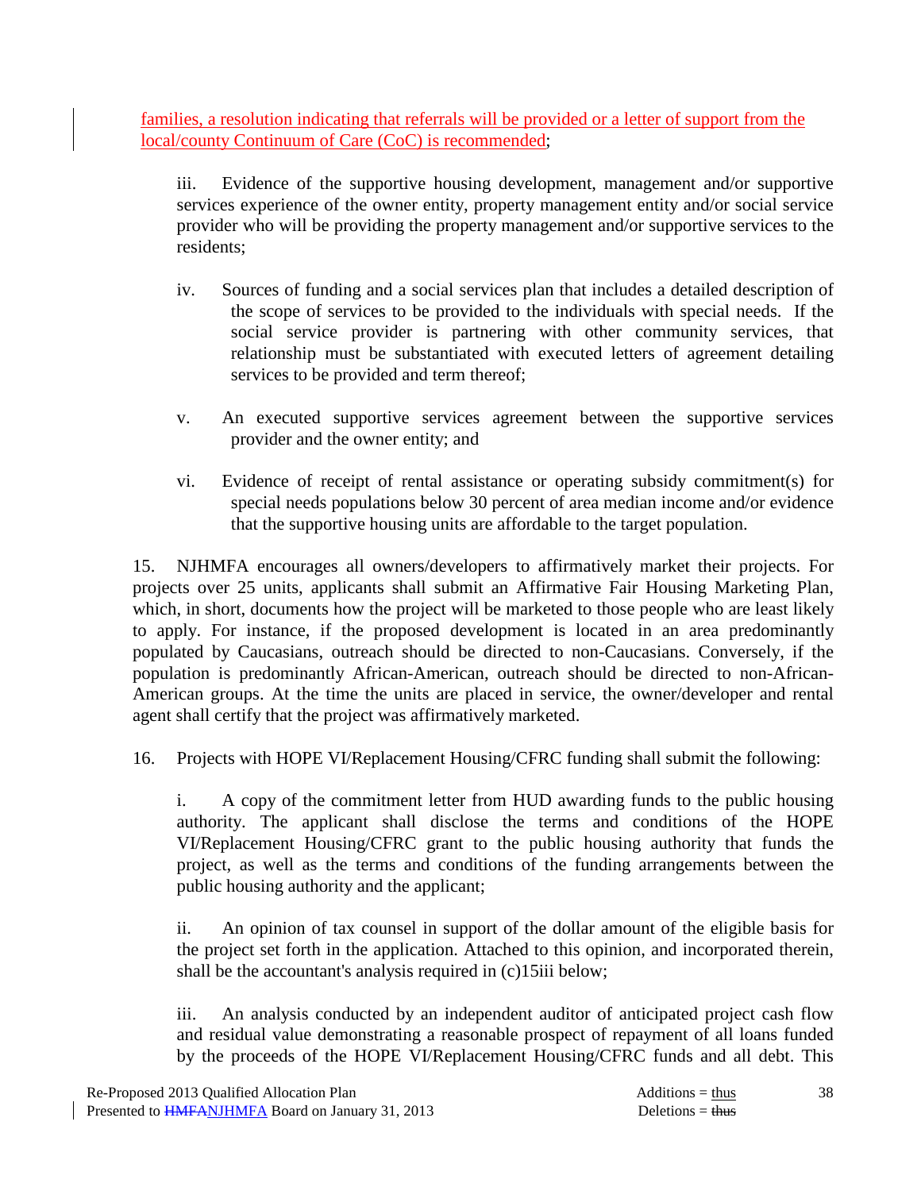families, a resolution indicating that referrals will be provided or a letter of support from the local/county Continuum of Care (CoC) is recommended;

iii. Evidence of the supportive housing development, management and/or supportive services experience of the owner entity, property management entity and/or social service provider who will be providing the property management and/or supportive services to the residents;

iv. Sources of funding and a social services plan that includes a detailed description of the scope of services to be provided to the individuals with special needs. If the social service provider is partnering with other community services, that relationship must be substantiated with executed letters of agreement detailing services to be provided and term thereof;

v. An executed supportive services agreement between the supportive services provider and the owner entity; and

vi. Evidence of receipt of rental assistance or operating subsidy commitment(s) for special needs populations below 30 percent of area median income and/or evidence that the supportive housing units are affordable to the target population.

15. NJHMFA encourages all owners/developers to affirmatively market their projects. For projects over 25 units, applicants shall submit an Affirmative Fair Housing Marketing Plan, which, in short, documents how the project will be marketed to those people who are least likely to apply. For instance, if the proposed development is located in an area predominantly populated by Caucasians, outreach should be directed to non-Caucasians. Conversely, if the population is predominantly African-American, outreach should be directed to non-African-American groups. At the time the units are placed in service, the owner/developer and rental agent shall certify that the project was affirmatively marketed.

16. Projects with HOPE VI/Replacement Housing/CFRC funding shall submit the following:

i. A copy of the commitment letter from HUD awarding funds to the public housing authority. The applicant shall disclose the terms and conditions of the HOPE VI/Replacement Housing/CFRC grant to the public housing authority that funds the project, as well as the terms and conditions of the funding arrangements between the public housing authority and the applicant;

ii. An opinion of tax counsel in support of the dollar amount of the eligible basis for the project set forth in the application. Attached to this opinion, and incorporated therein, shall be the accountant's analysis required in (c)15iii below;

iii. An analysis conducted by an independent auditor of anticipated project cash flow and residual value demonstrating a reasonable prospect of repayment of all loans funded by the proceeds of the HOPE VI/Replacement Housing/CFRC funds and all debt. This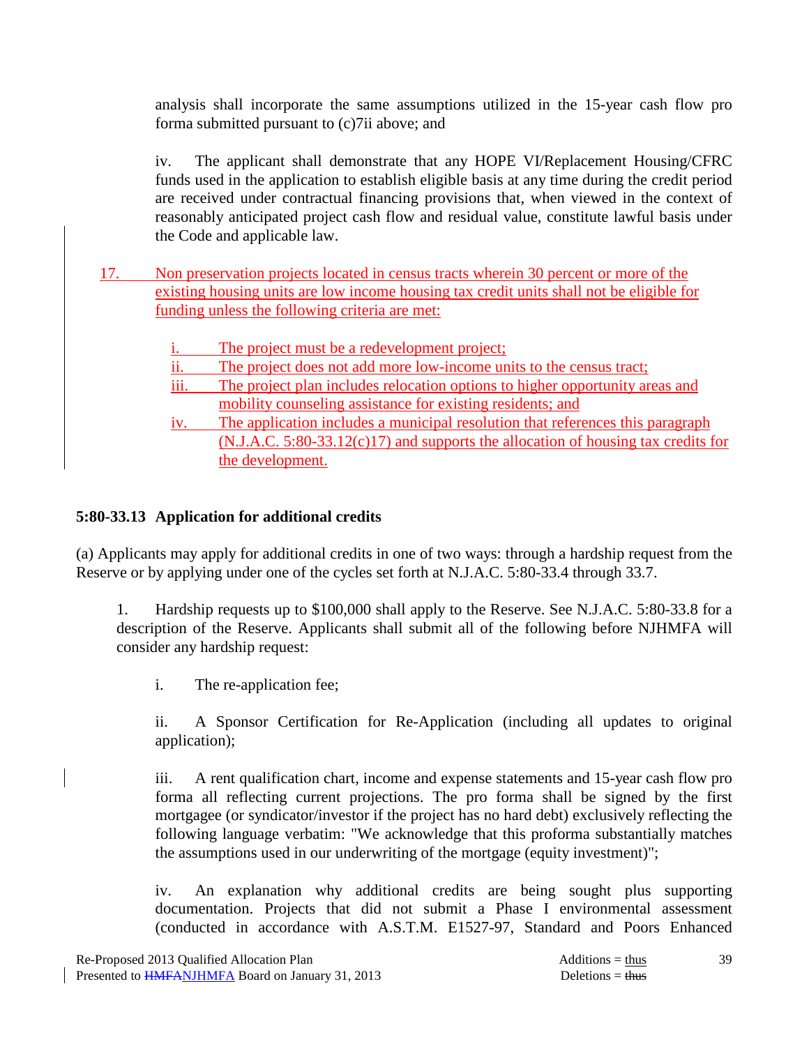analysis shall incorporate the same assumptions utilized in the 15-year cash flow pro forma submitted pursuant to (c)7ii above; and

iv. The applicant shall demonstrate that any HOPE VI/Replacement Housing/CFRC funds used in the application to establish eligible basis at any time during the credit period are received under contractual financing provisions that, when viewed in the context of reasonably anticipated project cash flow and residual value, constitute lawful basis under the Code and applicable law.

17. Non preservation projects located in census tracts wherein 30 percent or more of the existing housing units are low income housing tax credit units shall not be eligible for funding unless the following criteria are met:

   i. The project must be a redevelopment project;
   ii. The project does not add more low-income units to the census tract;
   iii. The project plan includes relocation options to higher opportunity areas and mobility counseling assistance for existing residents; and
   iv. The application includes a municipal resolution that references this paragraph (N.J.A.C. 5:80-33.12(c)17) and supports the allocation of housing tax credits for the development.

## 5:80-33.13 Application for additional credits

(a) Applicants may apply for additional credits in one of two ways: through a hardship request from the Reserve or by applying under one of the cycles set forth at N.J.A.C. 5:80-33.4 through 33.7.

1. Hardship requests up to $100,000 shall apply to the Reserve. See N.J.A.C. 5:80-33.8 for a description of the Reserve. Applicants shall submit all of the following before NJHMFA will consider any hardship request:

   i. The re-application fee;

   ii. A Sponsor Certification for Re-Application (including all updates to original application);

   iii. A rent qualification chart, income and expense statements and 15-year cash flow pro forma all reflecting current projections. The pro forma shall be signed by the first mortgagee (or syndicator/investor if the project has no hard debt) exclusively reflecting the following language verbatim: "We acknowledge that this proforma substantially matches the assumptions used in our underwriting of the mortgage (equity investment)";

   iv. An explanation why additional credits are being sought plus supporting documentation. Projects that did not submit a Phase I environmental assessment (conducted in accordance with A.S.T.M. E1527-97, Standard and Poors Enhanced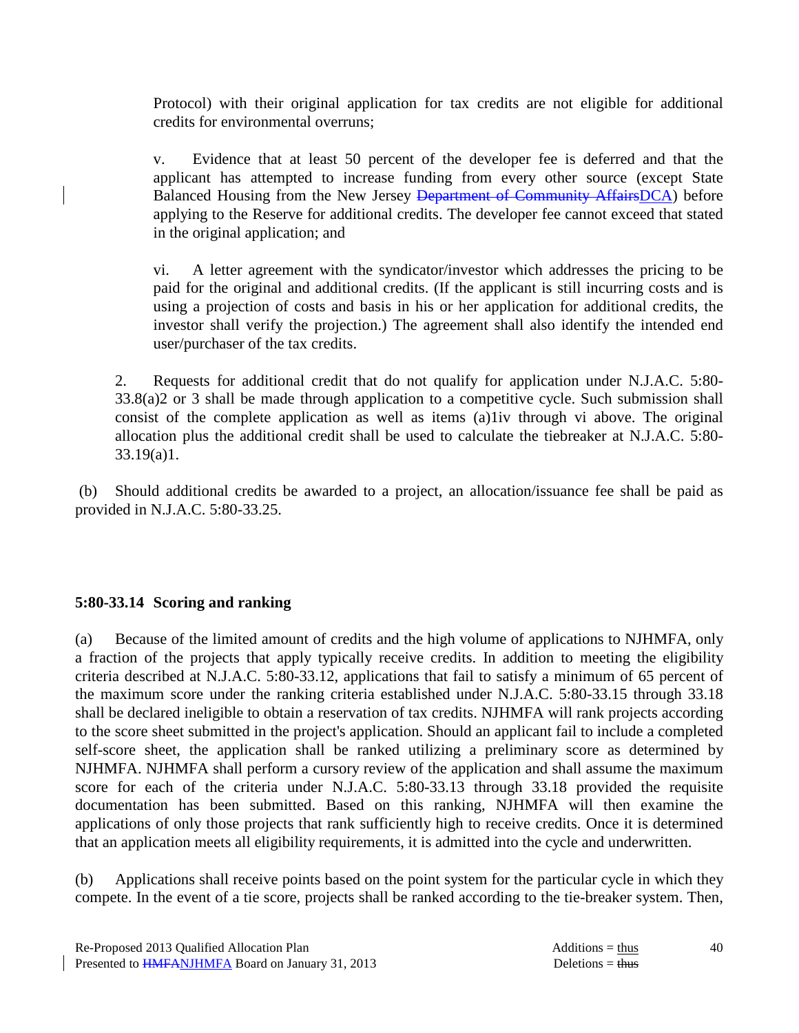Protocol) with their original application for tax credits are not eligible for additional credits for environmental overruns;

v. Evidence that at least 50 percent of the developer fee is deferred and that the applicant has attempted to increase funding from every other source (except State Balanced Housing from the New Jersey ~~Department of Community Affairs~~DCA) before applying to the Reserve for additional credits. The developer fee cannot exceed that stated in the original application; and

vi. A letter agreement with the syndicator/investor which addresses the pricing to be paid for the original and additional credits. (If the applicant is still incurring costs and is using a projection of costs and basis in his or her application for additional credits, the investor shall verify the projection.) The agreement shall also identify the intended end user/purchaser of the tax credits.

2. Requests for additional credit that do not qualify for application under N.J.A.C. 5:80-33.8(a)2 or 3 shall be made through application to a competitive cycle. Such submission shall consist of the complete application as well as items (a)1iv through vi above. The original allocation plus the additional credit shall be used to calculate the tiebreaker at N.J.A.C. 5:80-33.19(a)1.

(b) Should additional credits be awarded to a project, an allocation/issuance fee shall be paid as provided in N.J.A.C. 5:80-33.25.

**5:80-33.14 Scoring and ranking**

(a) Because of the limited amount of credits and the high volume of applications to NJHMFA, only a fraction of the projects that apply typically receive credits. In addition to meeting the eligibility criteria described at N.J.A.C. 5:80-33.12, applications that fail to satisfy a minimum of 65 percent of the maximum score under the ranking criteria established under N.J.A.C. 5:80-33.15 through 33.18 shall be declared ineligible to obtain a reservation of tax credits. NJHMFA will rank projects according to the score sheet submitted in the project's application. Should an applicant fail to include a completed self-score sheet, the application shall be ranked utilizing a preliminary score as determined by NJHMFA. NJHMFA shall perform a cursory review of the application and shall assume the maximum score for each of the criteria under N.J.A.C. 5:80-33.13 through 33.18 provided the requisite documentation has been submitted. Based on this ranking, NJHMFA will then examine the applications of only those projects that rank sufficiently high to receive credits. Once it is determined that an application meets all eligibility requirements, it is admitted into the cycle and underwritten.

(b) Applications shall receive points based on the point system for the particular cycle in which they compete. In the event of a tie score, projects shall be ranked according to the tie-breaker system. Then,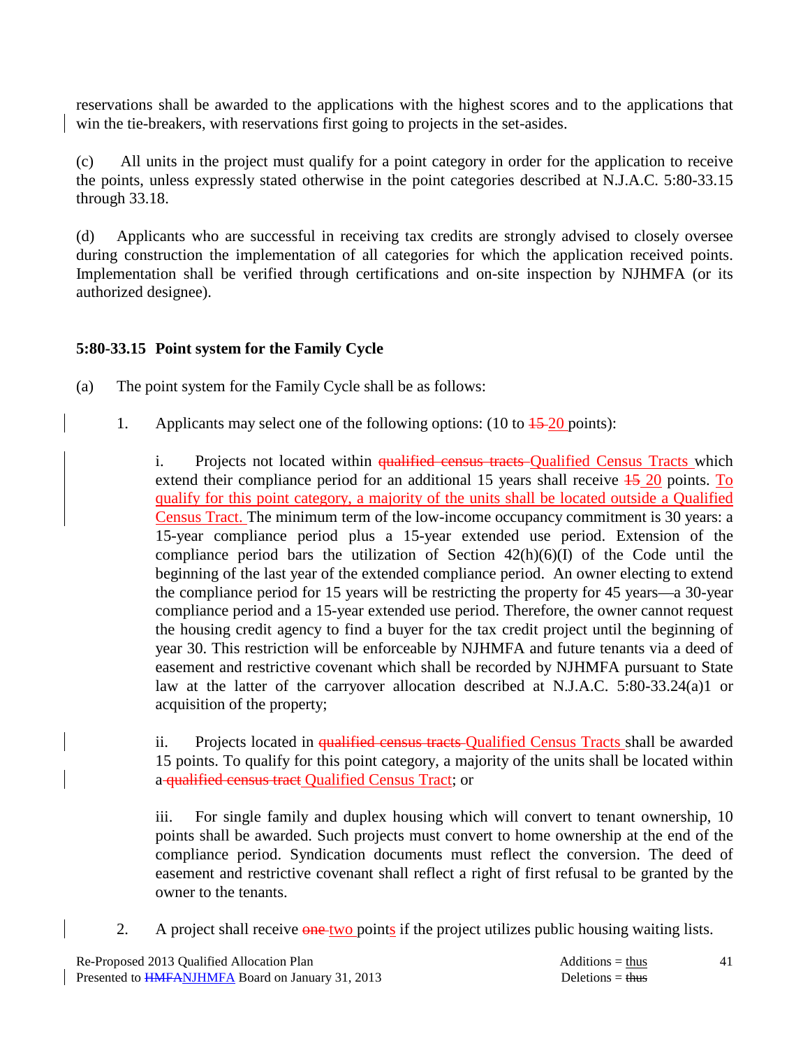reservations shall be awarded to the applications with the highest scores and to the applications that win the tie-breakers, with reservations first going to projects in the set-asides.

(c) All units in the project must qualify for a point category in order for the application to receive the points, unless expressly stated otherwise in the point categories described at N.J.A.C. 5:80-33.15 through 33.18.

(d) Applicants who are successful in receiving tax credits are strongly advised to closely oversee during construction the implementation of all categories for which the application received points. Implementation shall be verified through certifications and on-site inspection by NJHMFA (or its authorized designee).

**5:80-33.15 Point system for the Family Cycle**

(a) The point system for the Family Cycle shall be as follows:

1. Applicants may select one of the following options: (10 to ~~15~~ 20 points):

   i. Projects not located within ~~qualified census tracts~~ Qualified Census Tracts which extend their compliance period for an additional 15 years shall receive ~~15~~ 20 points. To qualify for this point category, a majority of the units shall be located outside a Qualified Census Tract. The minimum term of the low-income occupancy commitment is 30 years: a 15-year compliance period plus a 15-year extended use period. Extension of the compliance period bars the utilization of Section 42(h)(6)(I) of the Code until the beginning of the last year of the extended compliance period. An owner electing to extend the compliance period for 15 years will be restricting the property for 45 years—a 30-year compliance period and a 15-year extended use period. Therefore, the owner cannot request the housing credit agency to find a buyer for the tax credit project until the beginning of year 30. This restriction will be enforceable by NJHMFA and future tenants via a deed of easement and restrictive covenant which shall be recorded by NJHMFA pursuant to State law at the latter of the carryover allocation described at N.J.A.C. 5:80-33.24(a)1 or acquisition of the property;

   ii. Projects located in ~~qualified census tracts~~ Qualified Census Tracts shall be awarded 15 points. To qualify for this point category, a majority of the units shall be located within a ~~qualified census tract~~ Qualified Census Tract; or

   iii. For single family and duplex housing which will convert to tenant ownership, 10 points shall be awarded. Such projects must convert to home ownership at the end of the compliance period. Syndication documents must reflect the conversion. The deed of easement and restrictive covenant shall reflect a right of first refusal to be granted by the owner to the tenants.

2. A project shall receive ~~one~~ two points if the project utilizes public housing waiting lists.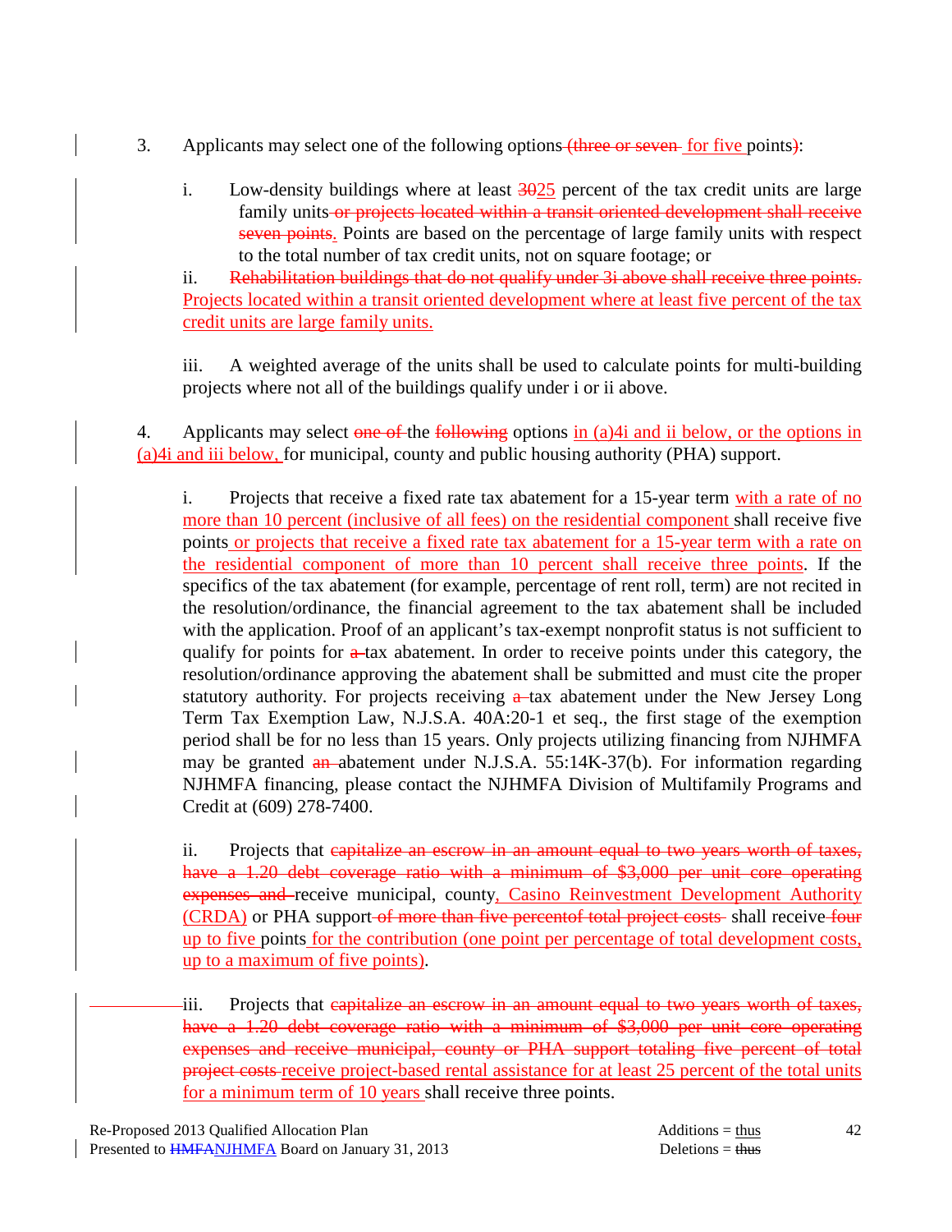3. Applicants may select one of the following options~~ (three or seven ~~ <u>for five </u>points~~)~~:

   i. Low-density buildings where at least ~~30~~<u>25</u> percent of the tax credit units are large family units~~ or projects located within a transit oriented development shall receive seven points~~<u>.</u> Points are based on the percentage of large family units with respect to the total number of tax credit units, not on square footage; or

   ii. ~~Rehabilitation buildings that do not qualify under 3i above shall receive three points.~~ <u>Projects located within a transit oriented development where at least five percent of the tax credit units are large family units.</u>

   iii. A weighted average of the units shall be used to calculate points for multi-building projects where not all of the buildings qualify under i or ii above.

4. Applicants may select ~~one of~~ the ~~following~~ options <u>in (a)4i and ii below, or the options in (a)4i and iii below, </u>for municipal, county and public housing authority (PHA) support.

   i. Projects that receive a fixed rate tax abatement for a 15-year term <u>with a rate of no more than 10 percent (inclusive of all fees) on the residential component </u>shall receive five points<u> or projects that receive a fixed rate tax abatement for a 15-year term with a rate on the residential component of more than 10 percent shall receive three points</u>. If the specifics of the tax abatement (for example, percentage of rent roll, term) are not recited in the resolution/ordinance, the financial agreement to the tax abatement shall be included with the application. Proof of an applicant's tax-exempt nonprofit status is not sufficient to qualify for points for ~~a~~ tax abatement. In order to receive points under this category, the resolution/ordinance approving the abatement shall be submitted and must cite the proper statutory authority. For projects receiving ~~a~~ tax abatement under the New Jersey Long Term Tax Exemption Law, N.J.S.A. 40A:20-1 et seq., the first stage of the exemption period shall be for no less than 15 years. Only projects utilizing financing from NJHMFA may be granted ~~an~~ abatement under N.J.S.A. 55:14K-37(b). For information regarding NJHMFA financing, please contact the NJHMFA Division of Multifamily Programs and Credit at (609) 278-7400.

   ii. Projects that ~~capitalize an escrow in an amount equal to two years worth of taxes, have a 1.20 debt coverage ratio with a minimum of $3,000 per unit core operating expenses and~~ receive municipal, county<u>, Casino Reinvestment Development Authority (CRDA)</u> or PHA support~~ of more than five percentof total project costs~~ shall receive~~ four~~ <u>up to five </u>points<u> for the contribution (one point per percentage of total development costs, up to a maximum of five points)</u>.

   iii. Projects that ~~capitalize an escrow in an amount equal to two years worth of taxes, have a 1.20 debt coverage ratio with a minimum of $3,000 per unit core operating expenses and receive municipal, county or PHA support totaling five percent of total project costs~~ <u>receive project-based rental assistance for at least 25 percent of the total units for a minimum term of 10 years </u>shall receive three points.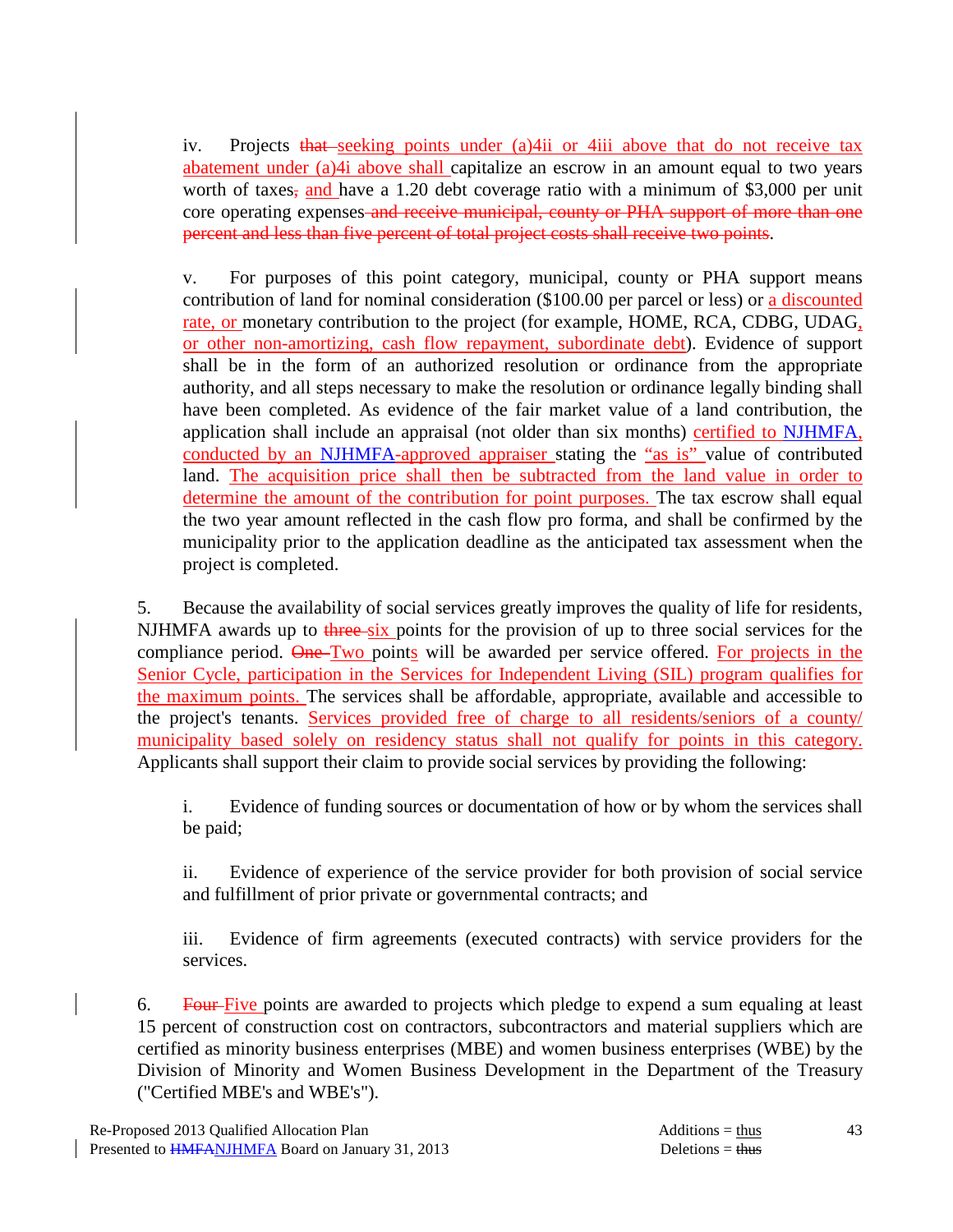iv. Projects ~~that~~ <u>seeking points under (a)4ii or 4iii above that do not receive tax abatement under (a)4i above shall</u> capitalize an escrow in an amount equal to two years worth of taxes~~,~~ <u>and</u> have a 1.20 debt coverage ratio with a minimum of $3,000 per unit core operating expenses ~~and receive municipal, county or PHA support of more than one percent and less than five percent of total project costs shall receive two points~~.

v. For purposes of this point category, municipal, county or PHA support means contribution of land for nominal consideration ($100.00 per parcel or less) or <u>a discounted rate, or</u> monetary contribution to the project (for example, HOME, RCA, CDBG, UDAG<u>, or other non-amortizing, cash flow repayment, subordinate debt</u>). Evidence of support shall be in the form of an authorized resolution or ordinance from the appropriate authority, and all steps necessary to make the resolution or ordinance legally binding shall have been completed. As evidence of the fair market value of a land contribution, the application shall include an appraisal (not older than six months) <u>certified to NJHMFA, conducted by an NJHMFA-approved appraiser</u> stating the <u>"as is"</u> value of contributed land. <u>The acquisition price shall then be subtracted from the land value in order to determine the amount of the contribution for point purposes.</u> The tax escrow shall equal the two year amount reflected in the cash flow pro forma, and shall be confirmed by the municipality prior to the application deadline as the anticipated tax assessment when the project is completed.

5. Because the availability of social services greatly improves the quality of life for residents, NJHMFA awards up to ~~three~~ <u>six</u> points for the provision of up to three social services for the compliance period. ~~One~~ <u>Two</u> point<u>s</u> will be awarded per service offered. <u>For projects in the Senior Cycle, participation in the Services for Independent Living (SIL) program qualifies for the maximum points.</u> The services shall be affordable, appropriate, available and accessible to the project's tenants. <u>Services provided free of charge to all residents/seniors of a county/ municipality based solely on residency status shall not qualify for points in this category.</u> Applicants shall support their claim to provide social services by providing the following:

i. Evidence of funding sources or documentation of how or by whom the services shall be paid;

ii. Evidence of experience of the service provider for both provision of social service and fulfillment of prior private or governmental contracts; and

iii. Evidence of firm agreements (executed contracts) with service providers for the services.

6. ~~Four~~ <u>Five</u> points are awarded to projects which pledge to expend a sum equaling at least 15 percent of construction cost on contractors, subcontractors and material suppliers which are certified as minority business enterprises (MBE) and women business enterprises (WBE) by the Division of Minority and Women Business Development in the Department of the Treasury ("Certified MBE's and WBE's").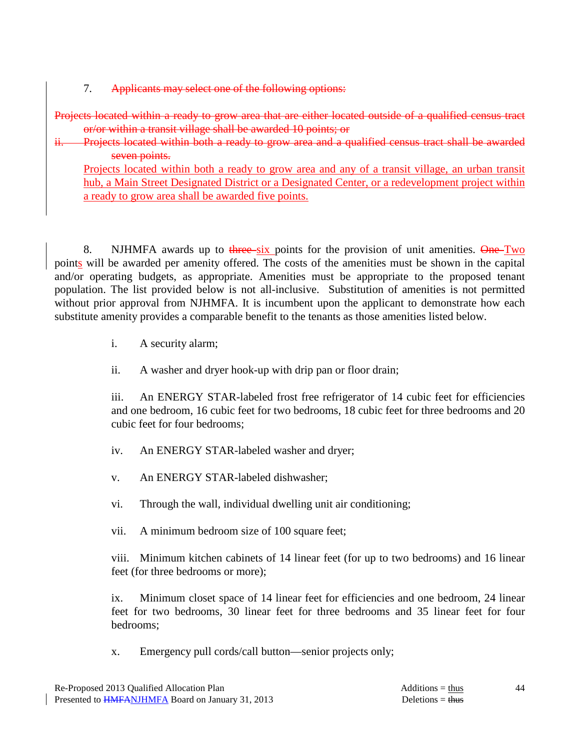7. ~~Applicants may select one of the following options:~~

~~Projects located within a ready to grow area that are either located outside of a qualified census tract or/or within a transit village shall be awarded 10 points; or~~

~~ii. Projects located within both a ready to grow area and a qualified census tract shall be awarded seven points.~~

<u>Projects located within both a ready to grow area and any of a transit village, an urban transit hub, a Main Street Designated District or a Designated Center, or a redevelopment project within a ready to grow area shall be awarded five points.</u>

8. NJHMFA awards up to ~~three~~ <u>six</u> points for the provision of unit amenities. ~~One~~ <u>Two</u> point<u>s</u> will be awarded per amenity offered. The costs of the amenities must be shown in the capital and/or operating budgets, as appropriate. Amenities must be appropriate to the proposed tenant population. The list provided below is not all-inclusive. Substitution of amenities is not permitted without prior approval from NJHMFA. It is incumbent upon the applicant to demonstrate how each substitute amenity provides a comparable benefit to the tenants as those amenities listed below.

i. A security alarm;

ii. A washer and dryer hook-up with drip pan or floor drain;

iii. An ENERGY STAR-labeled frost free refrigerator of 14 cubic feet for efficiencies and one bedroom, 16 cubic feet for two bedrooms, 18 cubic feet for three bedrooms and 20 cubic feet for four bedrooms;

iv. An ENERGY STAR-labeled washer and dryer;

v. An ENERGY STAR-labeled dishwasher;

vi. Through the wall, individual dwelling unit air conditioning;

vii. A minimum bedroom size of 100 square feet;

viii. Minimum kitchen cabinets of 14 linear feet (for up to two bedrooms) and 16 linear feet (for three bedrooms or more);

ix. Minimum closet space of 14 linear feet for efficiencies and one bedroom, 24 linear feet for two bedrooms, 30 linear feet for three bedrooms and 35 linear feet for four bedrooms;

x. Emergency pull cords/call button—senior projects only;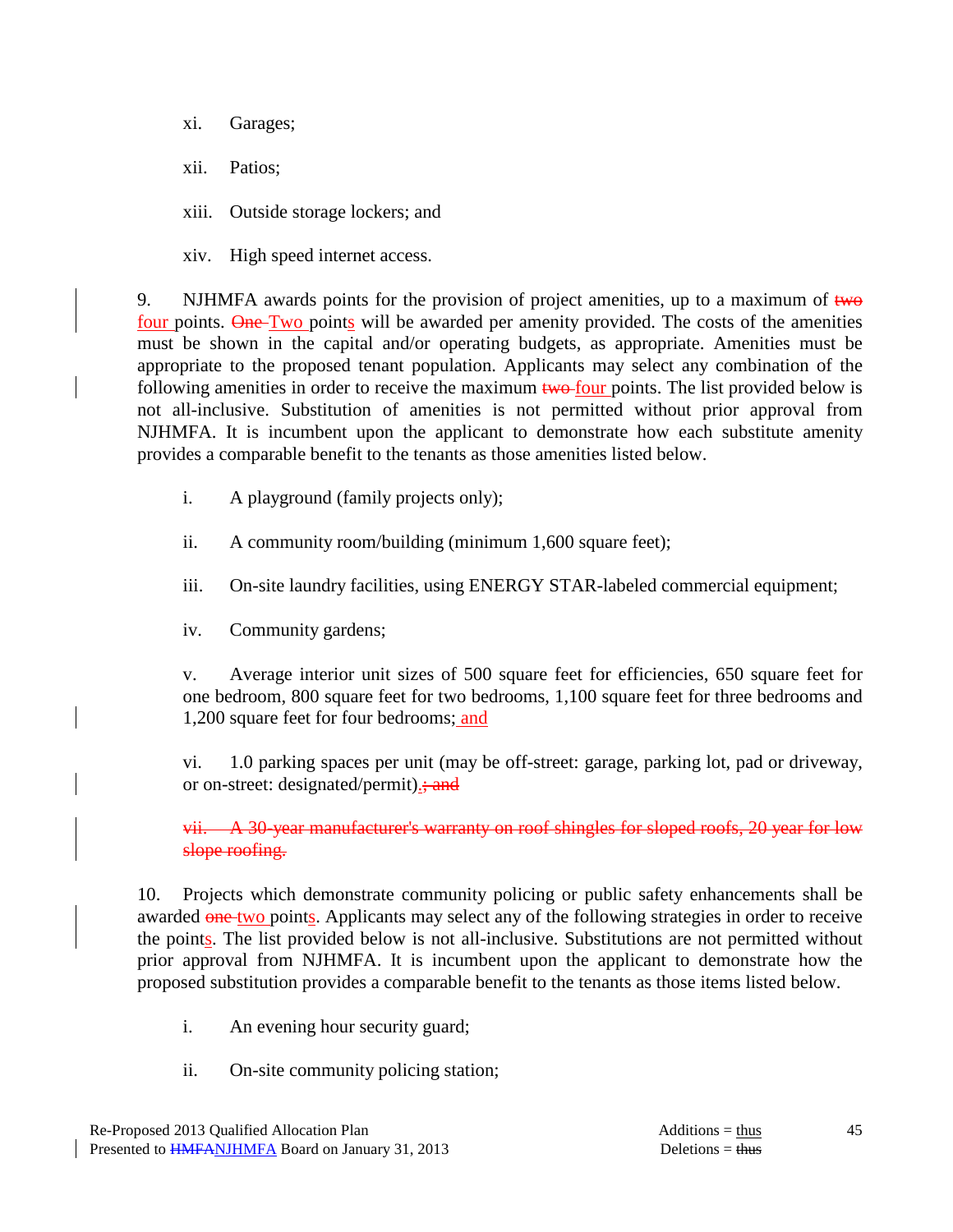xi. Garages;

xii. Patios;

xiii. Outside storage lockers; and

xiv. High speed internet access.

9. NJHMFA awards points for the provision of project amenities, up to a maximum of ~~two~~ four points. ~~One~~ Two points will be awarded per amenity provided. The costs of the amenities must be shown in the capital and/or operating budgets, as appropriate. Amenities must be appropriate to the proposed tenant population. Applicants may select any combination of the following amenities in order to receive the maximum ~~two~~ four points. The list provided below is not all-inclusive. Substitution of amenities is not permitted without prior approval from NJHMFA. It is incumbent upon the applicant to demonstrate how each substitute amenity provides a comparable benefit to the tenants as those amenities listed below.

i. A playground (family projects only);

ii. A community room/building (minimum 1,600 square feet);

iii. On-site laundry facilities, using ENERGY STAR-labeled commercial equipment;

iv. Community gardens;

v. Average interior unit sizes of 500 square feet for efficiencies, 650 square feet for one bedroom, 800 square feet for two bedrooms, 1,100 square feet for three bedrooms and 1,200 square feet for four bedrooms; and

vi. 1.0 parking spaces per unit (may be off-street: garage, parking lot, pad or driveway, or on-street: designated/permit).~~; and~~

~~vii. A 30-year manufacturer's warranty on roof shingles for sloped roofs, 20 year for low slope roofing.~~

10. Projects which demonstrate community policing or public safety enhancements shall be awarded ~~one~~ two points. Applicants may select any of the following strategies in order to receive the points. The list provided below is not all-inclusive. Substitutions are not permitted without prior approval from NJHMFA. It is incumbent upon the applicant to demonstrate how the proposed substitution provides a comparable benefit to the tenants as those items listed below.

i. An evening hour security guard;

ii. On-site community policing station;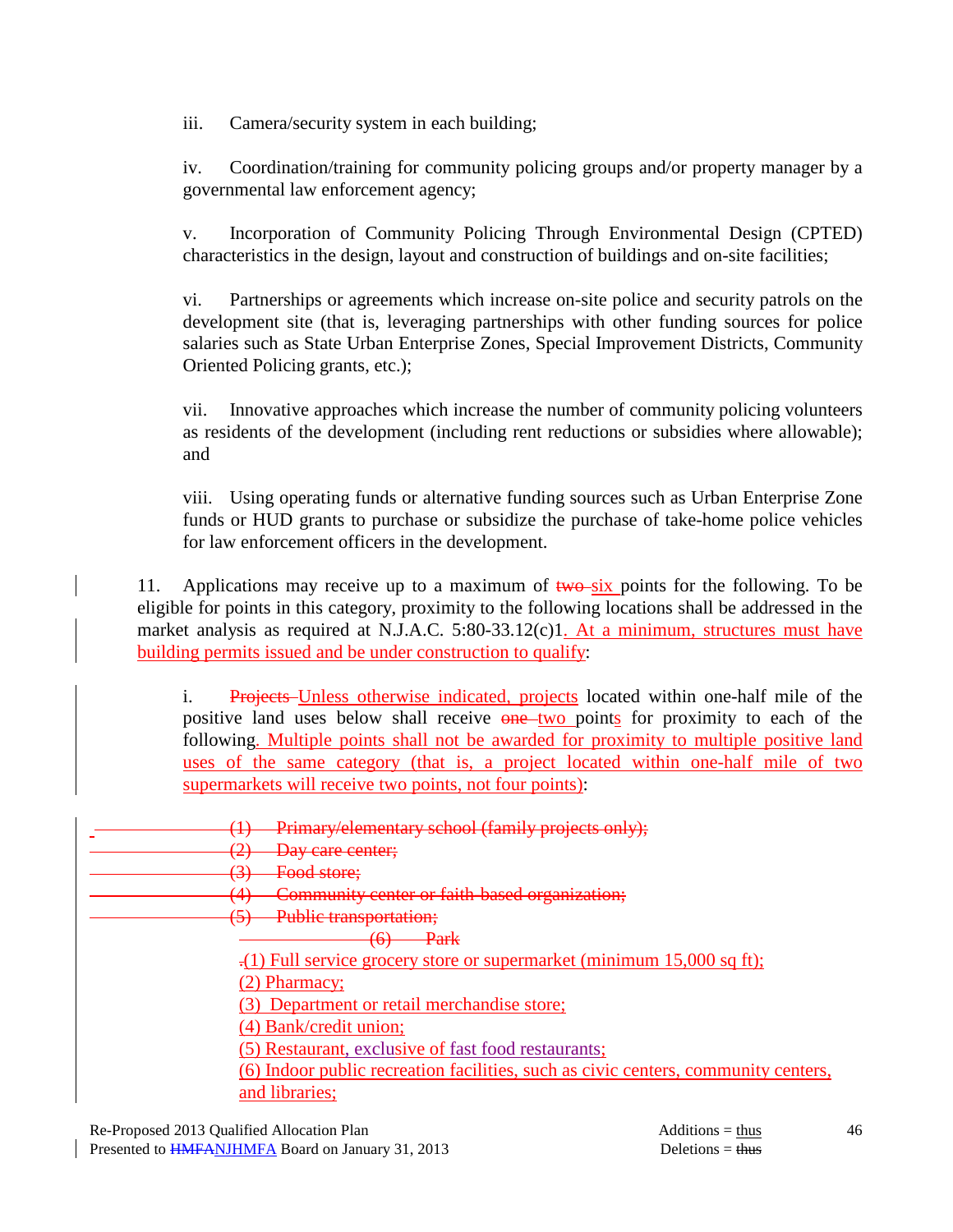iii. Camera/security system in each building;

iv. Coordination/training for community policing groups and/or property manager by a governmental law enforcement agency;

v. Incorporation of Community Policing Through Environmental Design (CPTED) characteristics in the design, layout and construction of buildings and on-site facilities;

vi. Partnerships or agreements which increase on-site police and security patrols on the development site (that is, leveraging partnerships with other funding sources for police salaries such as State Urban Enterprise Zones, Special Improvement Districts, Community Oriented Policing grants, etc.);

vii. Innovative approaches which increase the number of community policing volunteers as residents of the development (including rent reductions or subsidies where allowable); and

viii. Using operating funds or alternative funding sources such as Urban Enterprise Zone funds or HUD grants to purchase or subsidize the purchase of take-home police vehicles for law enforcement officers in the development.

11. Applications may receive up to a maximum of ~~two~~ six points for the following. To be eligible for points in this category, proximity to the following locations shall be addressed in the market analysis as required at N.J.A.C. 5:80-33.12(c)1. At a minimum, structures must have building permits issued and be under construction to qualify:

i. ~~Projects~~ Unless otherwise indicated, projects located within one-half mile of the positive land uses below shall receive ~~one~~ two points for proximity to each of the following. Multiple points shall not be awarded for proximity to multiple positive land uses of the same category (that is, a project located within one-half mile of two supermarkets will receive two points, not four points):

~~(1) Primary/elementary school (family projects only);~~
~~(2) Day care center;~~
~~(3) Food store;~~
~~(4) Community center or faith-based organization;~~
~~(5) Public transportation;~~
~~(6) Park~~

(1) Full service grocery store or supermarket (minimum 15,000 sq ft);
(2) Pharmacy;
(3) Department or retail merchandise store;
(4) Bank/credit union;
(5) Restaurant, exclusive of fast food restaurants;
(6) Indoor public recreation facilities, such as civic centers, community centers, and libraries;

Re-Proposed 2013 Qualified Allocation Plan
Presented to ~~HMFA~~NJHMFA Board on January 31, 2013

Additions = thus
Deletions = ~~thus~~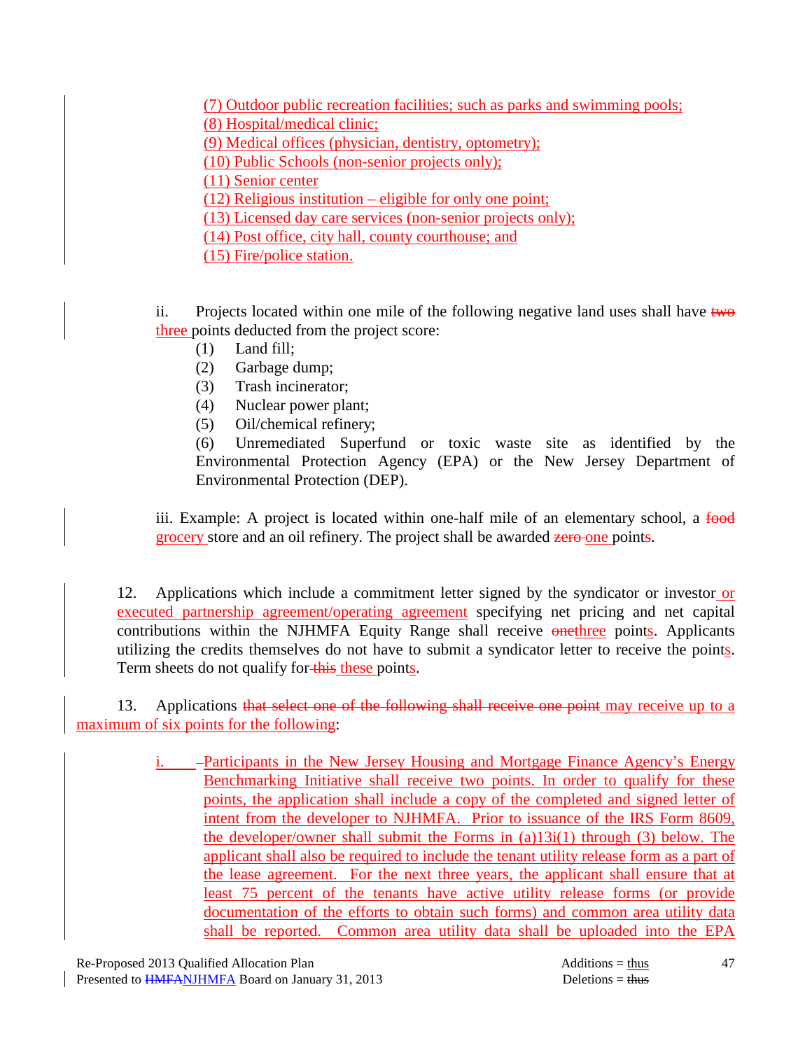(7) Outdoor public recreation facilities; such as parks and swimming pools;
(8) Hospital/medical clinic;
(9) Medical offices (physician, dentistry, optometry);
(10) Public Schools (non-senior projects only);
(11) Senior center
(12) Religious institution – eligible for only one point;
(13) Licensed day care services (non-senior projects only);
(14) Post office, city hall, county courthouse; and
(15) Fire/police station.

ii. Projects located within one mile of the following negative land uses shall have ~~two~~ three points deducted from the project score:

(1) Land fill;
(2) Garbage dump;
(3) Trash incinerator;
(4) Nuclear power plant;
(5) Oil/chemical refinery;
(6) Unremediated Superfund or toxic waste site as identified by the Environmental Protection Agency (EPA) or the New Jersey Department of Environmental Protection (DEP).

iii. Example: A project is located within one-half mile of an elementary school, a ~~food~~ grocery store and an oil refinery. The project shall be awarded ~~zero~~ one points.

12. Applications which include a commitment letter signed by the syndicator or investor or executed partnership agreement/operating agreement specifying net pricing and net capital contributions within the NJHMFA Equity Range shall receive ~~one~~three points. Applicants utilizing the credits themselves do not have to submit a syndicator letter to receive the points. Term sheets do not qualify for ~~this~~ these points.

13. Applications ~~that select one of the following shall receive one point~~ may receive up to a maximum of six points for the following:

i. Participants in the New Jersey Housing and Mortgage Finance Agency's Energy Benchmarking Initiative shall receive two points. In order to qualify for these points, the application shall include a copy of the completed and signed letter of intent from the developer to NJHMFA. Prior to issuance of the IRS Form 8609, the developer/owner shall submit the Forms in (a)13i(1) through (3) below. The applicant shall also be required to include the tenant utility release form as a part of the lease agreement. For the next three years, the applicant shall ensure that at least 75 percent of the tenants have active utility release forms (or provide documentation of the efforts to obtain such forms) and common area utility data shall be reported. Common area utility data shall be uploaded into the EPA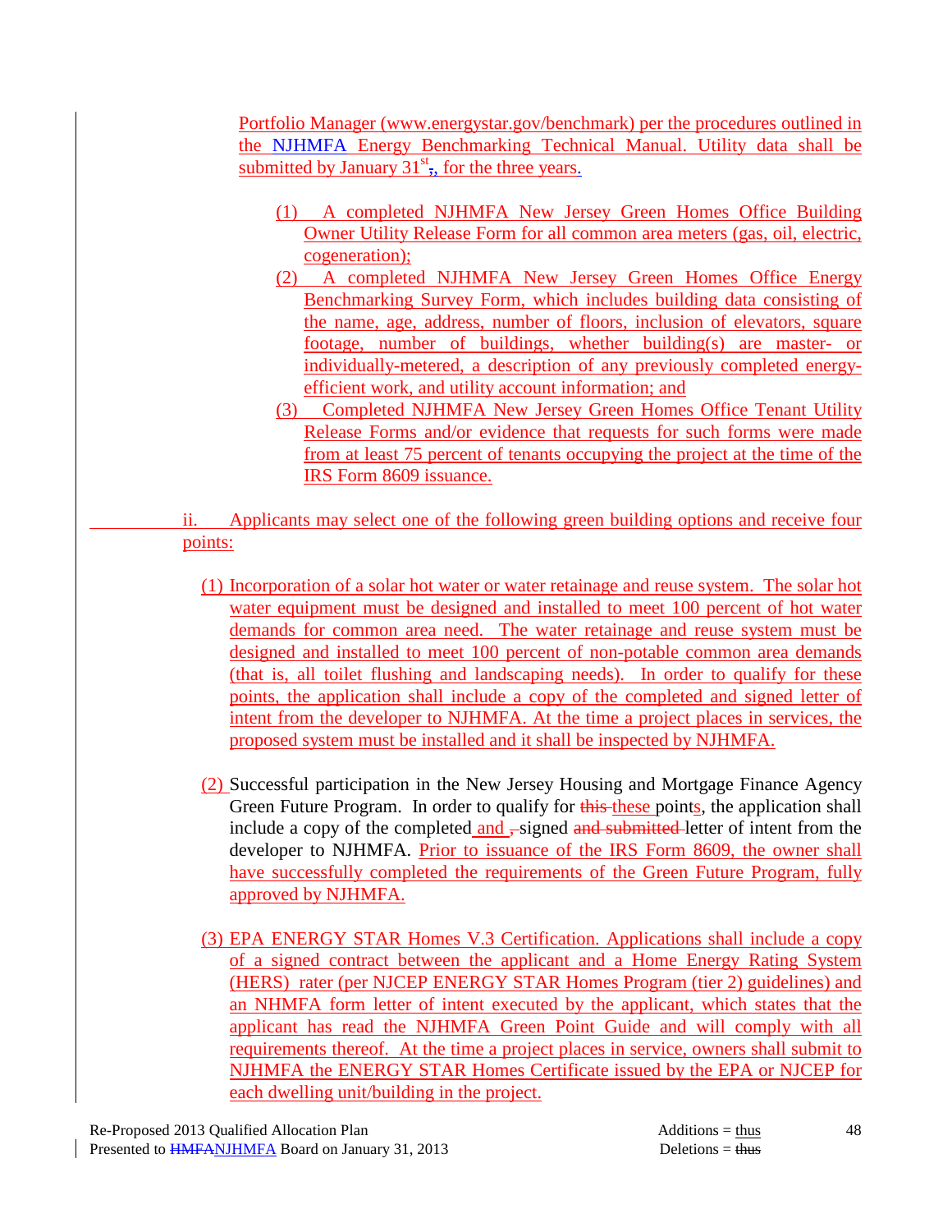Portfolio Manager (www.energystar.gov/benchmark) per the procedures outlined in the NJHMFA Energy Benchmarking Technical Manual. Utility data shall be submitted by January 31st, for the three years.

(1) A completed NJHMFA New Jersey Green Homes Office Building Owner Utility Release Form for all common area meters (gas, oil, electric, cogeneration);

(2) A completed NJHMFA New Jersey Green Homes Office Energy Benchmarking Survey Form, which includes building data consisting of the name, age, address, number of floors, inclusion of elevators, square footage, number of buildings, whether building(s) are master- or individually-metered, a description of any previously completed energy-efficient work, and utility account information; and

(3) Completed NJHMFA New Jersey Green Homes Office Tenant Utility Release Forms and/or evidence that requests for such forms were made from at least 75 percent of tenants occupying the project at the time of the IRS Form 8609 issuance.

ii. Applicants may select one of the following green building options and receive four points:

(1) Incorporation of a solar hot water or water retainage and reuse system. The solar hot water equipment must be designed and installed to meet 100 percent of hot water demands for common area need. The water retainage and reuse system must be designed and installed to meet 100 percent of non-potable common area demands (that is, all toilet flushing and landscaping needs). In order to qualify for these points, the application shall include a copy of the completed and signed letter of intent from the developer to NJHMFA. At the time a project places in services, the proposed system must be installed and it shall be inspected by NJHMFA.

(2) Successful participation in the New Jersey Housing and Mortgage Finance Agency Green Future Program. In order to qualify for ~~this~~ these points, the application shall include a copy of the completed and ~~,~~ signed ~~and submitted~~ letter of intent from the developer to NJHMFA. Prior to issuance of the IRS Form 8609, the owner shall have successfully completed the requirements of the Green Future Program, fully approved by NJHMFA.

(3) EPA ENERGY STAR Homes V.3 Certification. Applications shall include a copy of a signed contract between the applicant and a Home Energy Rating System (HERS) rater (per NJCEP ENERGY STAR Homes Program (tier 2) guidelines) and an NHMFA form letter of intent executed by the applicant, which states that the applicant has read the NJHMFA Green Point Guide and will comply with all requirements thereof. At the time a project places in service, owners shall submit to NJHMFA the ENERGY STAR Homes Certificate issued by the EPA or NJCEP for each dwelling unit/building in the project.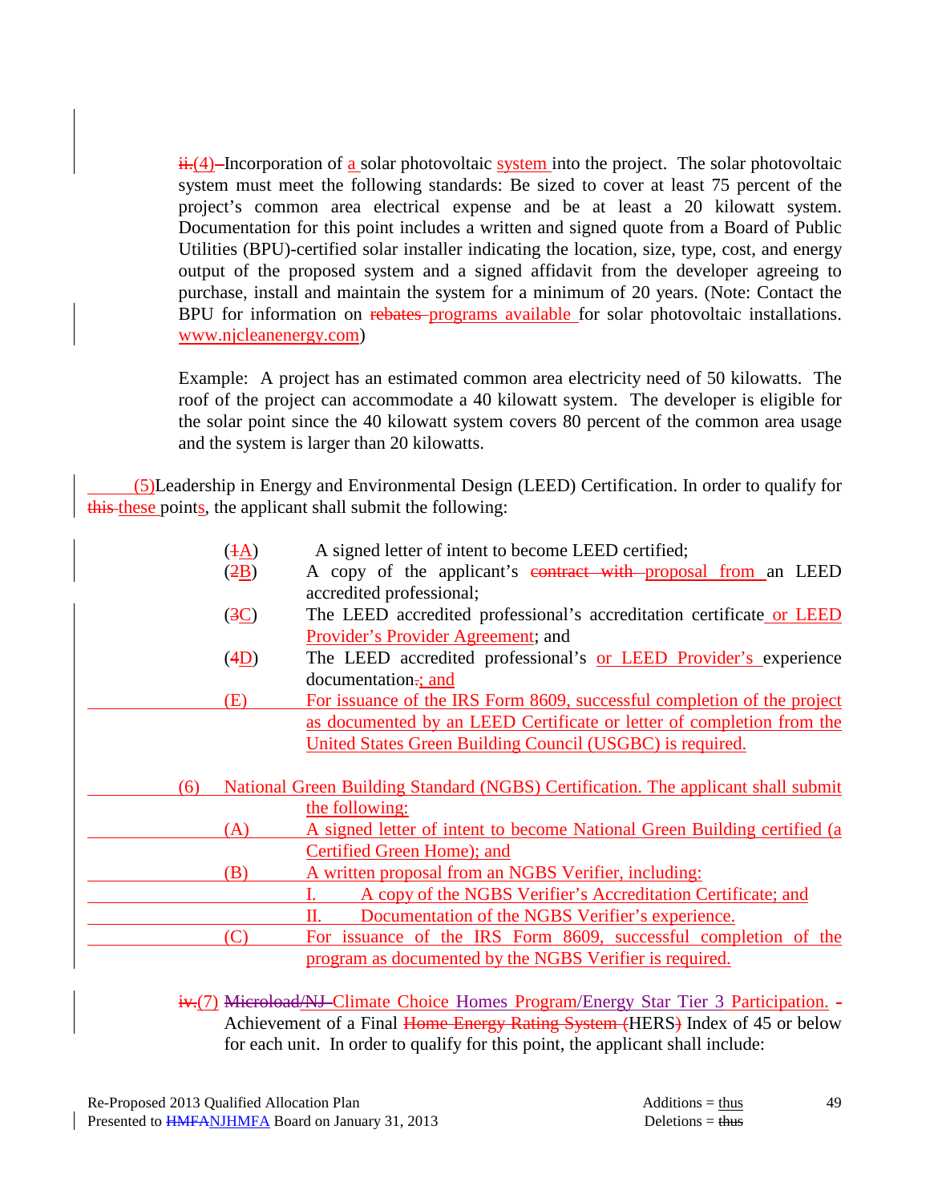~~ii.~~(4) Incorporation of a solar photovoltaic system into the project. The solar photovoltaic system must meet the following standards: Be sized to cover at least 75 percent of the project's common area electrical expense and be at least a 20 kilowatt system. Documentation for this point includes a written and signed quote from a Board of Public Utilities (BPU)-certified solar installer indicating the location, size, type, cost, and energy output of the proposed system and a signed affidavit from the developer agreeing to purchase, install and maintain the system for a minimum of 20 years. (Note: Contact the BPU for information on ~~rebates~~ programs available for solar photovoltaic installations. www.njcleanenergy.com)

Example: A project has an estimated common area electricity need of 50 kilowatts. The roof of the project can accommodate a 40 kilowatt system. The developer is eligible for the solar point since the 40 kilowatt system covers 80 percent of the common area usage and the system is larger than 20 kilowatts.

(5) Leadership in Energy and Environmental Design (LEED) Certification. In order to qualify for ~~this~~ these points, the applicant shall submit the following:

- (~~1~~A) A signed letter of intent to become LEED certified;
- (~~2~~B) A copy of the applicant's ~~contract with~~ proposal from an LEED accredited professional;
- (~~3~~C) The LEED accredited professional's accreditation certificate or LEED Provider's Provider Agreement; and
- (~~4~~D) The LEED accredited professional's or LEED Provider's experience documentation~~.~~; and
- (E) For issuance of the IRS Form 8609, successful completion of the project as documented by an LEED Certificate or letter of completion from the United States Green Building Council (USGBC) is required.

(6) National Green Building Standard (NGBS) Certification. The applicant shall submit the following:

- (A) A signed letter of intent to become National Green Building certified (a Certified Green Home); and
- (B) A written proposal from an NGBS Verifier, including:
  - I. A copy of the NGBS Verifier's Accreditation Certificate; and
  - II. Documentation of the NGBS Verifier's experience.
- (C) For issuance of the IRS Form 8609, successful completion of the program as documented by the NGBS Verifier is required.

~~iv.~~(7) ~~Microload/NJ~~ Climate Choice Homes Program/Energy Star Tier 3 Participation. Achievement of a Final ~~Home Energy Rating System (~~HERS~~)~~ Index of 45 or below for each unit. In order to qualify for this point, the applicant shall include: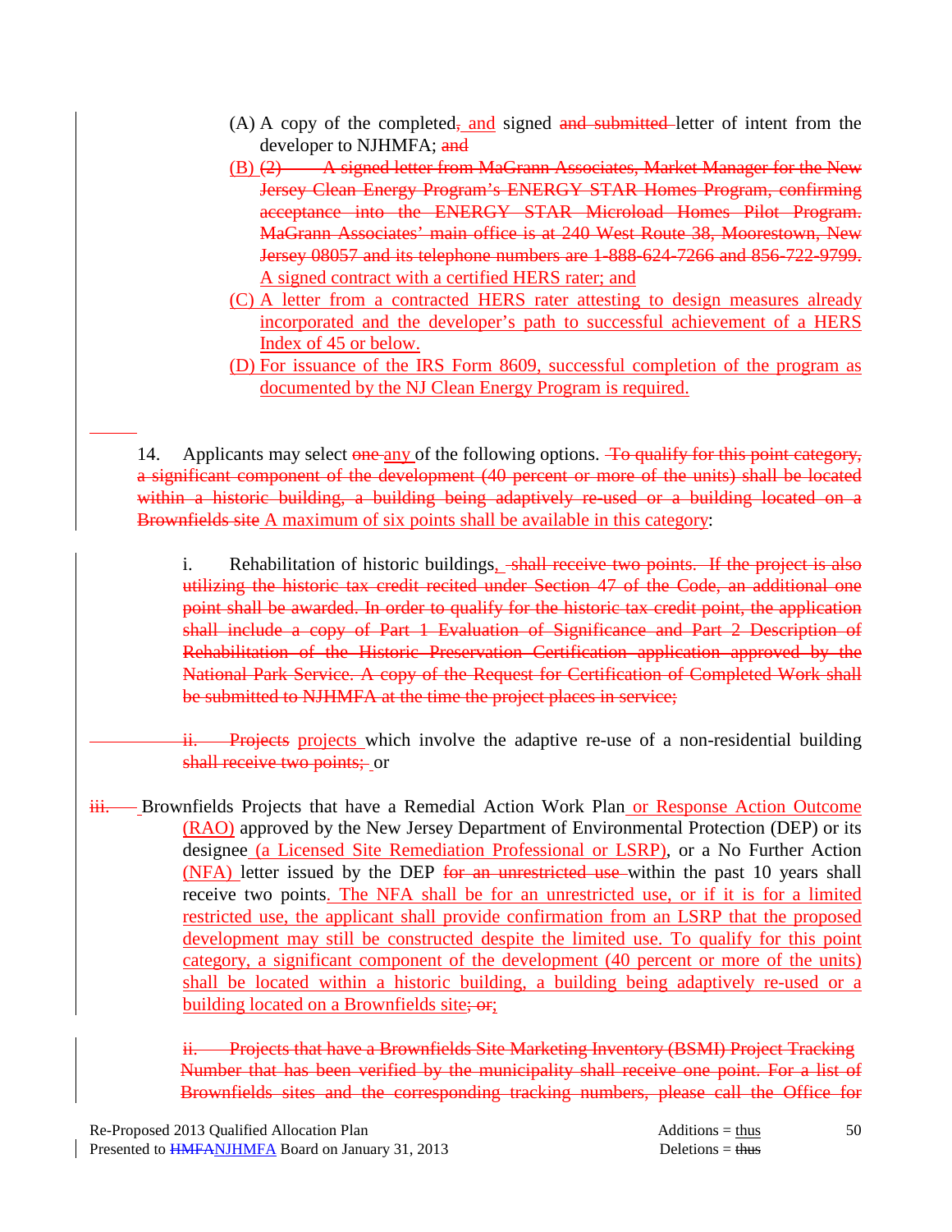(A) A copy of the completed, and signed and submitted letter of intent from the developer to NJHMFA; and

(B) (2) A signed letter from MaGrann Associates, Market Manager for the New Jersey Clean Energy Program's ENERGY STAR Homes Program, confirming acceptance into the ENERGY STAR Microload Homes Pilot Program. MaGrann Associates' main office is at 240 West Route 38, Moorestown, New Jersey 08057 and its telephone numbers are 1-888-624-7266 and 856-722-9799. A signed contract with a certified HERS rater; and

(C) A letter from a contracted HERS rater attesting to design measures already incorporated and the developer's path to successful achievement of a HERS Index of 45 or below.

(D) For issuance of the IRS Form 8609, successful completion of the program as documented by the NJ Clean Energy Program is required.

14. Applicants may select one any of the following options. To qualify for this point category, a significant component of the development (40 percent or more of the units) shall be located within a historic building, a building being adaptively re-used or a building located on a Brownfields site A maximum of six points shall be available in this category:

i. Rehabilitation of historic buildings, shall receive two points. If the project is also utilizing the historic tax credit recited under Section 47 of the Code, an additional one point shall be awarded. In order to qualify for the historic tax credit point, the application shall include a copy of Part 1 Evaluation of Significance and Part 2 Description of Rehabilitation of the Historic Preservation Certification application approved by the National Park Service. A copy of the Request for Certification of Completed Work shall be submitted to NJHMFA at the time the project places in service;

ii. Projects projects which involve the adaptive re-use of a non-residential building shall receive two points; or

iii. Brownfields Projects that have a Remedial Action Work Plan or Response Action Outcome (RAO) approved by the New Jersey Department of Environmental Protection (DEP) or its designee (a Licensed Site Remediation Professional or LSRP), or a No Further Action (NFA) letter issued by the DEP for an unrestricted use within the past 10 years shall receive two points. The NFA shall be for an unrestricted use, or if it is for a limited restricted use, the applicant shall provide confirmation from an LSRP that the proposed development may still be constructed despite the limited use. To qualify for this point category, a significant component of the development (40 percent or more of the units) shall be located within a historic building, a building being adaptively re-used or a building located on a Brownfields site; or;

ii. Projects that have a Brownfields Site Marketing Inventory (BSMI) Project Tracking Number that has been verified by the municipality shall receive one point. For a list of Brownfields sites and the corresponding tracking numbers, please call the Office for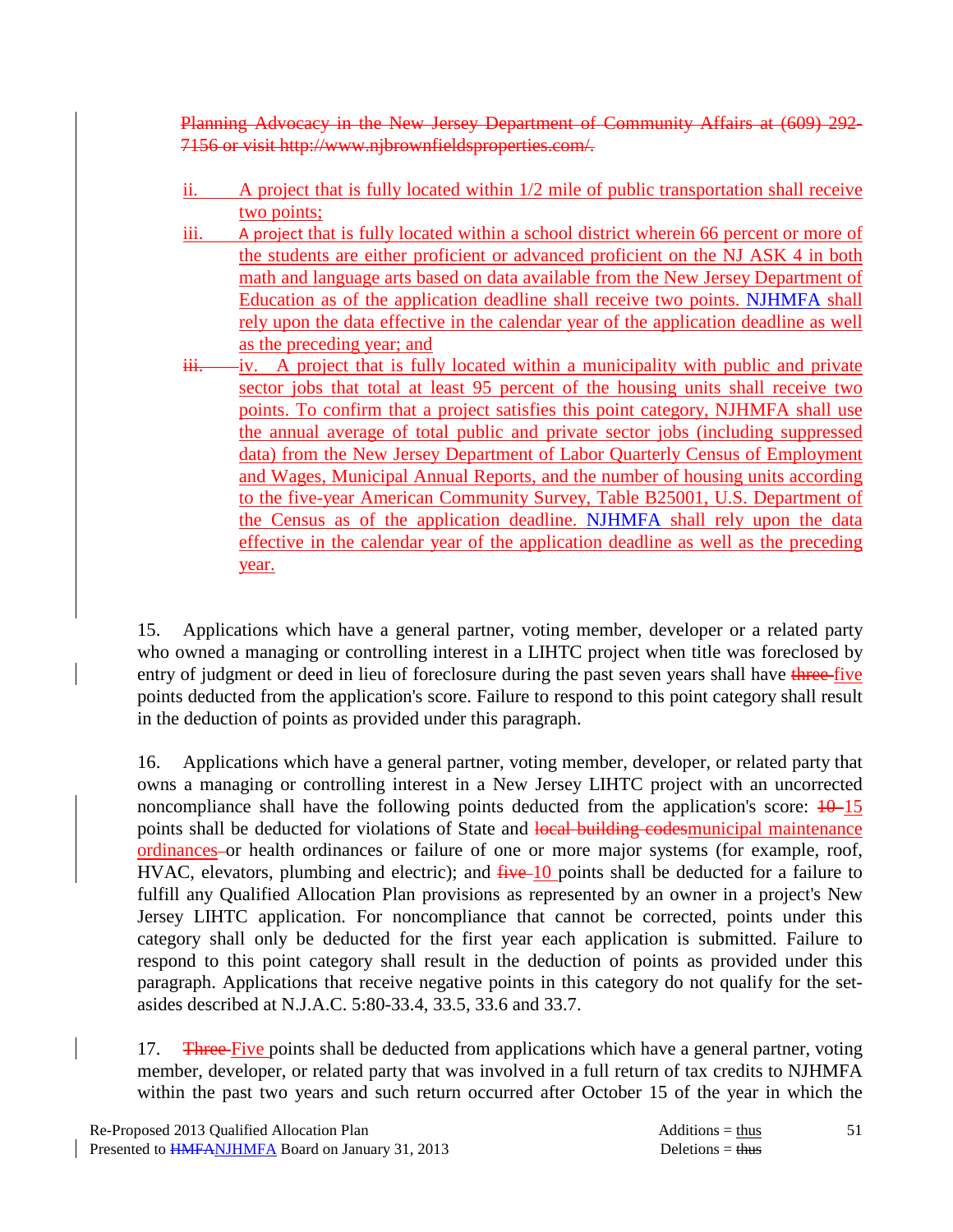~~Planning Advocacy in the New Jersey Department of Community Affairs at (609) 292-7156 or visit http://www.njbrownfieldsproperties.com/.~~

ii. A project that is fully located within 1/2 mile of public transportation shall receive two points;

iii. A project that is fully located within a school district wherein 66 percent or more of the students are either proficient or advanced proficient on the NJ ASK 4 in both math and language arts based on data available from the New Jersey Department of Education as of the application deadline shall receive two points. NJHMFA shall rely upon the data effective in the calendar year of the application deadline as well as the preceding year; and

~~iii.~~ iv. A project that is fully located within a municipality with public and private sector jobs that total at least 95 percent of the housing units shall receive two points. To confirm that a project satisfies this point category, NJHMFA shall use the annual average of total public and private sector jobs (including suppressed data) from the New Jersey Department of Labor Quarterly Census of Employment and Wages, Municipal Annual Reports, and the number of housing units according to the five-year American Community Survey, Table B25001, U.S. Department of the Census as of the application deadline. NJHMFA shall rely upon the data effective in the calendar year of the application deadline as well as the preceding year.

15. Applications which have a general partner, voting member, developer or a related party who owned a managing or controlling interest in a LIHTC project when title was foreclosed by entry of judgment or deed in lieu of foreclosure during the past seven years shall have ~~three~~ five points deducted from the application's score. Failure to respond to this point category shall result in the deduction of points as provided under this paragraph.

16. Applications which have a general partner, voting member, developer, or related party that owns a managing or controlling interest in a New Jersey LIHTC project with an uncorrected noncompliance shall have the following points deducted from the application's score: ~~10~~ 15 points shall be deducted for violations of State and ~~local building codes~~municipal maintenance ordinances or health ordinances or failure of one or more major systems (for example, roof, HVAC, elevators, plumbing and electric); and ~~five~~ 10 points shall be deducted for a failure to fulfill any Qualified Allocation Plan provisions as represented by an owner in a project's New Jersey LIHTC application. For noncompliance that cannot be corrected, points under this category shall only be deducted for the first year each application is submitted. Failure to respond to this point category shall result in the deduction of points as provided under this paragraph. Applications that receive negative points in this category do not qualify for the set-asides described at N.J.A.C. 5:80-33.4, 33.5, 33.6 and 33.7.

17. ~~Three~~ Five points shall be deducted from applications which have a general partner, voting member, developer, or related party that was involved in a full return of tax credits to NJHMFA within the past two years and such return occurred after October 15 of the year in which the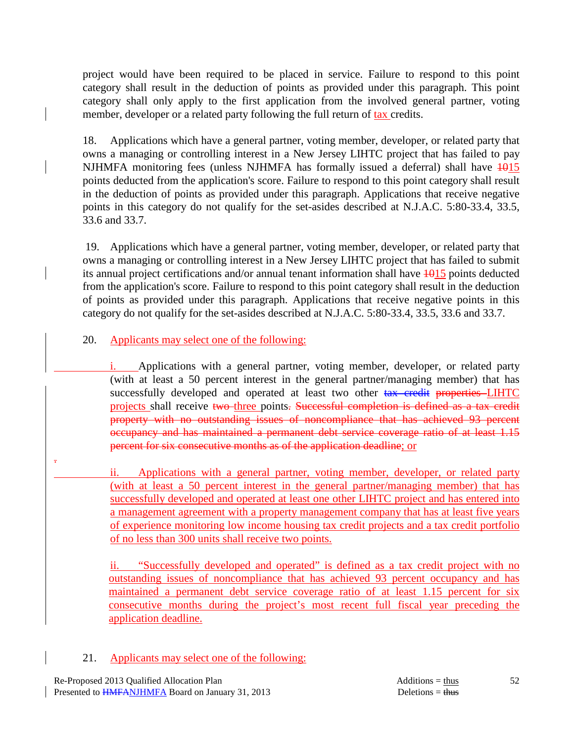project would have been required to be placed in service. Failure to respond to this point category shall result in the deduction of points as provided under this paragraph. This point category shall only apply to the first application from the involved general partner, voting member, developer or a related party following the full return of tax credits.

18. Applications which have a general partner, voting member, developer, or related party that owns a managing or controlling interest in a New Jersey LIHTC project that has failed to pay NJHMFA monitoring fees (unless NJHMFA has formally issued a deferral) shall have ~~10~~15 points deducted from the application's score. Failure to respond to this point category shall result in the deduction of points as provided under this paragraph. Applications that receive negative points in this category do not qualify for the set-asides described at N.J.A.C. 5:80-33.4, 33.5, 33.6 and 33.7.

19. Applications which have a general partner, voting member, developer, or related party that owns a managing or controlling interest in a New Jersey LIHTC project that has failed to submit its annual project certifications and/or annual tenant information shall have ~~10~~15 points deducted from the application's score. Failure to respond to this point category shall result in the deduction of points as provided under this paragraph. Applications that receive negative points in this category do not qualify for the set-asides described at N.J.A.C. 5:80-33.4, 33.5, 33.6 and 33.7.

20. Applicants may select one of the following:

i. Applications with a general partner, voting member, developer, or related party (with at least a 50 percent interest in the general partner/managing member) that has successfully developed and operated at least two other ~~tax credit~~ ~~properties~~ LIHTC projects shall receive ~~two~~ three points~~. Successful completion is defined as a tax credit property with no outstanding issues of noncompliance that has achieved 93 percent occupancy and has maintained a permanent debt service coverage ratio of at least 1.15 percent for six consecutive months as of the application deadline~~; or

ii. Applications with a general partner, voting member, developer, or related party (with at least a 50 percent interest in the general partner/managing member) that has successfully developed and operated at least one other LIHTC project and has entered into a management agreement with a property management company that has at least five years of experience monitoring low income housing tax credit projects and a tax credit portfolio of no less than 300 units shall receive two points.

ii. "Successfully developed and operated" is defined as a tax credit project with no outstanding issues of noncompliance that has achieved 93 percent occupancy and has maintained a permanent debt service coverage ratio of at least 1.15 percent for six consecutive months during the project's most recent full fiscal year preceding the application deadline.

21. Applicants may select one of the following: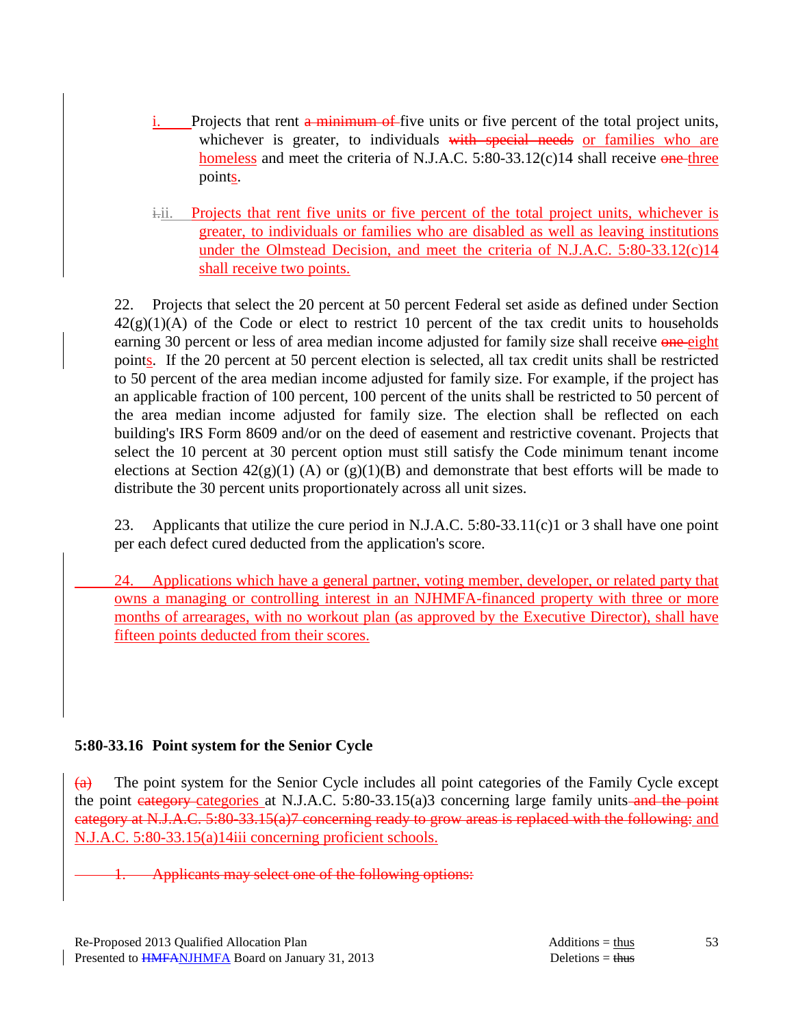i. Projects that rent ~~a minimum of~~ five units or five percent of the total project units, whichever is greater, to individuals ~~with special needs~~ or families who are homeless and meet the criteria of N.J.A.C. 5:80-33.12(c)14 shall receive ~~one~~ three points.

~~i.~~ii. Projects that rent five units or five percent of the total project units, whichever is greater, to individuals or families who are disabled as well as leaving institutions under the Olmstead Decision, and meet the criteria of N.J.A.C. 5:80-33.12(c)14 shall receive two points.

22. Projects that select the 20 percent at 50 percent Federal set aside as defined under Section 42(g)(1)(A) of the Code or elect to restrict 10 percent of the tax credit units to households earning 30 percent or less of area median income adjusted for family size shall receive ~~one~~ eight points. If the 20 percent at 50 percent election is selected, all tax credit units shall be restricted to 50 percent of the area median income adjusted for family size. For example, if the project has an applicable fraction of 100 percent, 100 percent of the units shall be restricted to 50 percent of the area median income adjusted for family size. The election shall be reflected on each building's IRS Form 8609 and/or on the deed of easement and restrictive covenant. Projects that select the 10 percent at 30 percent option must still satisfy the Code minimum tenant income elections at Section 42(g)(1) (A) or (g)(1)(B) and demonstrate that best efforts will be made to distribute the 30 percent units proportionately across all unit sizes.

23. Applicants that utilize the cure period in N.J.A.C. 5:80-33.11(c)1 or 3 shall have one point per each defect cured deducted from the application's score.

24. Applications which have a general partner, voting member, developer, or related party that owns a managing or controlling interest in an NJHMFA-financed property with three or more months of arrearages, with no workout plan (as approved by the Executive Director), shall have fifteen points deducted from their scores.

**5:80-33.16 Point system for the Senior Cycle**

~~(a)~~ The point system for the Senior Cycle includes all point categories of the Family Cycle except the point ~~category~~ categories at N.J.A.C. 5:80-33.15(a)3 concerning large family units ~~and the point category at N.J.A.C. 5:80-33.15(a)7 concerning ready to grow areas is replaced with the following:~~ and N.J.A.C. 5:80-33.15(a)14iii concerning proficient schools.

~~1. Applicants may select one of the following options:~~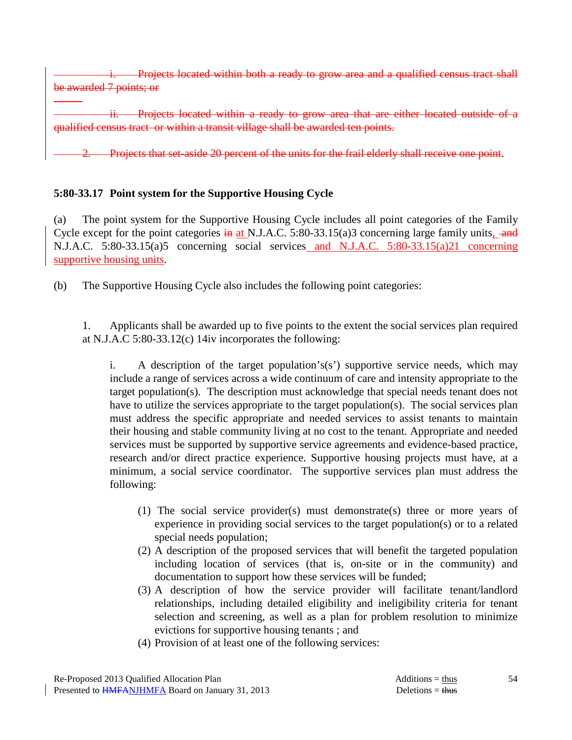~~i. Projects located within both a ready to grow area and a qualified census tract shall be awarded 7 points; or~~

~~ii. Projects located within a ready to grow area that are either located outside of a qualified census tract or within a transit village shall be awarded ten points.~~

~~2. Projects that set-aside 20 percent of the units for the frail elderly shall receive one point~~.

**5:80-33.17 Point system for the Supportive Housing Cycle**

(a) The point system for the Supportive Housing Cycle includes all point categories of the Family Cycle except for the point categories ~~in~~ at N.J.A.C. 5:80-33.15(a)3 concerning large family units, ~~and~~ N.J.A.C. 5:80-33.15(a)5 concerning social services and N.J.A.C. 5:80-33.15(a)21 concerning supportive housing units.

(b) The Supportive Housing Cycle also includes the following point categories:

1. Applicants shall be awarded up to five points to the extent the social services plan required at N.J.A.C 5:80-33.12(c) 14iv incorporates the following:

   i. A description of the target population's(s') supportive service needs, which may include a range of services across a wide continuum of care and intensity appropriate to the target population(s). The description must acknowledge that special needs tenant does not have to utilize the services appropriate to the target population(s). The social services plan must address the specific appropriate and needed services to assist tenants to maintain their housing and stable community living at no cost to the tenant. Appropriate and needed services must be supported by supportive service agreements and evidence-based practice, research and/or direct practice experience. Supportive housing projects must have, at a minimum, a social service coordinator. The supportive services plan must address the following:

   (1) The social service provider(s) must demonstrate(s) three or more years of experience in providing social services to the target population(s) or to a related special needs population;
   
   (2) A description of the proposed services that will benefit the targeted population including location of services (that is, on-site or in the community) and documentation to support how these services will be funded;
   
   (3) A description of how the service provider will facilitate tenant/landlord relationships, including detailed eligibility and ineligibility criteria for tenant selection and screening, as well as a plan for problem resolution to minimize evictions for supportive housing tenants ; and
   
   (4) Provision of at least one of the following services: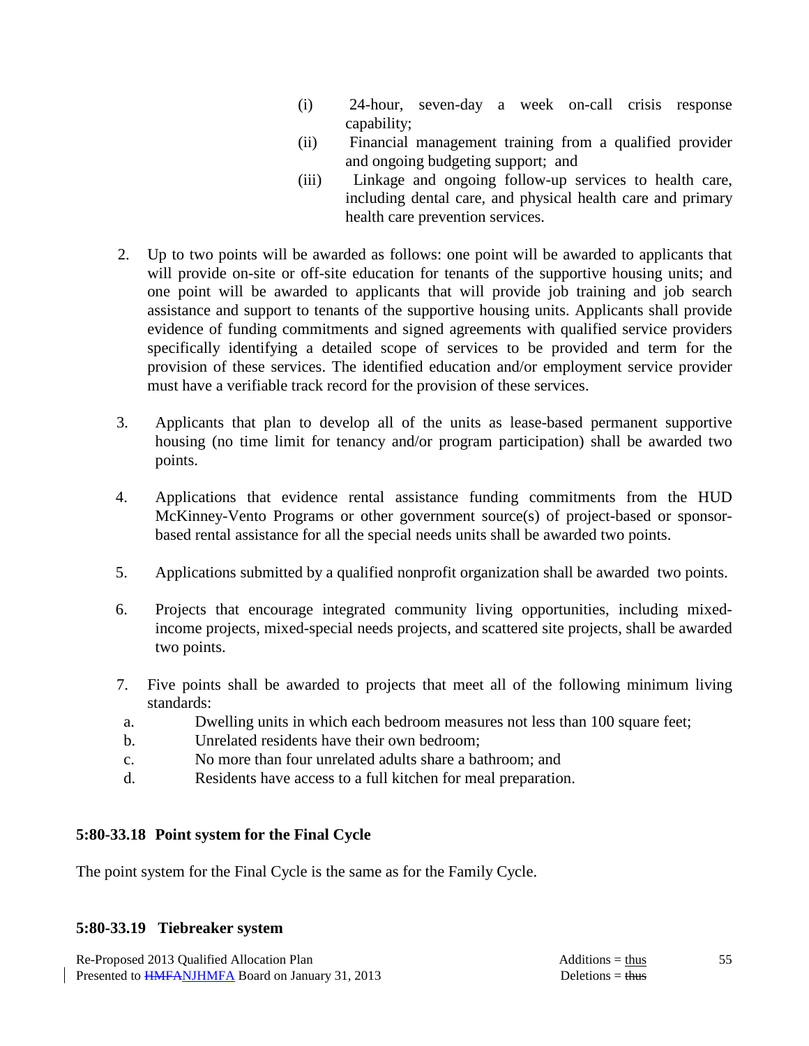(i) 24-hour, seven-day a week on-call crisis response capability;

(ii) Financial management training from a qualified provider and ongoing budgeting support; and

(iii) Linkage and ongoing follow-up services to health care, including dental care, and physical health care and primary health care prevention services.

2. Up to two points will be awarded as follows: one point will be awarded to applicants that will provide on-site or off-site education for tenants of the supportive housing units; and one point will be awarded to applicants that will provide job training and job search assistance and support to tenants of the supportive housing units. Applicants shall provide evidence of funding commitments and signed agreements with qualified service providers specifically identifying a detailed scope of services to be provided and term for the provision of these services. The identified education and/or employment service provider must have a verifiable track record for the provision of these services.

3. Applicants that plan to develop all of the units as lease-based permanent supportive housing (no time limit for tenancy and/or program participation) shall be awarded two points.

4. Applications that evidence rental assistance funding commitments from the HUD McKinney-Vento Programs or other government source(s) of project-based or sponsor-based rental assistance for all the special needs units shall be awarded two points.

5. Applications submitted by a qualified nonprofit organization shall be awarded two points.

6. Projects that encourage integrated community living opportunities, including mixed-income projects, mixed-special needs projects, and scattered site projects, shall be awarded two points.

7. Five points shall be awarded to projects that meet all of the following minimum living standards:

   a. Dwelling units in which each bedroom measures not less than 100 square feet;
   b. Unrelated residents have their own bedroom;
   c. No more than four unrelated adults share a bathroom; and
   d. Residents have access to a full kitchen for meal preparation.

**5:80-33.18 Point system for the Final Cycle**

The point system for the Final Cycle is the same as for the Family Cycle.

**5:80-33.19 Tiebreaker system**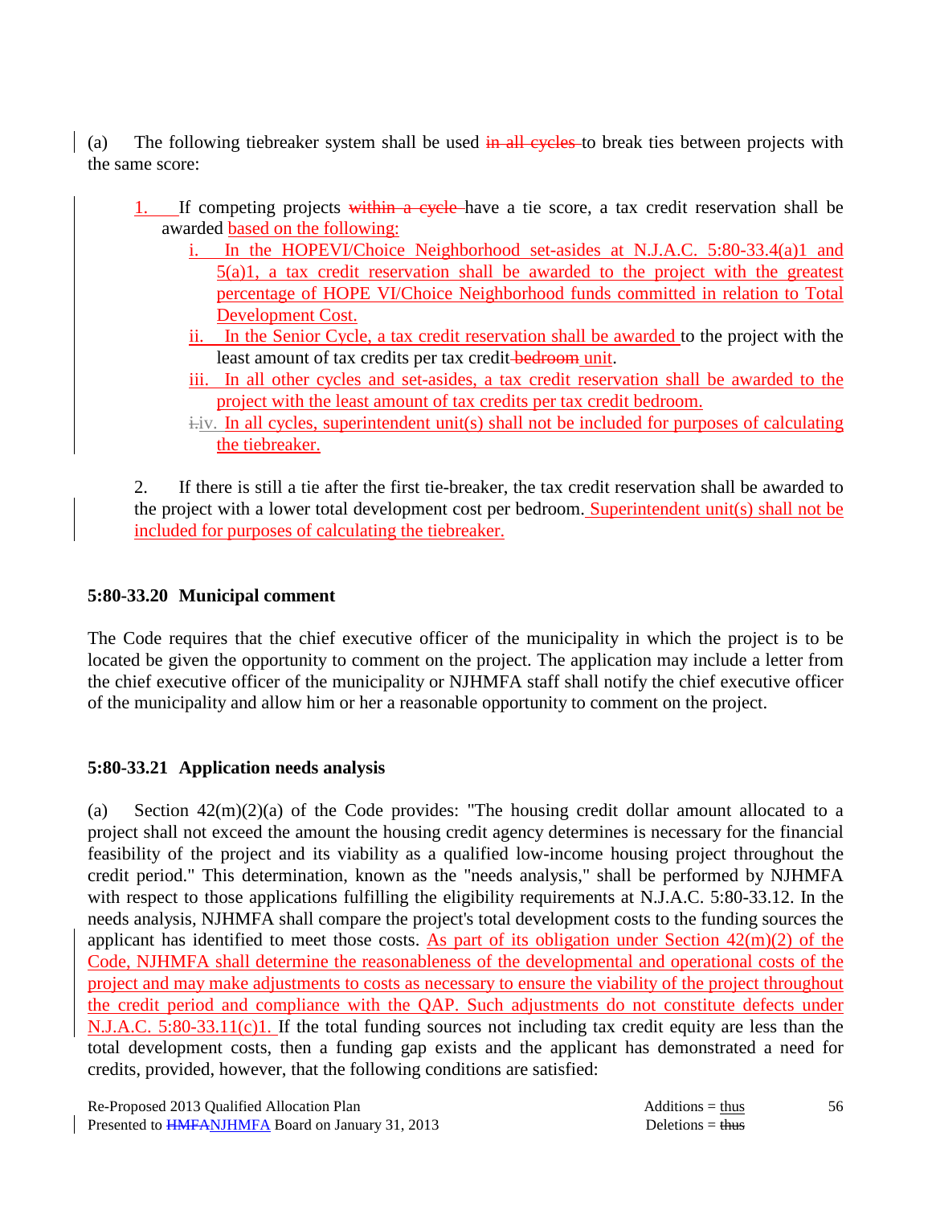(a) The following tiebreaker system shall be used ~~in all cycles~~ to break ties between projects with the same score:

1. If competing projects ~~within a cycle~~ have a tie score, a tax credit reservation shall be awarded based on the following:
   - i. In the HOPEVI/Choice Neighborhood set-asides at N.J.A.C. 5:80-33.4(a)1 and 5(a)1, a tax credit reservation shall be awarded to the project with the greatest percentage of HOPE VI/Choice Neighborhood funds committed in relation to Total Development Cost.
   - ii. In the Senior Cycle, a tax credit reservation shall be awarded to the project with the least amount of tax credits per tax credit ~~bedroom~~ unit.
   - iii. In all other cycles and set-asides, a tax credit reservation shall be awarded to the project with the least amount of tax credits per tax credit bedroom.
   - ~~i.~~iv. In all cycles, superintendent unit(s) shall not be included for purposes of calculating the tiebreaker.

2. If there is still a tie after the first tie-breaker, the tax credit reservation shall be awarded to the project with a lower total development cost per bedroom. Superintendent unit(s) shall not be included for purposes of calculating the tiebreaker.

### 5:80-33.20 Municipal comment

The Code requires that the chief executive officer of the municipality in which the project is to be located be given the opportunity to comment on the project. The application may include a letter from the chief executive officer of the municipality or NJHMFA staff shall notify the chief executive officer of the municipality and allow him or her a reasonable opportunity to comment on the project.

### 5:80-33.21 Application needs analysis

(a) Section 42(m)(2)(a) of the Code provides: "The housing credit dollar amount allocated to a project shall not exceed the amount the housing credit agency determines is necessary for the financial feasibility of the project and its viability as a qualified low-income housing project throughout the credit period." This determination, known as the "needs analysis," shall be performed by NJHMFA with respect to those applications fulfilling the eligibility requirements at N.J.A.C. 5:80-33.12. In the needs analysis, NJHMFA shall compare the project's total development costs to the funding sources the applicant has identified to meet those costs. As part of its obligation under Section 42(m)(2) of the Code, NJHMFA shall determine the reasonableness of the developmental and operational costs of the project and may make adjustments to costs as necessary to ensure the viability of the project throughout the credit period and compliance with the QAP. Such adjustments do not constitute defects under N.J.A.C. 5:80-33.11(c)1. If the total funding sources not including tax credit equity are less than the total development costs, then a funding gap exists and the applicant has demonstrated a need for credits, provided, however, that the following conditions are satisfied: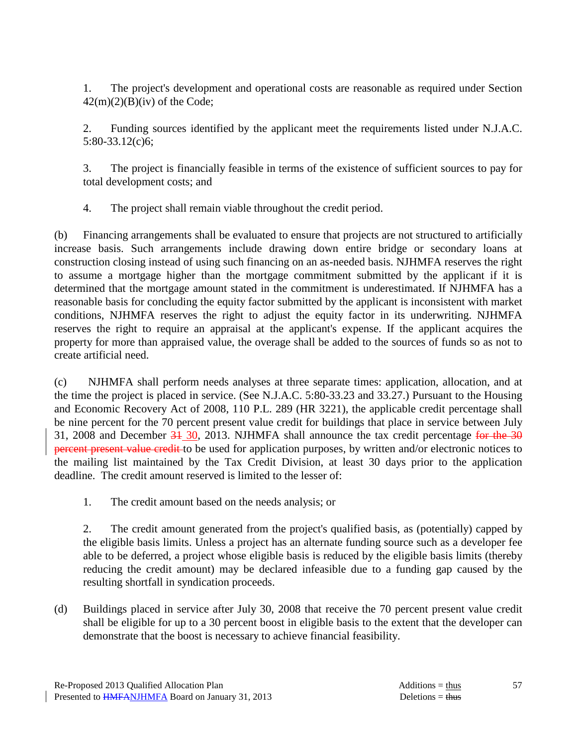1. The project's development and operational costs are reasonable as required under Section 42(m)(2)(B)(iv) of the Code;

2. Funding sources identified by the applicant meet the requirements listed under N.J.A.C. 5:80-33.12(c)6;

3. The project is financially feasible in terms of the existence of sufficient sources to pay for total development costs; and

4. The project shall remain viable throughout the credit period.

(b) Financing arrangements shall be evaluated to ensure that projects are not structured to artificially increase basis. Such arrangements include drawing down entire bridge or secondary loans at construction closing instead of using such financing on an as-needed basis. NJHMFA reserves the right to assume a mortgage higher than the mortgage commitment submitted by the applicant if it is determined that the mortgage amount stated in the commitment is underestimated. If NJHMFA has a reasonable basis for concluding the equity factor submitted by the applicant is inconsistent with market conditions, NJHMFA reserves the right to adjust the equity factor in its underwriting. NJHMFA reserves the right to require an appraisal at the applicant's expense. If the applicant acquires the property for more than appraised value, the overage shall be added to the sources of funds so as not to create artificial need.

(c) NJHMFA shall perform needs analyses at three separate times: application, allocation, and at the time the project is placed in service. (See N.J.A.C. 5:80-33.23 and 33.27.) Pursuant to the Housing and Economic Recovery Act of 2008, 110 P.L. 289 (HR 3221), the applicable credit percentage shall be nine percent for the 70 percent present value credit for buildings that place in service between July 31, 2008 and December ~~31~~ 30, 2013. NJHMFA shall announce the tax credit percentage ~~for the 30 percent present value credit~~ to be used for application purposes, by written and/or electronic notices to the mailing list maintained by the Tax Credit Division, at least 30 days prior to the application deadline. The credit amount reserved is limited to the lesser of:

1. The credit amount based on the needs analysis; or

2. The credit amount generated from the project's qualified basis, as (potentially) capped by the eligible basis limits. Unless a project has an alternate funding source such as a developer fee able to be deferred, a project whose eligible basis is reduced by the eligible basis limits (thereby reducing the credit amount) may be declared infeasible due to a funding gap caused by the resulting shortfall in syndication proceeds.

(d) Buildings placed in service after July 30, 2008 that receive the 70 percent present value credit shall be eligible for up to a 30 percent boost in eligible basis to the extent that the developer can demonstrate that the boost is necessary to achieve financial feasibility.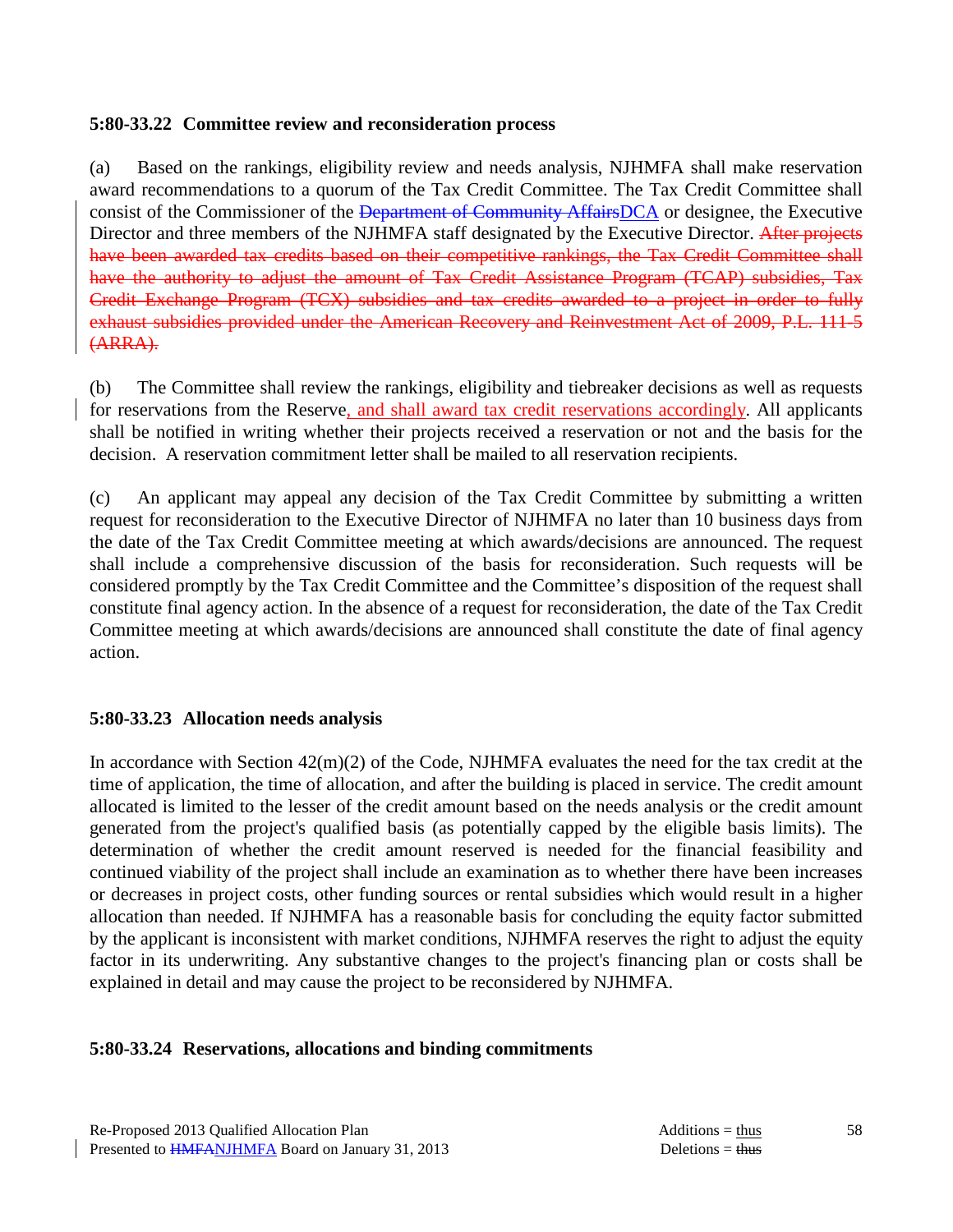### 5:80-33.22 Committee review and reconsideration process

(a) Based on the rankings, eligibility review and needs analysis, NJHMFA shall make reservation award recommendations to a quorum of the Tax Credit Committee. The Tax Credit Committee shall consist of the Commissioner of the ~~Department of Community Affairs~~<u>DCA</u> or designee, the Executive Director and three members of the NJHMFA staff designated by the Executive Director. ~~After projects have been awarded tax credits based on their competitive rankings, the Tax Credit Committee shall have the authority to adjust the amount of Tax Credit Assistance Program (TCAP) subsidies, Tax Credit Exchange Program (TCX) subsidies and tax credits awarded to a project in order to fully exhaust subsidies provided under the American Recovery and Reinvestment Act of 2009, P.L. 111-5 (ARRA).~~

(b) The Committee shall review the rankings, eligibility and tiebreaker decisions as well as requests for reservations from the Reserve<u>, and shall award tax credit reservations accordingly</u>. All applicants shall be notified in writing whether their projects received a reservation or not and the basis for the decision. A reservation commitment letter shall be mailed to all reservation recipients.

(c) An applicant may appeal any decision of the Tax Credit Committee by submitting a written request for reconsideration to the Executive Director of NJHMFA no later than 10 business days from the date of the Tax Credit Committee meeting at which awards/decisions are announced. The request shall include a comprehensive discussion of the basis for reconsideration. Such requests will be considered promptly by the Tax Credit Committee and the Committee's disposition of the request shall constitute final agency action. In the absence of a request for reconsideration, the date of the Tax Credit Committee meeting at which awards/decisions are announced shall constitute the date of final agency action.

### 5:80-33.23 Allocation needs analysis

In accordance with Section 42(m)(2) of the Code, NJHMFA evaluates the need for the tax credit at the time of application, the time of allocation, and after the building is placed in service. The credit amount allocated is limited to the lesser of the credit amount based on the needs analysis or the credit amount generated from the project's qualified basis (as potentially capped by the eligible basis limits). The determination of whether the credit amount reserved is needed for the financial feasibility and continued viability of the project shall include an examination as to whether there have been increases or decreases in project costs, other funding sources or rental subsidies which would result in a higher allocation than needed. If NJHMFA has a reasonable basis for concluding the equity factor submitted by the applicant is inconsistent with market conditions, NJHMFA reserves the right to adjust the equity factor in its underwriting. Any substantive changes to the project's financing plan or costs shall be explained in detail and may cause the project to be reconsidered by NJHMFA.

### 5:80-33.24 Reservations, allocations and binding commitments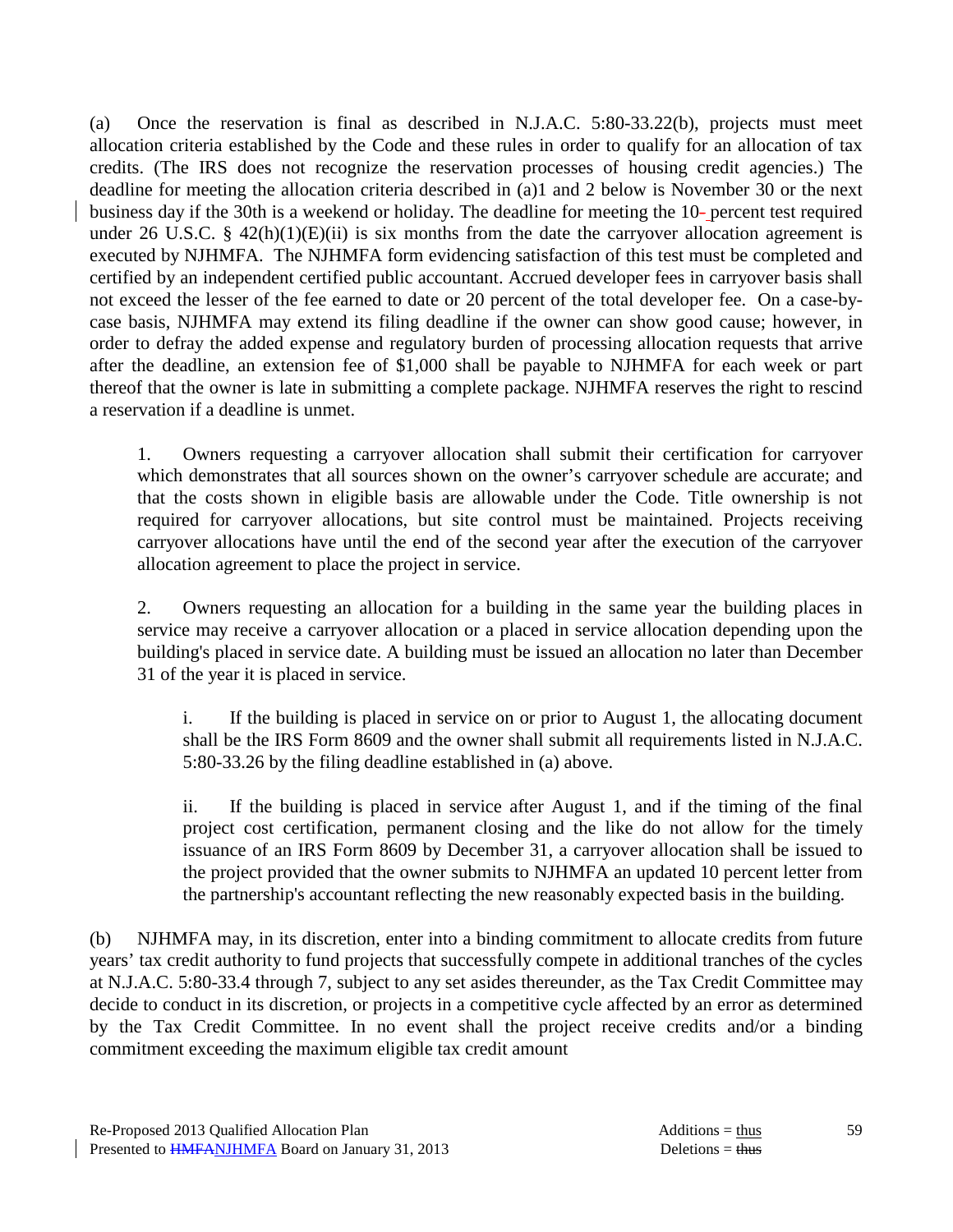(a) Once the reservation is final as described in N.J.A.C. 5:80-33.22(b), projects must meet allocation criteria established by the Code and these rules in order to qualify for an allocation of tax credits. (The IRS does not recognize the reservation processes of housing credit agencies.) The deadline for meeting the allocation criteria described in (a)1 and 2 below is November 30 or the next business day if the 30th is a weekend or holiday. The deadline for meeting the 10- percent test required under 26 U.S.C. § 42(h)(1)(E)(ii) is six months from the date the carryover allocation agreement is executed by NJHMFA. The NJHMFA form evidencing satisfaction of this test must be completed and certified by an independent certified public accountant. Accrued developer fees in carryover basis shall not exceed the lesser of the fee earned to date or 20 percent of the total developer fee. On a case-by-case basis, NJHMFA may extend its filing deadline if the owner can show good cause; however, in order to defray the added expense and regulatory burden of processing allocation requests that arrive after the deadline, an extension fee of $1,000 shall be payable to NJHMFA for each week or part thereof that the owner is late in submitting a complete package. NJHMFA reserves the right to rescind a reservation if a deadline is unmet.

1. Owners requesting a carryover allocation shall submit their certification for carryover which demonstrates that all sources shown on the owner's carryover schedule are accurate; and that the costs shown in eligible basis are allowable under the Code. Title ownership is not required for carryover allocations, but site control must be maintained. Projects receiving carryover allocations have until the end of the second year after the execution of the carryover allocation agreement to place the project in service.

2. Owners requesting an allocation for a building in the same year the building places in service may receive a carryover allocation or a placed in service allocation depending upon the building's placed in service date. A building must be issued an allocation no later than December 31 of the year it is placed in service.

   i. If the building is placed in service on or prior to August 1, the allocating document shall be the IRS Form 8609 and the owner shall submit all requirements listed in N.J.A.C. 5:80-33.26 by the filing deadline established in (a) above.

   ii. If the building is placed in service after August 1, and if the timing of the final project cost certification, permanent closing and the like do not allow for the timely issuance of an IRS Form 8609 by December 31, a carryover allocation shall be issued to the project provided that the owner submits to NJHMFA an updated 10 percent letter from the partnership's accountant reflecting the new reasonably expected basis in the building.

(b) NJHMFA may, in its discretion, enter into a binding commitment to allocate credits from future years' tax credit authority to fund projects that successfully compete in additional tranches of the cycles at N.J.A.C. 5:80-33.4 through 7, subject to any set asides thereunder, as the Tax Credit Committee may decide to conduct in its discretion, or projects in a competitive cycle affected by an error as determined by the Tax Credit Committee. In no event shall the project receive credits and/or a binding commitment exceeding the maximum eligible tax credit amount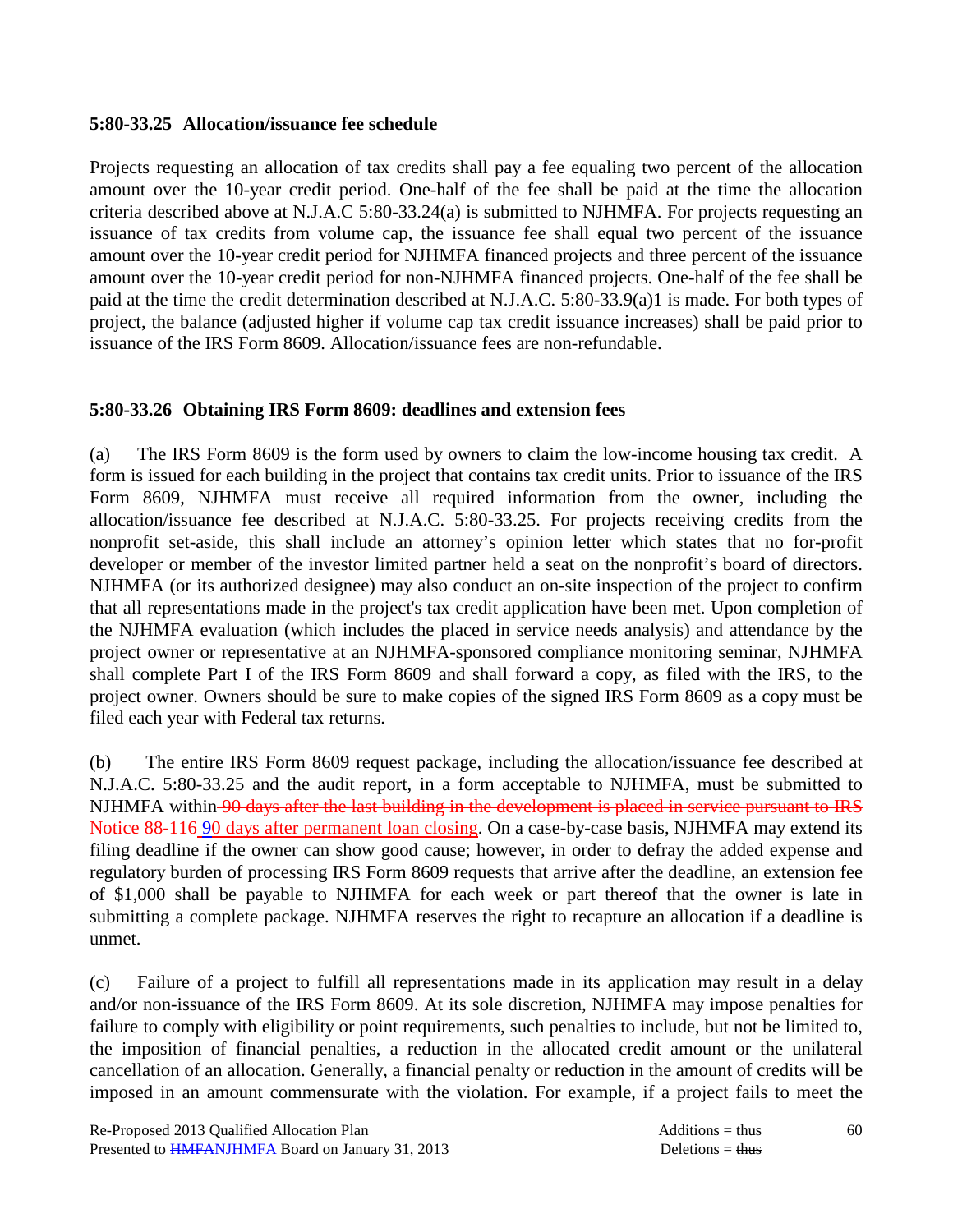### 5:80-33.25 Allocation/issuance fee schedule

Projects requesting an allocation of tax credits shall pay a fee equaling two percent of the allocation amount over the 10-year credit period. One-half of the fee shall be paid at the time the allocation criteria described above at N.J.A.C 5:80-33.24(a) is submitted to NJHMFA. For projects requesting an issuance of tax credits from volume cap, the issuance fee shall equal two percent of the issuance amount over the 10-year credit period for NJHMFA financed projects and three percent of the issuance amount over the 10-year credit period for non-NJHMFA financed projects. One-half of the fee shall be paid at the time the credit determination described at N.J.A.C. 5:80-33.9(a)1 is made. For both types of project, the balance (adjusted higher if volume cap tax credit issuance increases) shall be paid prior to issuance of the IRS Form 8609. Allocation/issuance fees are non-refundable.

### 5:80-33.26 Obtaining IRS Form 8609: deadlines and extension fees

(a) The IRS Form 8609 is the form used by owners to claim the low-income housing tax credit. A form is issued for each building in the project that contains tax credit units. Prior to issuance of the IRS Form 8609, NJHMFA must receive all required information from the owner, including the allocation/issuance fee described at N.J.A.C. 5:80-33.25. For projects receiving credits from the nonprofit set-aside, this shall include an attorney's opinion letter which states that no for-profit developer or member of the investor limited partner held a seat on the nonprofit's board of directors. NJHMFA (or its authorized designee) may also conduct an on-site inspection of the project to confirm that all representations made in the project's tax credit application have been met. Upon completion of the NJHMFA evaluation (which includes the placed in service needs analysis) and attendance by the project owner or representative at an NJHMFA-sponsored compliance monitoring seminar, NJHMFA shall complete Part I of the IRS Form 8609 and shall forward a copy, as filed with the IRS, to the project owner. Owners should be sure to make copies of the signed IRS Form 8609 as a copy must be filed each year with Federal tax returns.

(b) The entire IRS Form 8609 request package, including the allocation/issuance fee described at N.J.A.C. 5:80-33.25 and the audit report, in a form acceptable to NJHMFA, must be submitted to NJHMFA within ~~90 days after the last building in the development is placed in service pursuant to IRS Notice 88-116~~ 90 days after permanent loan closing. On a case-by-case basis, NJHMFA may extend its filing deadline if the owner can show good cause; however, in order to defray the added expense and regulatory burden of processing IRS Form 8609 requests that arrive after the deadline, an extension fee of $1,000 shall be payable to NJHMFA for each week or part thereof that the owner is late in submitting a complete package. NJHMFA reserves the right to recapture an allocation if a deadline is unmet.

(c) Failure of a project to fulfill all representations made in its application may result in a delay and/or non-issuance of the IRS Form 8609. At its sole discretion, NJHMFA may impose penalties for failure to comply with eligibility or point requirements, such penalties to include, but not be limited to, the imposition of financial penalties, a reduction in the allocated credit amount or the unilateral cancellation of an allocation. Generally, a financial penalty or reduction in the amount of credits will be imposed in an amount commensurate with the violation. For example, if a project fails to meet the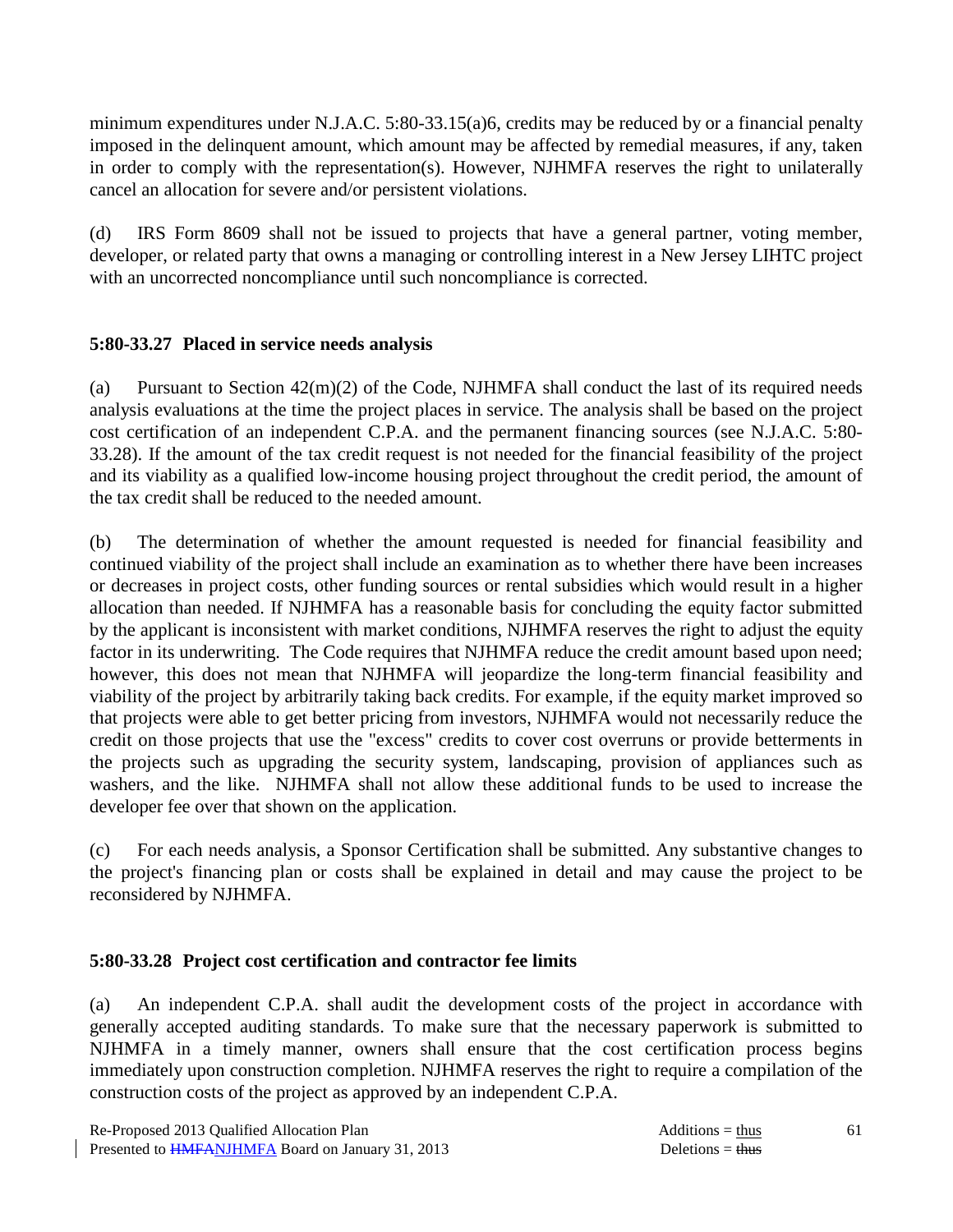minimum expenditures under N.J.A.C. 5:80-33.15(a)6, credits may be reduced by or a financial penalty imposed in the delinquent amount, which amount may be affected by remedial measures, if any, taken in order to comply with the representation(s). However, NJHMFA reserves the right to unilaterally cancel an allocation for severe and/or persistent violations.

(d) IRS Form 8609 shall not be issued to projects that have a general partner, voting member, developer, or related party that owns a managing or controlling interest in a New Jersey LIHTC project with an uncorrected noncompliance until such noncompliance is corrected.

### 5:80-33.27 Placed in service needs analysis

(a) Pursuant to Section 42(m)(2) of the Code, NJHMFA shall conduct the last of its required needs analysis evaluations at the time the project places in service. The analysis shall be based on the project cost certification of an independent C.P.A. and the permanent financing sources (see N.J.A.C. 5:80-33.28). If the amount of the tax credit request is not needed for the financial feasibility of the project and its viability as a qualified low-income housing project throughout the credit period, the amount of the tax credit shall be reduced to the needed amount.

(b) The determination of whether the amount requested is needed for financial feasibility and continued viability of the project shall include an examination as to whether there have been increases or decreases in project costs, other funding sources or rental subsidies which would result in a higher allocation than needed. If NJHMFA has a reasonable basis for concluding the equity factor submitted by the applicant is inconsistent with market conditions, NJHMFA reserves the right to adjust the equity factor in its underwriting. The Code requires that NJHMFA reduce the credit amount based upon need; however, this does not mean that NJHMFA will jeopardize the long-term financial feasibility and viability of the project by arbitrarily taking back credits. For example, if the equity market improved so that projects were able to get better pricing from investors, NJHMFA would not necessarily reduce the credit on those projects that use the "excess" credits to cover cost overruns or provide betterments in the projects such as upgrading the security system, landscaping, provision of appliances such as washers, and the like. NJHMFA shall not allow these additional funds to be used to increase the developer fee over that shown on the application.

(c) For each needs analysis, a Sponsor Certification shall be submitted. Any substantive changes to the project's financing plan or costs shall be explained in detail and may cause the project to be reconsidered by NJHMFA.

### 5:80-33.28 Project cost certification and contractor fee limits

(a) An independent C.P.A. shall audit the development costs of the project in accordance with generally accepted auditing standards. To make sure that the necessary paperwork is submitted to NJHMFA in a timely manner, owners shall ensure that the cost certification process begins immediately upon construction completion. NJHMFA reserves the right to require a compilation of the construction costs of the project as approved by an independent C.P.A.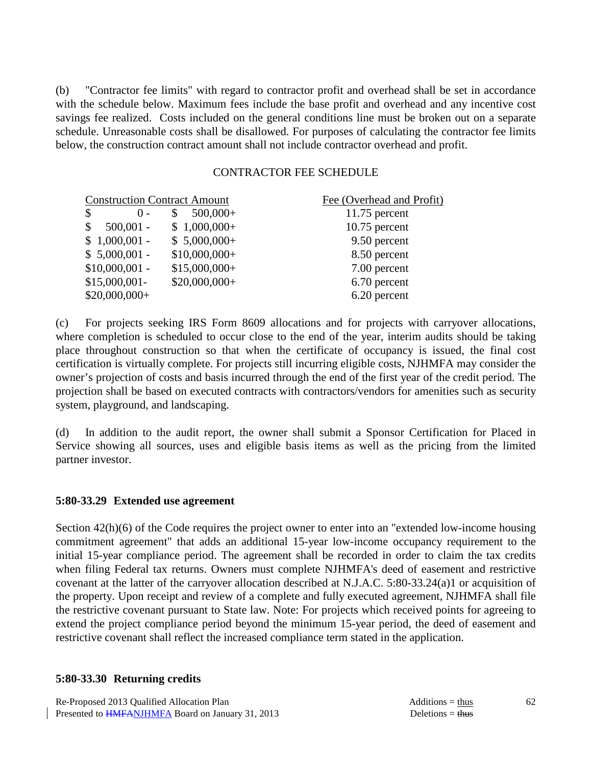(b) "Contractor fee limits" with regard to contractor profit and overhead shall be set in accordance with the schedule below. Maximum fees include the base profit and overhead and any incentive cost savings fee realized. Costs included on the general conditions line must be broken out on a separate schedule. Unreasonable costs shall be disallowed. For purposes of calculating the contractor fee limits below, the construction contract amount shall not include contractor overhead and profit.

CONTRACTOR FEE SCHEDULE

| Construction Contract Amount | | Fee (Overhead and Profit) |
|---|---|---|
| $ 0 - | $ 500,000+ | 11.75 percent |
| $ 500,001 - | $ 1,000,000+ | 10.75 percent |
| $ 1,000,001 - | $ 5,000,000+ | 9.50 percent |
| $ 5,000,001 - | $10,000,000+ | 8.50 percent |
| $10,000,001 - | $15,000,000+ | 7.00 percent |
| $15,000,001- | $20,000,000+ | 6.70 percent |
| $20,000,000+ | | 6.20 percent |

(c) For projects seeking IRS Form 8609 allocations and for projects with carryover allocations, where completion is scheduled to occur close to the end of the year, interim audits should be taking place throughout construction so that when the certificate of occupancy is issued, the final cost certification is virtually complete. For projects still incurring eligible costs, NJHMFA may consider the owner's projection of costs and basis incurred through the end of the first year of the credit period. The projection shall be based on executed contracts with contractors/vendors for amenities such as security system, playground, and landscaping.

(d) In addition to the audit report, the owner shall submit a Sponsor Certification for Placed in Service showing all sources, uses and eligible basis items as well as the pricing from the limited partner investor.

**5:80-33.29 Extended use agreement**

Section 42(h)(6) of the Code requires the project owner to enter into an "extended low-income housing commitment agreement" that adds an additional 15-year low-income occupancy requirement to the initial 15-year compliance period. The agreement shall be recorded in order to claim the tax credits when filing Federal tax returns. Owners must complete NJHMFA's deed of easement and restrictive covenant at the latter of the carryover allocation described at N.J.A.C. 5:80-33.24(a)1 or acquisition of the property. Upon receipt and review of a complete and fully executed agreement, NJHMFA shall file the restrictive covenant pursuant to State law. Note: For projects which received points for agreeing to extend the project compliance period beyond the minimum 15-year period, the deed of easement and restrictive covenant shall reflect the increased compliance term stated in the application.

**5:80-33.30 Returning credits**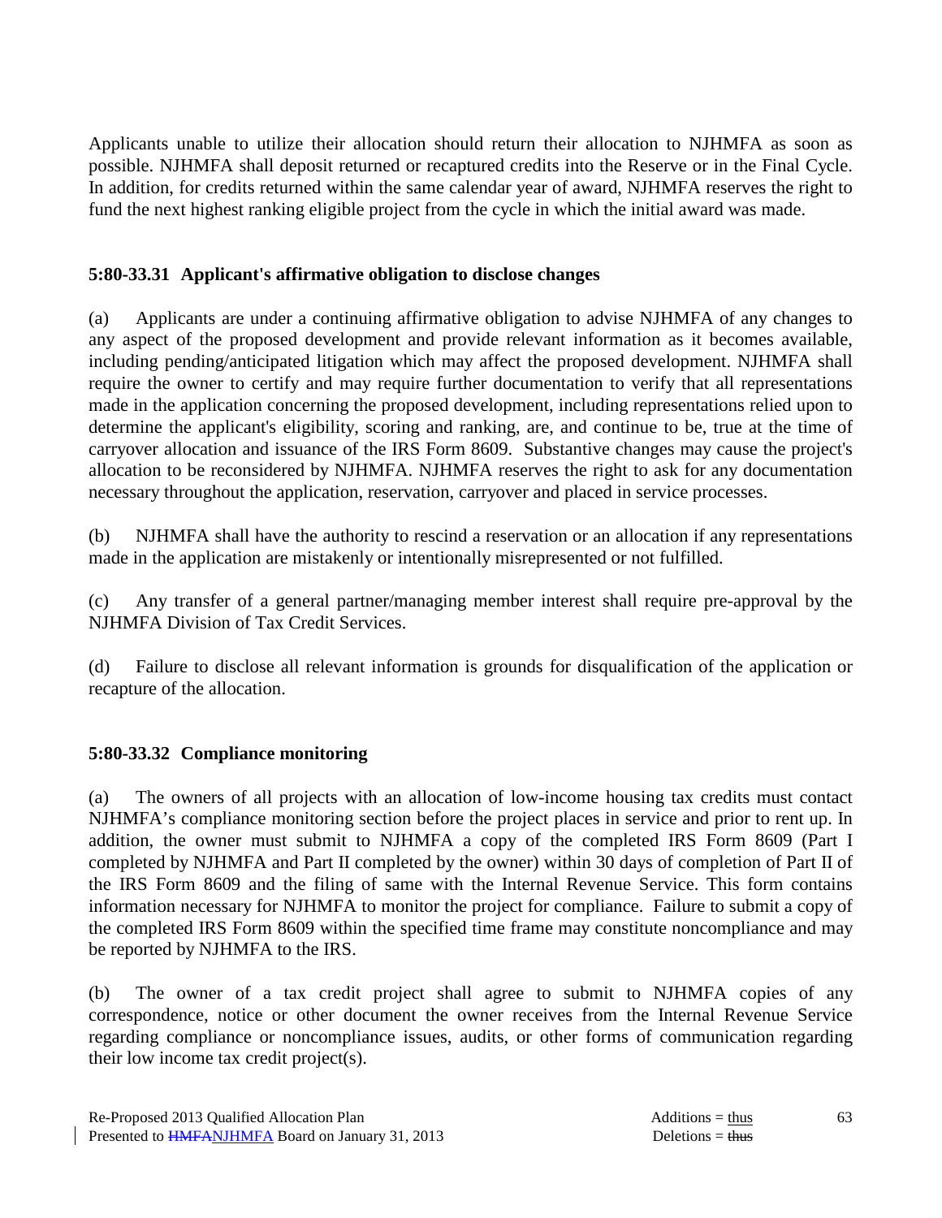Applicants unable to utilize their allocation should return their allocation to NJHMFA as soon as possible. NJHMFA shall deposit returned or recaptured credits into the Reserve or in the Final Cycle. In addition, for credits returned within the same calendar year of award, NJHMFA reserves the right to fund the next highest ranking eligible project from the cycle in which the initial award was made.

### 5:80-33.31 Applicant's affirmative obligation to disclose changes

(a) Applicants are under a continuing affirmative obligation to advise NJHMFA of any changes to any aspect of the proposed development and provide relevant information as it becomes available, including pending/anticipated litigation which may affect the proposed development. NJHMFA shall require the owner to certify and may require further documentation to verify that all representations made in the application concerning the proposed development, including representations relied upon to determine the applicant's eligibility, scoring and ranking, are, and continue to be, true at the time of carryover allocation and issuance of the IRS Form 8609. Substantive changes may cause the project's allocation to be reconsidered by NJHMFA. NJHMFA reserves the right to ask for any documentation necessary throughout the application, reservation, carryover and placed in service processes.

(b) NJHMFA shall have the authority to rescind a reservation or an allocation if any representations made in the application are mistakenly or intentionally misrepresented or not fulfilled.

(c) Any transfer of a general partner/managing member interest shall require pre-approval by the NJHMFA Division of Tax Credit Services.

(d) Failure to disclose all relevant information is grounds for disqualification of the application or recapture of the allocation.

### 5:80-33.32 Compliance monitoring

(a) The owners of all projects with an allocation of low-income housing tax credits must contact NJHMFA's compliance monitoring section before the project places in service and prior to rent up. In addition, the owner must submit to NJHMFA a copy of the completed IRS Form 8609 (Part I completed by NJHMFA and Part II completed by the owner) within 30 days of completion of Part II of the IRS Form 8609 and the filing of same with the Internal Revenue Service. This form contains information necessary for NJHMFA to monitor the project for compliance. Failure to submit a copy of the completed IRS Form 8609 within the specified time frame may constitute noncompliance and may be reported by NJHMFA to the IRS.

(b) The owner of a tax credit project shall agree to submit to NJHMFA copies of any correspondence, notice or other document the owner receives from the Internal Revenue Service regarding compliance or noncompliance issues, audits, or other forms of communication regarding their low income tax credit project(s).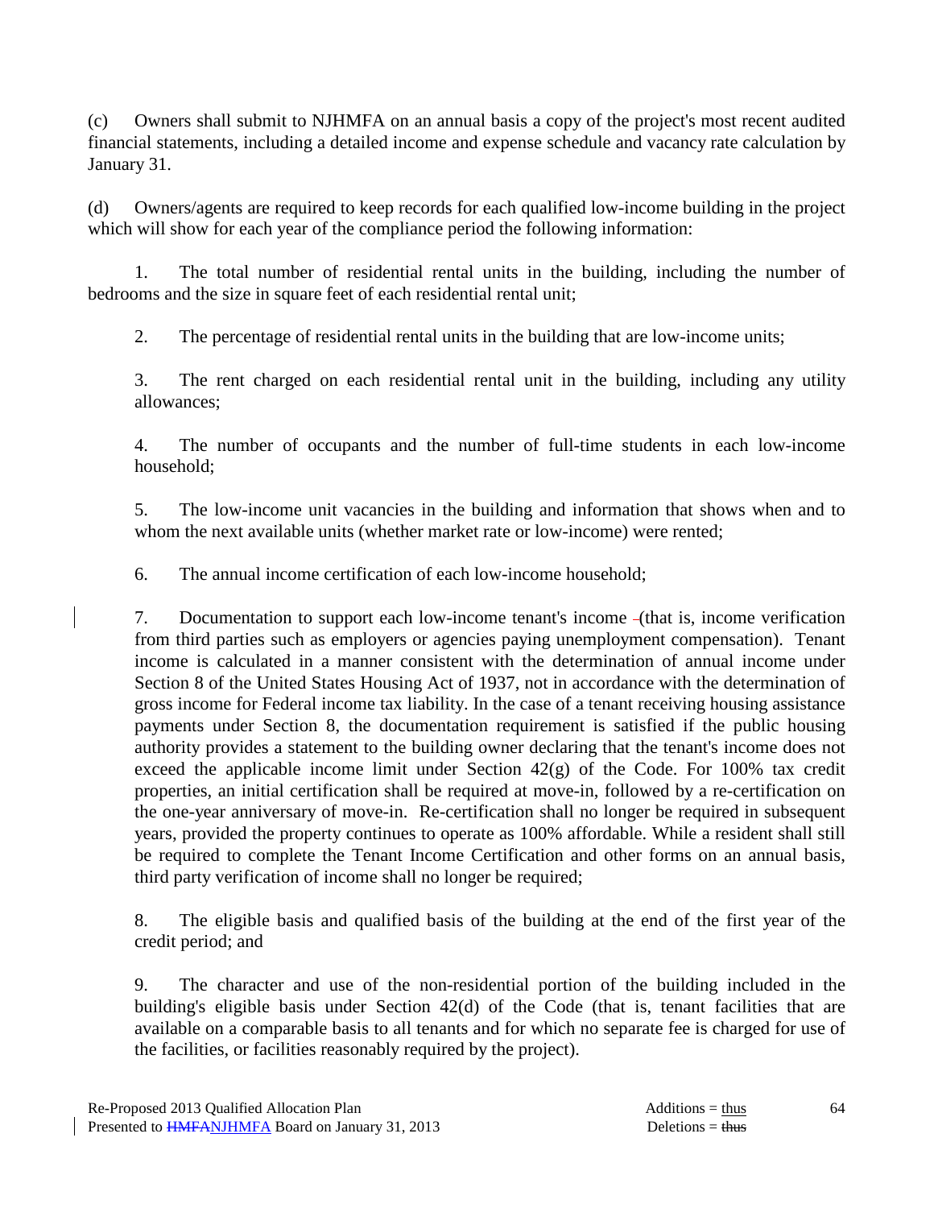(c) Owners shall submit to NJHMFA on an annual basis a copy of the project's most recent audited financial statements, including a detailed income and expense schedule and vacancy rate calculation by January 31.

(d) Owners/agents are required to keep records for each qualified low-income building in the project which will show for each year of the compliance period the following information:

1. The total number of residential rental units in the building, including the number of bedrooms and the size in square feet of each residential rental unit;

2. The percentage of residential rental units in the building that are low-income units;

3. The rent charged on each residential rental unit in the building, including any utility allowances;

4. The number of occupants and the number of full-time students in each low-income household;

5. The low-income unit vacancies in the building and information that shows when and to whom the next available units (whether market rate or low-income) were rented;

6. The annual income certification of each low-income household;

7. Documentation to support each low-income tenant's income (that is, income verification from third parties such as employers or agencies paying unemployment compensation). Tenant income is calculated in a manner consistent with the determination of annual income under Section 8 of the United States Housing Act of 1937, not in accordance with the determination of gross income for Federal income tax liability. In the case of a tenant receiving housing assistance payments under Section 8, the documentation requirement is satisfied if the public housing authority provides a statement to the building owner declaring that the tenant's income does not exceed the applicable income limit under Section 42(g) of the Code. For 100% tax credit properties, an initial certification shall be required at move-in, followed by a re-certification on the one-year anniversary of move-in. Re-certification shall no longer be required in subsequent years, provided the property continues to operate as 100% affordable. While a resident shall still be required to complete the Tenant Income Certification and other forms on an annual basis, third party verification of income shall no longer be required;

8. The eligible basis and qualified basis of the building at the end of the first year of the credit period; and

9. The character and use of the non-residential portion of the building included in the building's eligible basis under Section 42(d) of the Code (that is, tenant facilities that are available on a comparable basis to all tenants and for which no separate fee is charged for use of the facilities, or facilities reasonably required by the project).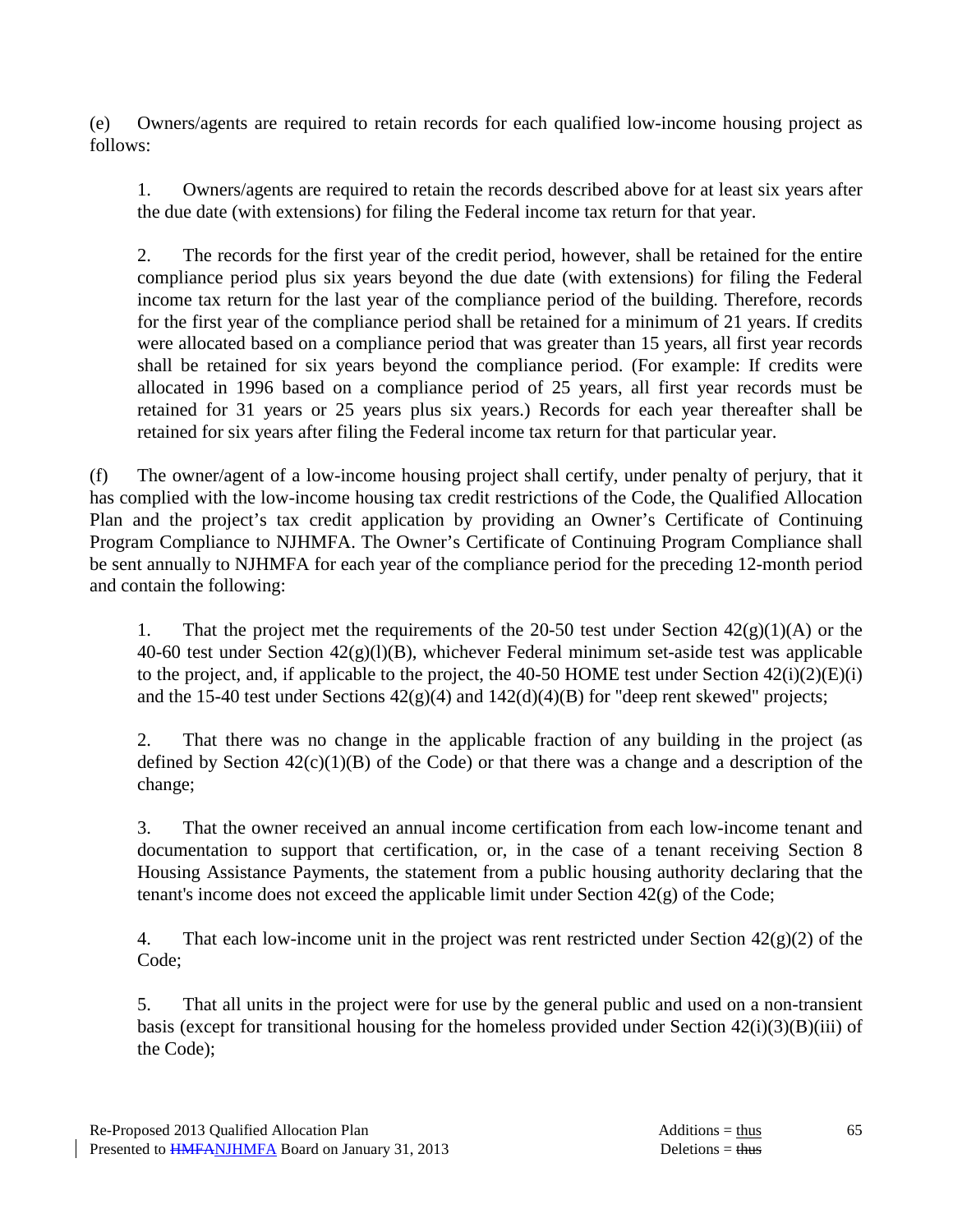(e) Owners/agents are required to retain records for each qualified low-income housing project as follows:

1. Owners/agents are required to retain the records described above for at least six years after the due date (with extensions) for filing the Federal income tax return for that year.

2. The records for the first year of the credit period, however, shall be retained for the entire compliance period plus six years beyond the due date (with extensions) for filing the Federal income tax return for the last year of the compliance period of the building. Therefore, records for the first year of the compliance period shall be retained for a minimum of 21 years. If credits were allocated based on a compliance period that was greater than 15 years, all first year records shall be retained for six years beyond the compliance period. (For example: If credits were allocated in 1996 based on a compliance period of 25 years, all first year records must be retained for 31 years or 25 years plus six years.) Records for each year thereafter shall be retained for six years after filing the Federal income tax return for that particular year.

(f) The owner/agent of a low-income housing project shall certify, under penalty of perjury, that it has complied with the low-income housing tax credit restrictions of the Code, the Qualified Allocation Plan and the project's tax credit application by providing an Owner's Certificate of Continuing Program Compliance to NJHMFA. The Owner's Certificate of Continuing Program Compliance shall be sent annually to NJHMFA for each year of the compliance period for the preceding 12-month period and contain the following:

1. That the project met the requirements of the 20-50 test under Section 42(g)(1)(A) or the 40-60 test under Section 42(g)(l)(B), whichever Federal minimum set-aside test was applicable to the project, and, if applicable to the project, the 40-50 HOME test under Section 42(i)(2)(E)(i) and the 15-40 test under Sections 42(g)(4) and 142(d)(4)(B) for "deep rent skewed" projects;

2. That there was no change in the applicable fraction of any building in the project (as defined by Section 42(c)(1)(B) of the Code) or that there was a change and a description of the change;

3. That the owner received an annual income certification from each low-income tenant and documentation to support that certification, or, in the case of a tenant receiving Section 8 Housing Assistance Payments, the statement from a public housing authority declaring that the tenant's income does not exceed the applicable limit under Section 42(g) of the Code;

4. That each low-income unit in the project was rent restricted under Section 42(g)(2) of the Code;

5. That all units in the project were for use by the general public and used on a non-transient basis (except for transitional housing for the homeless provided under Section 42(i)(3)(B)(iii) of the Code);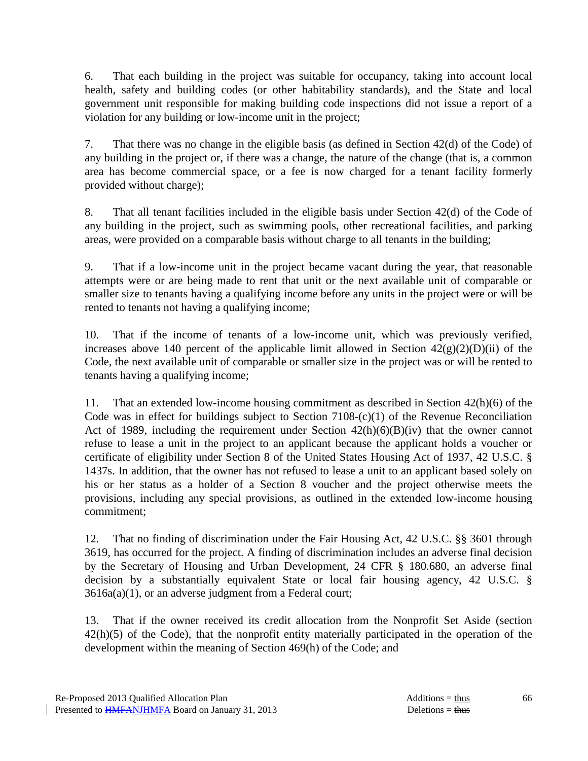6. That each building in the project was suitable for occupancy, taking into account local health, safety and building codes (or other habitability standards), and the State and local government unit responsible for making building code inspections did not issue a report of a violation for any building or low-income unit in the project;

7. That there was no change in the eligible basis (as defined in Section 42(d) of the Code) of any building in the project or, if there was a change, the nature of the change (that is, a common area has become commercial space, or a fee is now charged for a tenant facility formerly provided without charge);

8. That all tenant facilities included in the eligible basis under Section 42(d) of the Code of any building in the project, such as swimming pools, other recreational facilities, and parking areas, were provided on a comparable basis without charge to all tenants in the building;

9. That if a low-income unit in the project became vacant during the year, that reasonable attempts were or are being made to rent that unit or the next available unit of comparable or smaller size to tenants having a qualifying income before any units in the project were or will be rented to tenants not having a qualifying income;

10. That if the income of tenants of a low-income unit, which was previously verified, increases above 140 percent of the applicable limit allowed in Section 42(g)(2)(D)(ii) of the Code, the next available unit of comparable or smaller size in the project was or will be rented to tenants having a qualifying income;

11. That an extended low-income housing commitment as described in Section 42(h)(6) of the Code was in effect for buildings subject to Section 7108-(c)(1) of the Revenue Reconciliation Act of 1989, including the requirement under Section 42(h)(6)(B)(iv) that the owner cannot refuse to lease a unit in the project to an applicant because the applicant holds a voucher or certificate of eligibility under Section 8 of the United States Housing Act of 1937, 42 U.S.C. § 1437s. In addition, that the owner has not refused to lease a unit to an applicant based solely on his or her status as a holder of a Section 8 voucher and the project otherwise meets the provisions, including any special provisions, as outlined in the extended low-income housing commitment;

12. That no finding of discrimination under the Fair Housing Act, 42 U.S.C. §§ 3601 through 3619, has occurred for the project. A finding of discrimination includes an adverse final decision by the Secretary of Housing and Urban Development, 24 CFR § 180.680, an adverse final decision by a substantially equivalent State or local fair housing agency, 42 U.S.C. § 3616a(a)(1), or an adverse judgment from a Federal court;

13. That if the owner received its credit allocation from the Nonprofit Set Aside (section 42(h)(5) of the Code), that the nonprofit entity materially participated in the operation of the development within the meaning of Section 469(h) of the Code; and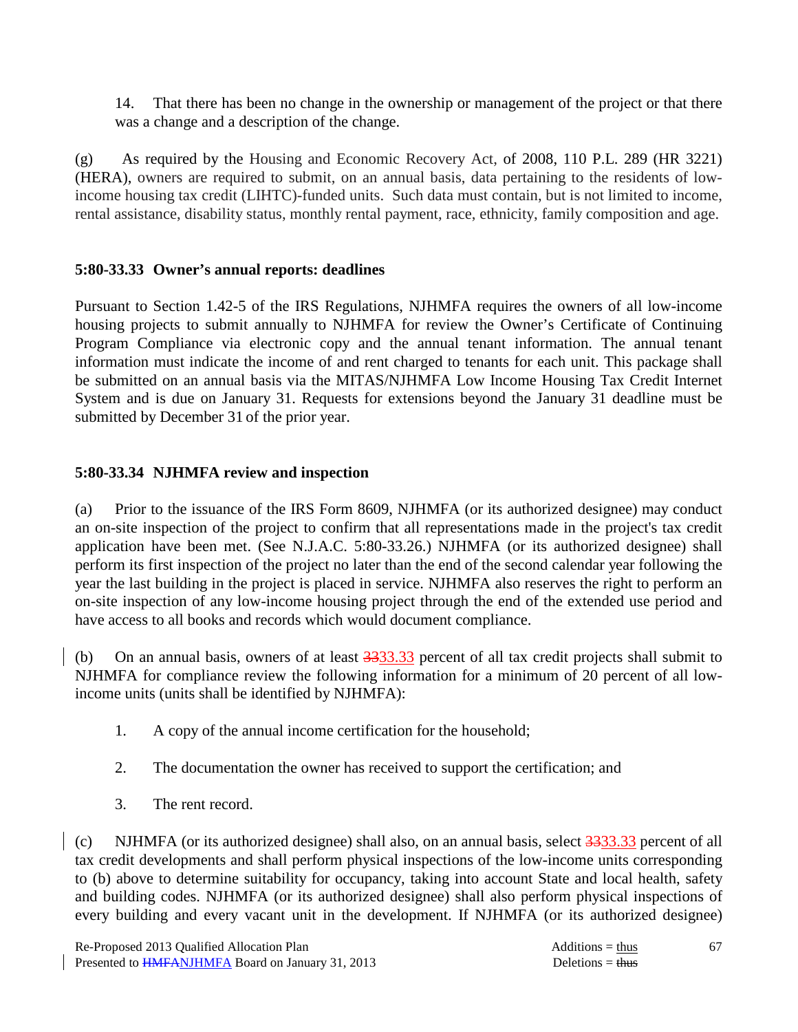14. That there has been no change in the ownership or management of the project or that there was a change and a description of the change.

(g) As required by the Housing and Economic Recovery Act, of 2008, 110 P.L. 289 (HR 3221) (HERA), owners are required to submit, on an annual basis, data pertaining to the residents of low-income housing tax credit (LIHTC)-funded units. Such data must contain, but is not limited to income, rental assistance, disability status, monthly rental payment, race, ethnicity, family composition and age.

### 5:80-33.33 Owner's annual reports: deadlines

Pursuant to Section 1.42-5 of the IRS Regulations, NJHMFA requires the owners of all low-income housing projects to submit annually to NJHMFA for review the Owner's Certificate of Continuing Program Compliance via electronic copy and the annual tenant information. The annual tenant information must indicate the income of and rent charged to tenants for each unit. This package shall be submitted on an annual basis via the MITAS/NJHMFA Low Income Housing Tax Credit Internet System and is due on January 31. Requests for extensions beyond the January 31 deadline must be submitted by December 31 of the prior year.

### 5:80-33.34 NJHMFA review and inspection

(a) Prior to the issuance of the IRS Form 8609, NJHMFA (or its authorized designee) may conduct an on-site inspection of the project to confirm that all representations made in the project's tax credit application have been met. (See N.J.A.C. 5:80-33.26.) NJHMFA (or its authorized designee) shall perform its first inspection of the project no later than the end of the second calendar year following the year the last building in the project is placed in service. NJHMFA also reserves the right to perform an on-site inspection of any low-income housing project through the end of the extended use period and have access to all books and records which would document compliance.

(b) On an annual basis, owners of at least ~~33~~33.33 percent of all tax credit projects shall submit to NJHMFA for compliance review the following information for a minimum of 20 percent of all low-income units (units shall be identified by NJHMFA):

1. A copy of the annual income certification for the household;

2. The documentation the owner has received to support the certification; and

3. The rent record.

(c) NJHMFA (or its authorized designee) shall also, on an annual basis, select ~~33~~33.33 percent of all tax credit developments and shall perform physical inspections of the low-income units corresponding to (b) above to determine suitability for occupancy, taking into account State and local health, safety and building codes. NJHMFA (or its authorized designee) shall also perform physical inspections of every building and every vacant unit in the development. If NJHMFA (or its authorized designee)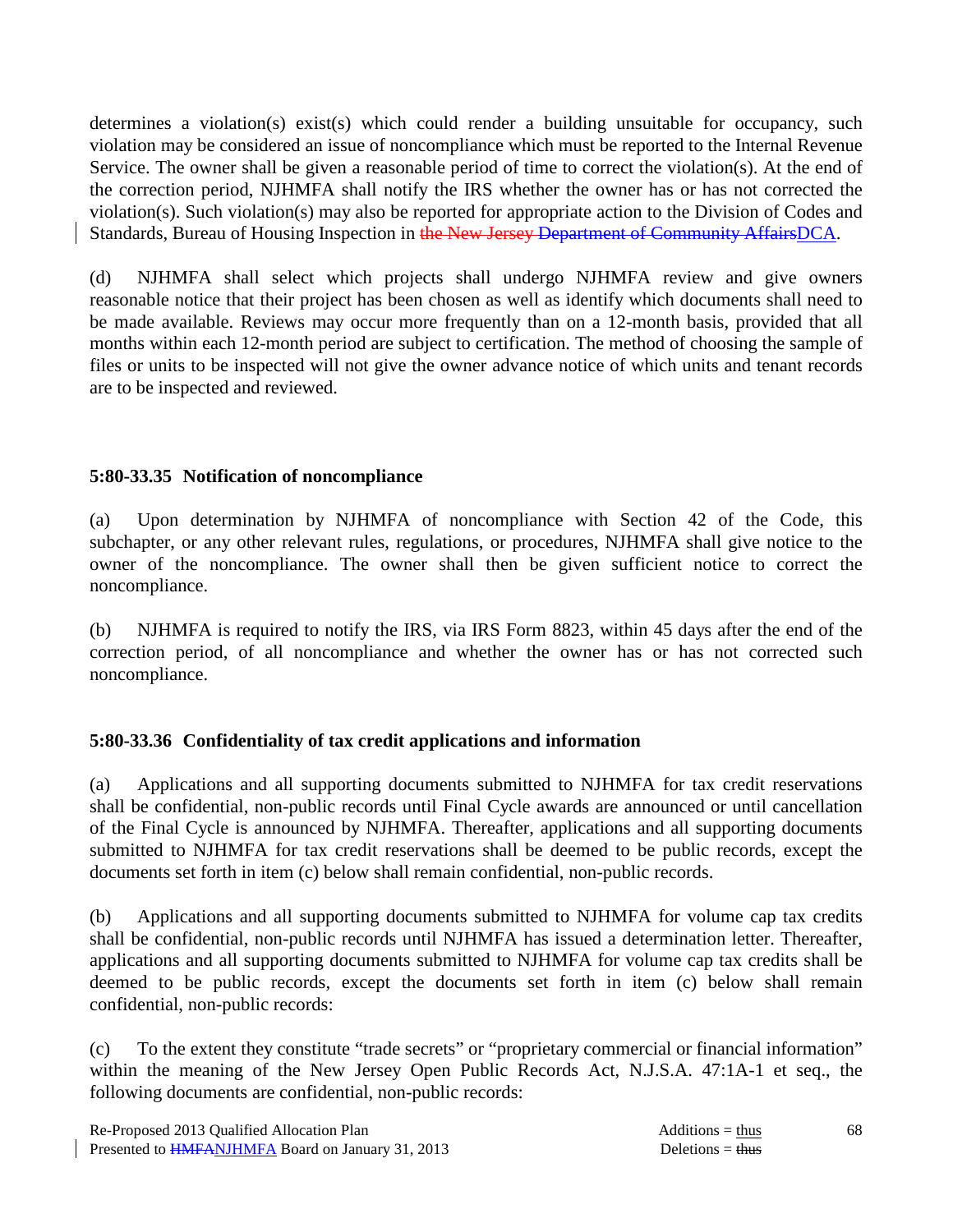determines a violation(s) exist(s) which could render a building unsuitable for occupancy, such violation may be considered an issue of noncompliance which must be reported to the Internal Revenue Service. The owner shall be given a reasonable period of time to correct the violation(s). At the end of the correction period, NJHMFA shall notify the IRS whether the owner has or has not corrected the violation(s). Such violation(s) may also be reported for appropriate action to the Division of Codes and Standards, Bureau of Housing Inspection in ~~the New Jersey Department of Community Affairs~~DCA.

(d) NJHMFA shall select which projects shall undergo NJHMFA review and give owners reasonable notice that their project has been chosen as well as identify which documents shall need to be made available. Reviews may occur more frequently than on a 12-month basis, provided that all months within each 12-month period are subject to certification. The method of choosing the sample of files or units to be inspected will not give the owner advance notice of which units and tenant records are to be inspected and reviewed.

### 5:80-33.35 Notification of noncompliance

(a) Upon determination by NJHMFA of noncompliance with Section 42 of the Code, this subchapter, or any other relevant rules, regulations, or procedures, NJHMFA shall give notice to the owner of the noncompliance. The owner shall then be given sufficient notice to correct the noncompliance.

(b) NJHMFA is required to notify the IRS, via IRS Form 8823, within 45 days after the end of the correction period, of all noncompliance and whether the owner has or has not corrected such noncompliance.

### 5:80-33.36 Confidentiality of tax credit applications and information

(a) Applications and all supporting documents submitted to NJHMFA for tax credit reservations shall be confidential, non-public records until Final Cycle awards are announced or until cancellation of the Final Cycle is announced by NJHMFA. Thereafter, applications and all supporting documents submitted to NJHMFA for tax credit reservations shall be deemed to be public records, except the documents set forth in item (c) below shall remain confidential, non-public records.

(b) Applications and all supporting documents submitted to NJHMFA for volume cap tax credits shall be confidential, non-public records until NJHMFA has issued a determination letter. Thereafter, applications and all supporting documents submitted to NJHMFA for volume cap tax credits shall be deemed to be public records, except the documents set forth in item (c) below shall remain confidential, non-public records:

(c) To the extent they constitute "trade secrets" or "proprietary commercial or financial information" within the meaning of the New Jersey Open Public Records Act, N.J.S.A. 47:1A-1 et seq., the following documents are confidential, non-public records: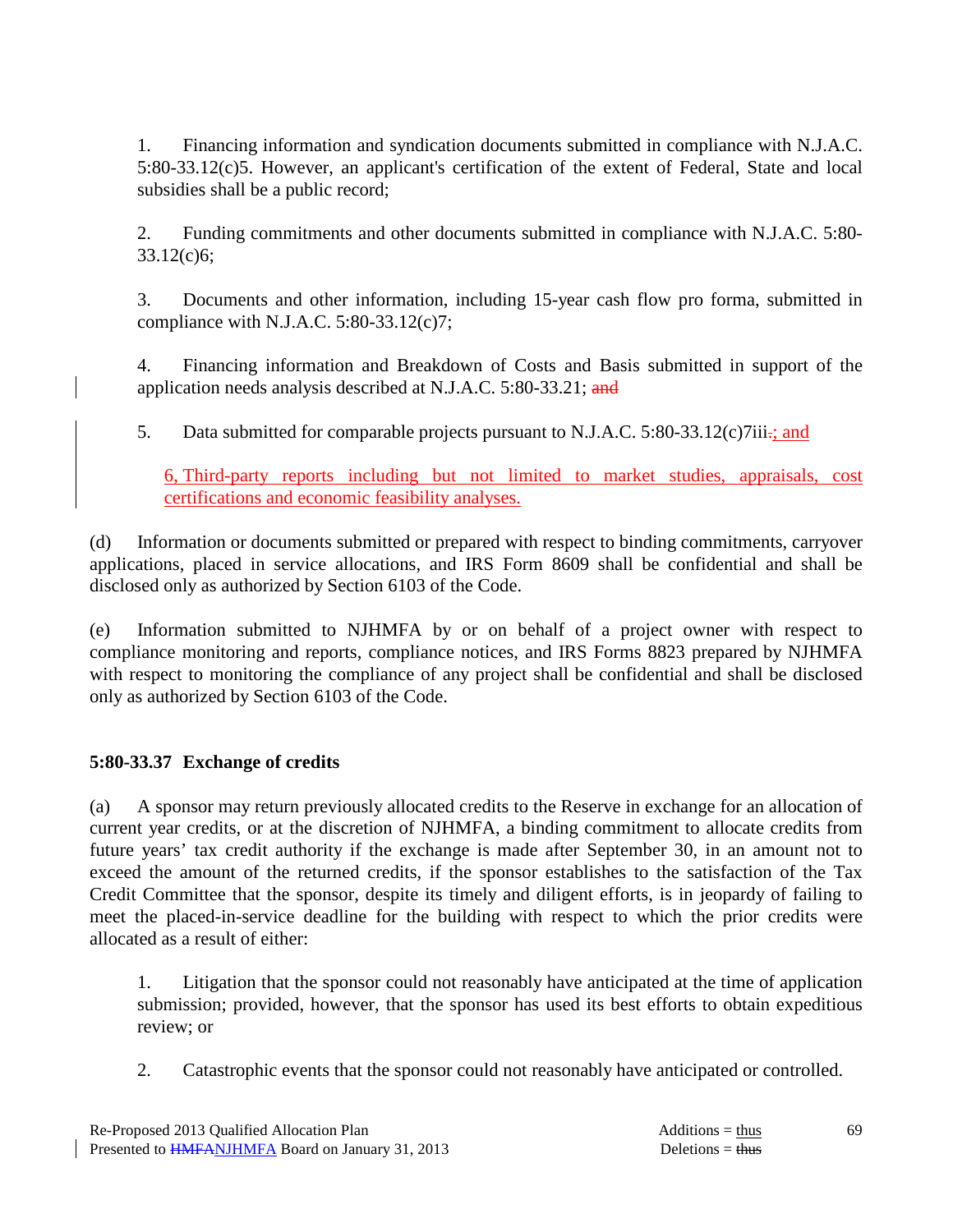1. Financing information and syndication documents submitted in compliance with N.J.A.C. 5:80-33.12(c)5. However, an applicant's certification of the extent of Federal, State and local subsidies shall be a public record;

2. Funding commitments and other documents submitted in compliance with N.J.A.C. 5:80-33.12(c)6;

3. Documents and other information, including 15-year cash flow pro forma, submitted in compliance with N.J.A.C. 5:80-33.12(c)7;

4. Financing information and Breakdown of Costs and Basis submitted in support of the application needs analysis described at N.J.A.C. 5:80-33.21; ~~and~~

5. Data submitted for comparable projects pursuant to N.J.A.C. 5:80-33.12(c)7iii~~.~~<u>; and</u>

<u>6, Third-party reports including but not limited to market studies, appraisals, cost certifications and economic feasibility analyses.</u>

(d) Information or documents submitted or prepared with respect to binding commitments, carryover applications, placed in service allocations, and IRS Form 8609 shall be confidential and shall be disclosed only as authorized by Section 6103 of the Code.

(e) Information submitted to NJHMFA by or on behalf of a project owner with respect to compliance monitoring and reports, compliance notices, and IRS Forms 8823 prepared by NJHMFA with respect to monitoring the compliance of any project shall be confidential and shall be disclosed only as authorized by Section 6103 of the Code.

### 5:80-33.37 Exchange of credits

(a) A sponsor may return previously allocated credits to the Reserve in exchange for an allocation of current year credits, or at the discretion of NJHMFA, a binding commitment to allocate credits from future years' tax credit authority if the exchange is made after September 30, in an amount not to exceed the amount of the returned credits, if the sponsor establishes to the satisfaction of the Tax Credit Committee that the sponsor, despite its timely and diligent efforts, is in jeopardy of failing to meet the placed-in-service deadline for the building with respect to which the prior credits were allocated as a result of either:

1. Litigation that the sponsor could not reasonably have anticipated at the time of application submission; provided, however, that the sponsor has used its best efforts to obtain expeditious review; or

2. Catastrophic events that the sponsor could not reasonably have anticipated or controlled.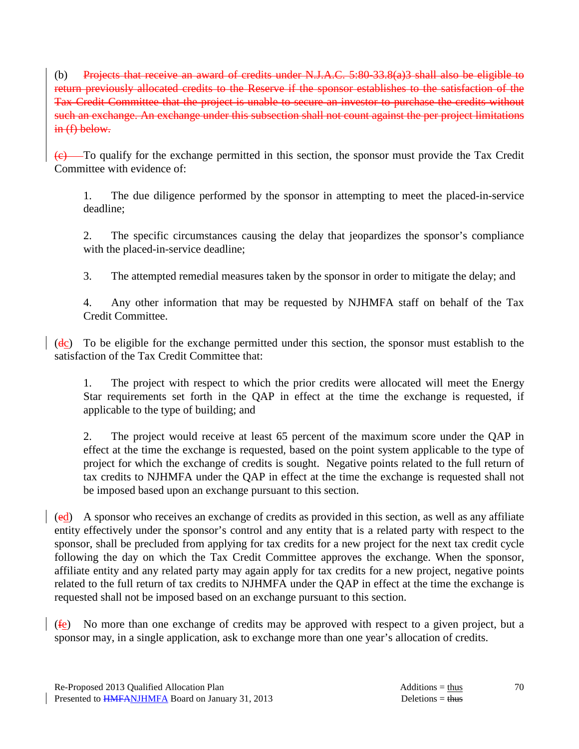(b) ~~Projects that receive an award of credits under N.J.A.C. 5:80-33.8(a)3 shall also be eligible to return previously allocated credits to the Reserve if the sponsor establishes to the satisfaction of the Tax Credit Committee that the project is unable to secure an investor to purchase the credits without such an exchange. An exchange under this subsection shall not count against the per project limitations in (f) below.~~

~~(c)~~ To qualify for the exchange permitted in this section, the sponsor must provide the Tax Credit Committee with evidence of:

1. The due diligence performed by the sponsor in attempting to meet the placed-in-service deadline;

2. The specific circumstances causing the delay that jeopardizes the sponsor's compliance with the placed-in-service deadline;

3. The attempted remedial measures taken by the sponsor in order to mitigate the delay; and

4. Any other information that may be requested by NJHMFA staff on behalf of the Tax Credit Committee.

(~~d~~<u>c</u>) To be eligible for the exchange permitted under this section, the sponsor must establish to the satisfaction of the Tax Credit Committee that:

1. The project with respect to which the prior credits were allocated will meet the Energy Star requirements set forth in the QAP in effect at the time the exchange is requested, if applicable to the type of building; and

2. The project would receive at least 65 percent of the maximum score under the QAP in effect at the time the exchange is requested, based on the point system applicable to the type of project for which the exchange of credits is sought. Negative points related to the full return of tax credits to NJHMFA under the QAP in effect at the time the exchange is requested shall not be imposed based upon an exchange pursuant to this section.

(~~e~~<u>d</u>) A sponsor who receives an exchange of credits as provided in this section, as well as any affiliate entity effectively under the sponsor's control and any entity that is a related party with respect to the sponsor, shall be precluded from applying for tax credits for a new project for the next tax credit cycle following the day on which the Tax Credit Committee approves the exchange. When the sponsor, affiliate entity and any related party may again apply for tax credits for a new project, negative points related to the full return of tax credits to NJHMFA under the QAP in effect at the time the exchange is requested shall not be imposed based on an exchange pursuant to this section.

(~~f~~<u>e</u>) No more than one exchange of credits may be approved with respect to a given project, but a sponsor may, in a single application, ask to exchange more than one year's allocation of credits.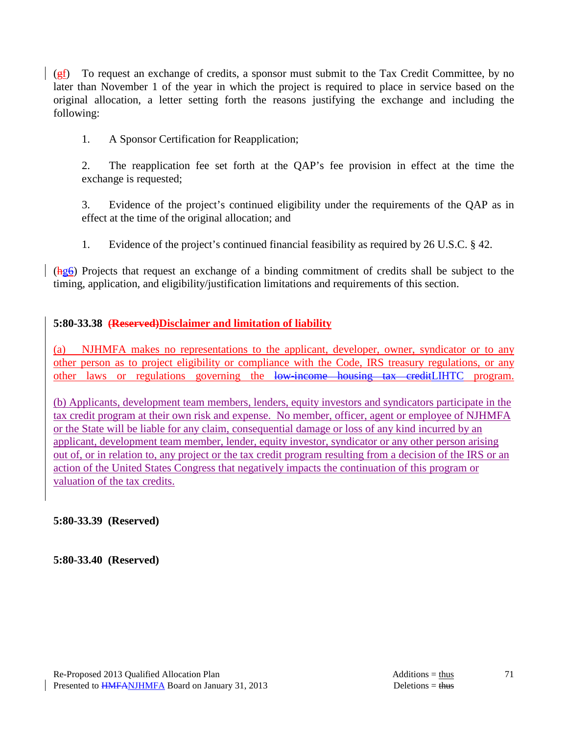(~~g~~f) To request an exchange of credits, a sponsor must submit to the Tax Credit Committee, by no later than November 1 of the year in which the project is required to place in service based on the original allocation, a letter setting forth the reasons justifying the exchange and including the following:

1. A Sponsor Certification for Reapplication;

2. The reapplication fee set forth at the QAP's fee provision in effect at the time the exchange is requested;

3. Evidence of the project's continued eligibility under the requirements of the QAP as in effect at the time of the original allocation; and

1. Evidence of the project's continued financial feasibility as required by 26 U.S.C. § 42.

(~~h~~g~~6~~) Projects that request an exchange of a binding commitment of credits shall be subject to the timing, application, and eligibility/justification limitations and requirements of this section.

**5:80-33.38 ~~(Reserved)~~Disclaimer and limitation of liability**

(a) NJHMFA makes no representations to the applicant, developer, owner, syndicator or to any other person as to project eligibility or compliance with the Code, IRS treasury regulations, or any other laws or regulations governing the ~~low-income housing tax credit~~LIHTC program.

(b) Applicants, development team members, lenders, equity investors and syndicators participate in the tax credit program at their own risk and expense. No member, officer, agent or employee of NJHMFA or the State will be liable for any claim, consequential damage or loss of any kind incurred by an applicant, development team member, lender, equity investor, syndicator or any other person arising out of, or in relation to, any project or the tax credit program resulting from a decision of the IRS or an action of the United States Congress that negatively impacts the continuation of this program or valuation of the tax credits.

**5:80-33.39 (Reserved)**

**5:80-33.40 (Reserved)**